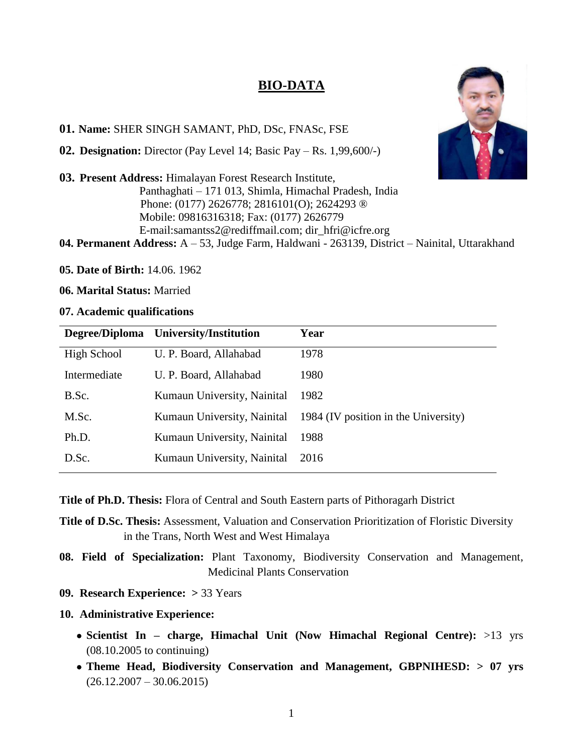# BIO-DATA

**01. Name:** SHER SINGH SAMANT, PhD, DSc, FNASc, FSE

**02. Designation:** Director (Pay Level 14; Basic Pay – Rs. 1,99,600/-)

**03. Present Address:** Himalayan Forest Research Institute,
Panthaghati – 171 013, Shimla, Himachal Pradesh, India
Phone: (0177) 2626778; 2816101(O); 2624293 ®
Mobile: 09816316318; Fax: (0177) 2626779
E-mail:samantss2@rediffmail.com; dir_hfri@icfre.org

**04. Permanent Address:** A – 53, Judge Farm, Haldwani - 263139, District – Nainital, Uttarakhand

**05. Date of Birth:** 14.06. 1962

**06. Marital Status:** Married

**07. Academic qualifications**

| Degree/Diploma | University/Institution | Year |
|---|---|---|
| High School | U. P. Board, Allahabad | 1978 |
| Intermediate | U. P. Board, Allahabad | 1980 |
| B.Sc. | Kumaun University, Nainital | 1982 |
| M.Sc. | Kumaun University, Nainital | 1984 (IV position in the University) |
| Ph.D. | Kumaun University, Nainital | 1988 |
| D.Sc. | Kumaun University, Nainital | 2016 |

**Title of Ph.D. Thesis:** Flora of Central and South Eastern parts of Pithoragarh District

**Title of D.Sc. Thesis:** Assessment, Valuation and Conservation Prioritization of Floristic Diversity in the Trans, North West and West Himalaya

**08. Field of Specialization:** Plant Taxonomy, Biodiversity Conservation and Management, Medicinal Plants Conservation

**09. Research Experience: >** 33 Years

**10. Administrative Experience:**

- **Scientist In – charge, Himachal Unit (Now Himachal Regional Centre):** >13 yrs (08.10.2005 to continuing)
- **Theme Head, Biodiversity Conservation and Management, GBPNIHESD: > 07 yrs** (26.12.2007 – 30.06.2015)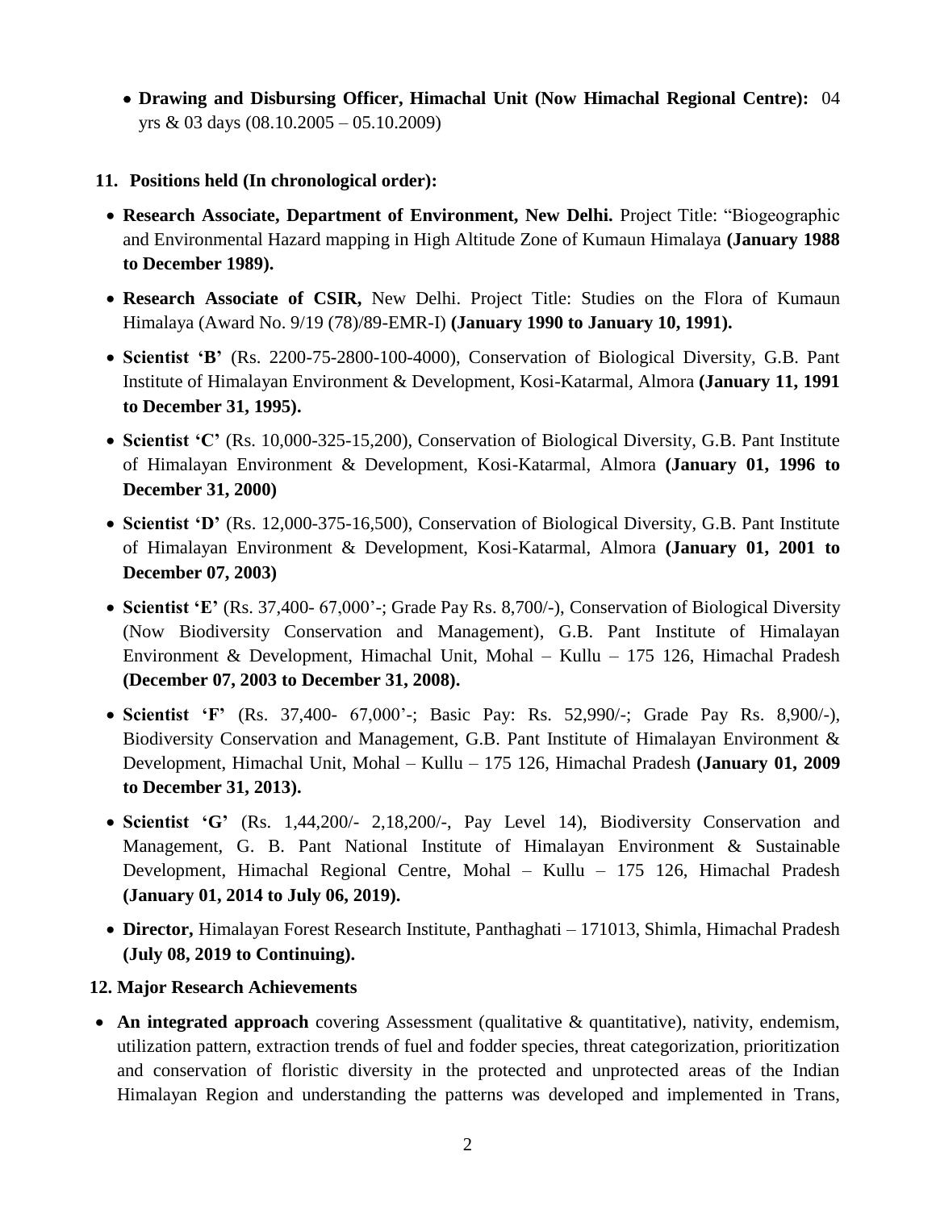- **Drawing and Disbursing Officer, Himachal Unit (Now Himachal Regional Centre):** 04 yrs & 03 days (08.10.2005 – 05.10.2009)

## 11. Positions held (In chronological order):

- **Research Associate, Department of Environment, New Delhi.** Project Title: "Biogeographic and Environmental Hazard mapping in High Altitude Zone of Kumaun Himalaya **(January 1988 to December 1989).**
- **Research Associate of CSIR,** New Delhi. Project Title: Studies on the Flora of Kumaun Himalaya (Award No. 9/19 (78)/89-EMR-I) **(January 1990 to January 10, 1991).**
- **Scientist 'B'** (Rs. 2200-75-2800-100-4000), Conservation of Biological Diversity, G.B. Pant Institute of Himalayan Environment & Development, Kosi-Katarmal, Almora **(January 11, 1991 to December 31, 1995).**
- **Scientist 'C'** (Rs. 10,000-325-15,200), Conservation of Biological Diversity, G.B. Pant Institute of Himalayan Environment & Development, Kosi-Katarmal, Almora **(January 01, 1996 to December 31, 2000)**
- **Scientist 'D'** (Rs. 12,000-375-16,500), Conservation of Biological Diversity, G.B. Pant Institute of Himalayan Environment & Development, Kosi-Katarmal, Almora **(January 01, 2001 to December 07, 2003)**
- **Scientist 'E'** (Rs. 37,400- 67,000'-; Grade Pay Rs. 8,700/-), Conservation of Biological Diversity (Now Biodiversity Conservation and Management), G.B. Pant Institute of Himalayan Environment & Development, Himachal Unit, Mohal – Kullu – 175 126, Himachal Pradesh **(December 07, 2003 to December 31, 2008).**
- **Scientist 'F'** (Rs. 37,400- 67,000'-; Basic Pay: Rs. 52,990/-; Grade Pay Rs. 8,900/-), Biodiversity Conservation and Management, G.B. Pant Institute of Himalayan Environment & Development, Himachal Unit, Mohal – Kullu – 175 126, Himachal Pradesh **(January 01, 2009 to December 31, 2013).**
- **Scientist 'G'** (Rs. 1,44,200/- 2,18,200/-, Pay Level 14), Biodiversity Conservation and Management, G. B. Pant National Institute of Himalayan Environment & Sustainable Development, Himachal Regional Centre, Mohal – Kullu – 175 126, Himachal Pradesh **(January 01, 2014 to July 06, 2019).**
- **Director,** Himalayan Forest Research Institute, Panthaghati – 171013, Shimla, Himachal Pradesh **(July 08, 2019 to Continuing).**

## 12. Major Research Achievements

- **An integrated approach** covering Assessment (qualitative & quantitative), nativity, endemism, utilization pattern, extraction trends of fuel and fodder species, threat categorization, prioritization and conservation of floristic diversity in the protected and unprotected areas of the Indian Himalayan Region and understanding the patterns was developed and implemented in Trans,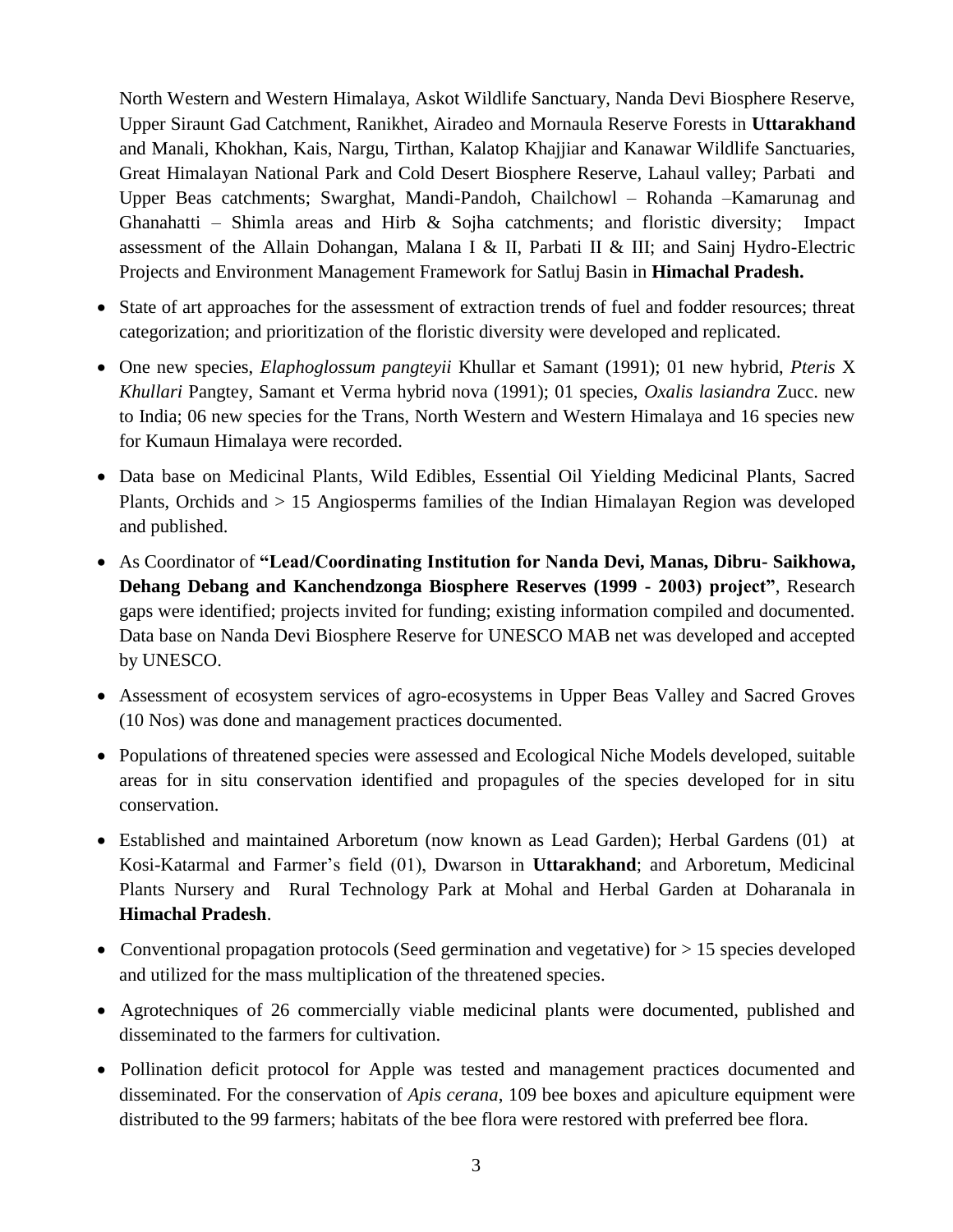North Western and Western Himalaya, Askot Wildlife Sanctuary, Nanda Devi Biosphere Reserve, Upper Siraunt Gad Catchment, Ranikhet, Airadeo and Mornaula Reserve Forests in **Uttarakhand** and Manali, Khokhan, Kais, Nargu, Tirthan, Kalatop Khajjiar and Kanawar Wildlife Sanctuaries, Great Himalayan National Park and Cold Desert Biosphere Reserve, Lahaul valley; Parbati and Upper Beas catchments; Swarghat, Mandi-Pandoh, Chailchowl – Rohanda –Kamarunag and Ghanahatti – Shimla areas and Hirb & Sojha catchments; and floristic diversity; Impact assessment of the Allain Dohangan, Malana I & II, Parbati II & III; and Sainj Hydro-Electric Projects and Environment Management Framework for Satluj Basin in **Himachal Pradesh.**

- State of art approaches for the assessment of extraction trends of fuel and fodder resources; threat categorization; and prioritization of the floristic diversity were developed and replicated.
- One new species, *Elaphoglossum pangteyii* Khullar et Samant (1991); 01 new hybrid, *Pteris* X *Khullari* Pangtey, Samant et Verma hybrid nova (1991); 01 species, *Oxalis lasiandra* Zucc. new to India; 06 new species for the Trans, North Western and Western Himalaya and 16 species new for Kumaun Himalaya were recorded.
- Data base on Medicinal Plants, Wild Edibles, Essential Oil Yielding Medicinal Plants, Sacred Plants, Orchids and > 15 Angiosperms families of the Indian Himalayan Region was developed and published.
- As Coordinator of **"Lead/Coordinating Institution for Nanda Devi, Manas, Dibru- Saikhowa, Dehang Debang and Kanchendzonga Biosphere Reserves (1999 - 2003) project"**, Research gaps were identified; projects invited for funding; existing information compiled and documented. Data base on Nanda Devi Biosphere Reserve for UNESCO MAB net was developed and accepted by UNESCO.
- Assessment of ecosystem services of agro-ecosystems in Upper Beas Valley and Sacred Groves (10 Nos) was done and management practices documented.
- Populations of threatened species were assessed and Ecological Niche Models developed, suitable areas for in situ conservation identified and propagules of the species developed for in situ conservation.
- Established and maintained Arboretum (now known as Lead Garden); Herbal Gardens (01) at Kosi-Katarmal and Farmer's field (01), Dwarson in **Uttarakhand**; and Arboretum, Medicinal Plants Nursery and Rural Technology Park at Mohal and Herbal Garden at Doharanala in **Himachal Pradesh**.
- Conventional propagation protocols (Seed germination and vegetative) for > 15 species developed and utilized for the mass multiplication of the threatened species.
- Agrotechniques of 26 commercially viable medicinal plants were documented, published and disseminated to the farmers for cultivation.
- Pollination deficit protocol for Apple was tested and management practices documented and disseminated. For the conservation of *Apis cerana*, 109 bee boxes and apiculture equipment were distributed to the 99 farmers; habitats of the bee flora were restored with preferred bee flora.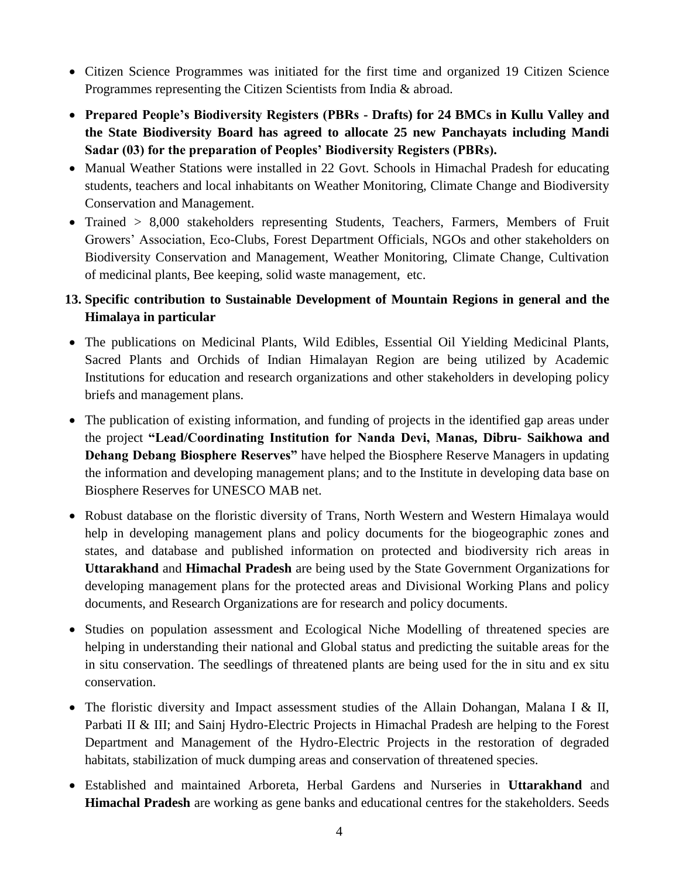- Citizen Science Programmes was initiated for the first time and organized 19 Citizen Science Programmes representing the Citizen Scientists from India & abroad.
- **Prepared People's Biodiversity Registers (PBRs - Drafts) for 24 BMCs in Kullu Valley and the State Biodiversity Board has agreed to allocate 25 new Panchayats including Mandi Sadar (03) for the preparation of Peoples' Biodiversity Registers (PBRs).**
- Manual Weather Stations were installed in 22 Govt. Schools in Himachal Pradesh for educating students, teachers and local inhabitants on Weather Monitoring, Climate Change and Biodiversity Conservation and Management.
- Trained > 8,000 stakeholders representing Students, Teachers, Farmers, Members of Fruit Growers' Association, Eco-Clubs, Forest Department Officials, NGOs and other stakeholders on Biodiversity Conservation and Management, Weather Monitoring, Climate Change, Cultivation of medicinal plants, Bee keeping, solid waste management, etc.

**13. Specific contribution to Sustainable Development of Mountain Regions in general and the Himalaya in particular**

- The publications on Medicinal Plants, Wild Edibles, Essential Oil Yielding Medicinal Plants, Sacred Plants and Orchids of Indian Himalayan Region are being utilized by Academic Institutions for education and research organizations and other stakeholders in developing policy briefs and management plans.
- The publication of existing information, and funding of projects in the identified gap areas under the project **"Lead/Coordinating Institution for Nanda Devi, Manas, Dibru- Saikhowa and Dehang Debang Biosphere Reserves"** have helped the Biosphere Reserve Managers in updating the information and developing management plans; and to the Institute in developing data base on Biosphere Reserves for UNESCO MAB net.
- Robust database on the floristic diversity of Trans, North Western and Western Himalaya would help in developing management plans and policy documents for the biogeographic zones and states, and database and published information on protected and biodiversity rich areas in **Uttarakhand** and **Himachal Pradesh** are being used by the State Government Organizations for developing management plans for the protected areas and Divisional Working Plans and policy documents, and Research Organizations are for research and policy documents.
- Studies on population assessment and Ecological Niche Modelling of threatened species are helping in understanding their national and Global status and predicting the suitable areas for the in situ conservation. The seedlings of threatened plants are being used for the in situ and ex situ conservation.
- The floristic diversity and Impact assessment studies of the Allain Dohangan, Malana I & II, Parbati II & III; and Sainj Hydro-Electric Projects in Himachal Pradesh are helping to the Forest Department and Management of the Hydro-Electric Projects in the restoration of degraded habitats, stabilization of muck dumping areas and conservation of threatened species.
- Established and maintained Arboreta, Herbal Gardens and Nurseries in **Uttarakhand** and **Himachal Pradesh** are working as gene banks and educational centres for the stakeholders. Seeds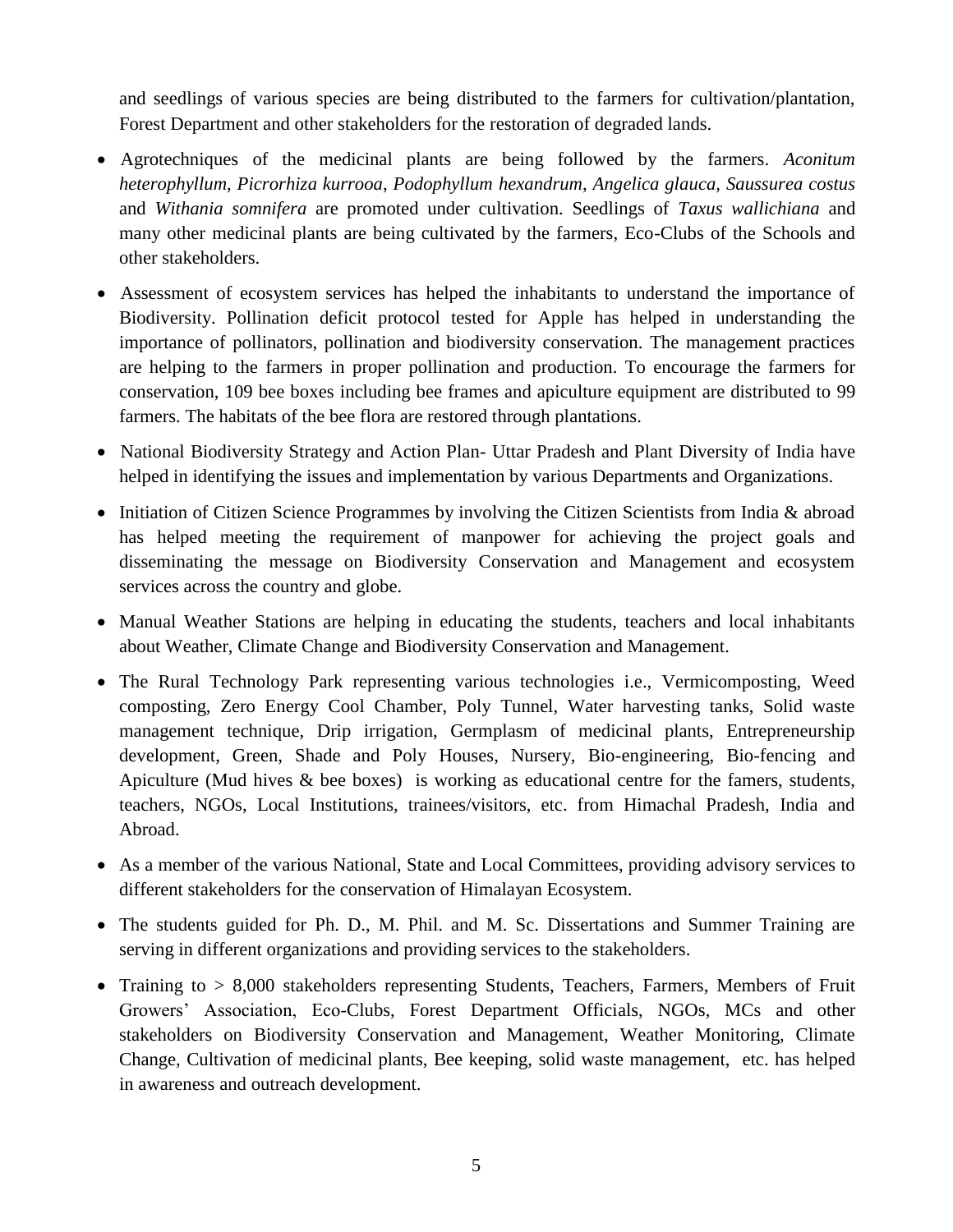and seedlings of various species are being distributed to the farmers for cultivation/plantation, Forest Department and other stakeholders for the restoration of degraded lands.

- Agrotechniques of the medicinal plants are being followed by the farmers. *Aconitum heterophyllum*, *Picrorhiza kurrooa*, *Podophyllum hexandrum*, *Angelica glauca*, *Saussurea costus* and *Withania somnifera* are promoted under cultivation. Seedlings of *Taxus wallichiana* and many other medicinal plants are being cultivated by the farmers, Eco-Clubs of the Schools and other stakeholders.
- Assessment of ecosystem services has helped the inhabitants to understand the importance of Biodiversity. Pollination deficit protocol tested for Apple has helped in understanding the importance of pollinators, pollination and biodiversity conservation. The management practices are helping to the farmers in proper pollination and production. To encourage the farmers for conservation, 109 bee boxes including bee frames and apiculture equipment are distributed to 99 farmers. The habitats of the bee flora are restored through plantations.
- National Biodiversity Strategy and Action Plan- Uttar Pradesh and Plant Diversity of India have helped in identifying the issues and implementation by various Departments and Organizations.
- Initiation of Citizen Science Programmes by involving the Citizen Scientists from India & abroad has helped meeting the requirement of manpower for achieving the project goals and disseminating the message on Biodiversity Conservation and Management and ecosystem services across the country and globe.
- Manual Weather Stations are helping in educating the students, teachers and local inhabitants about Weather, Climate Change and Biodiversity Conservation and Management.
- The Rural Technology Park representing various technologies i.e., Vermicomposting, Weed composting, Zero Energy Cool Chamber, Poly Tunnel, Water harvesting tanks, Solid waste management technique, Drip irrigation, Germplasm of medicinal plants, Entrepreneurship development, Green, Shade and Poly Houses, Nursery, Bio-engineering, Bio-fencing and Apiculture (Mud hives & bee boxes) is working as educational centre for the famers, students, teachers, NGOs, Local Institutions, trainees/visitors, etc. from Himachal Pradesh, India and Abroad.
- As a member of the various National, State and Local Committees, providing advisory services to different stakeholders for the conservation of Himalayan Ecosystem.
- The students guided for Ph. D., M. Phil. and M. Sc. Dissertations and Summer Training are serving in different organizations and providing services to the stakeholders.
- Training to > 8,000 stakeholders representing Students, Teachers, Farmers, Members of Fruit Growers' Association, Eco-Clubs, Forest Department Officials, NGOs, MCs and other stakeholders on Biodiversity Conservation and Management, Weather Monitoring, Climate Change, Cultivation of medicinal plants, Bee keeping, solid waste management, etc. has helped in awareness and outreach development.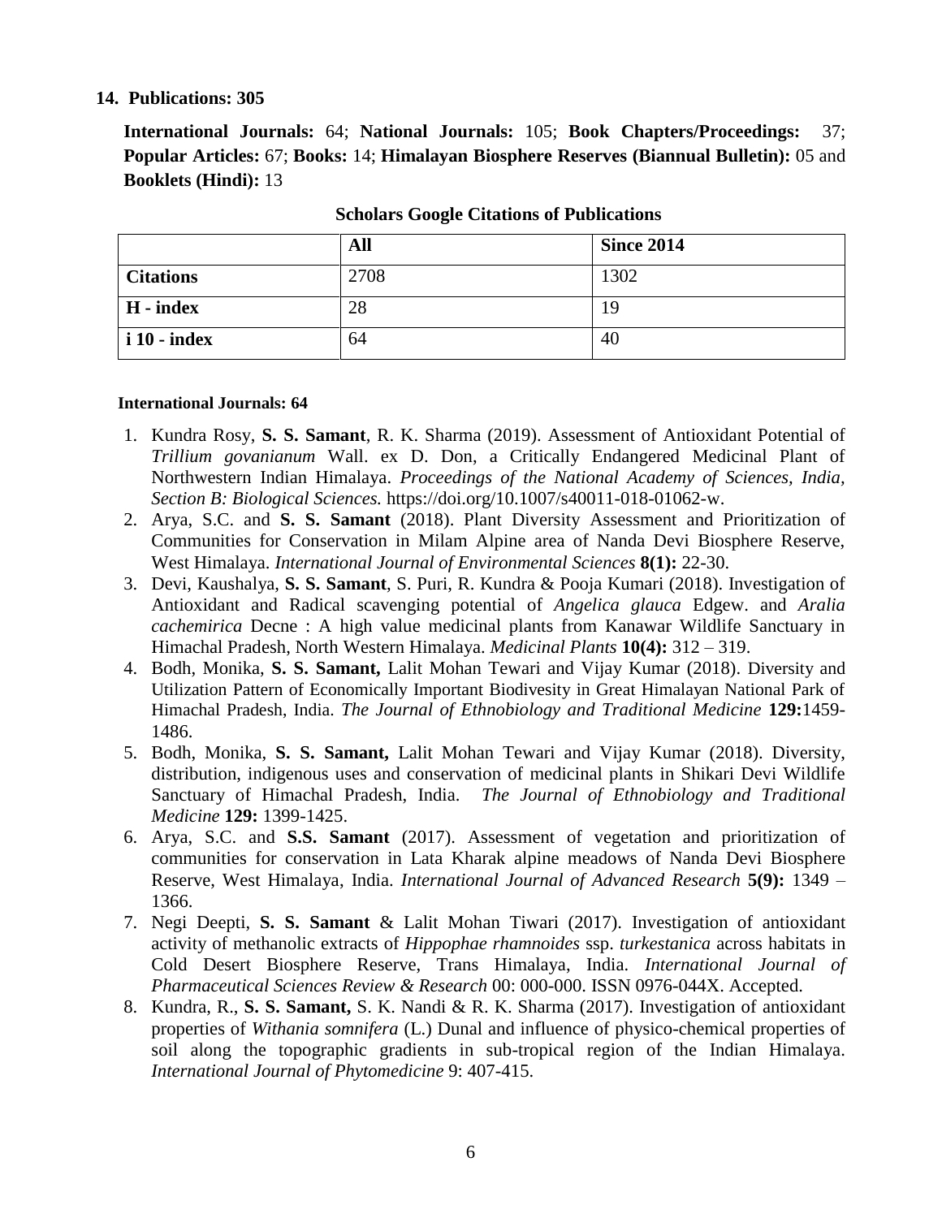**14. Publications: 305**

**International Journals:** 64; **National Journals:** 105; **Book Chapters/Proceedings:** 37; **Popular Articles:** 67; **Books:** 14; **Himalayan Biosphere Reserves (Biannual Bulletin):** 05 and **Booklets (Hindi):** 13

**Scholars Google Citations of Publications**

| | **All** | **Since 2014** |
|---|---|---|
| **Citations** | 2708 | 1302 |
| **H - index** | 28 | 19 |
| **i 10 - index** | 64 | 40 |

**International Journals: 64**

1. Kundra Rosy, **S. S. Samant**, R. K. Sharma (2019). Assessment of Antioxidant Potential of *Trillium govanianum* Wall. ex D. Don, a Critically Endangered Medicinal Plant of Northwestern Indian Himalaya. *Proceedings of the National Academy of Sciences, India, Section B: Biological Sciences.* https://doi.org/10.1007/s40011-018-01062-w.
2. Arya, S.C. and **S. S. Samant** (2018). Plant Diversity Assessment and Prioritization of Communities for Conservation in Milam Alpine area of Nanda Devi Biosphere Reserve, West Himalaya. *International Journal of Environmental Sciences* **8(1):** 22-30.
3. Devi, Kaushalya, **S. S. Samant**, S. Puri, R. Kundra & Pooja Kumari (2018). Investigation of Antioxidant and Radical scavenging potential of *Angelica glauca* Edgew. and *Aralia cachemirica* Decne : A high value medicinal plants from Kanawar Wildlife Sanctuary in Himachal Pradesh, North Western Himalaya. *Medicinal Plants* **10(4):** 312 – 319.
4. Bodh, Monika, **S. S. Samant,** Lalit Mohan Tewari and Vijay Kumar (2018). Diversity and Utilization Pattern of Economically Important Biodivesity in Great Himalayan National Park of Himachal Pradesh, India. *The Journal of Ethnobiology and Traditional Medicine* **129:**1459-1486.
5. Bodh, Monika, **S. S. Samant,** Lalit Mohan Tewari and Vijay Kumar (2018). Diversity, distribution, indigenous uses and conservation of medicinal plants in Shikari Devi Wildlife Sanctuary of Himachal Pradesh, India. *The Journal of Ethnobiology and Traditional Medicine* **129:** 1399-1425.
6. Arya, S.C. and **S.S. Samant** (2017). Assessment of vegetation and prioritization of communities for conservation in Lata Kharak alpine meadows of Nanda Devi Biosphere Reserve, West Himalaya, India. *International Journal of Advanced Research* **5(9):** 1349 – 1366.
7. Negi Deepti, **S. S. Samant** & Lalit Mohan Tiwari (2017). Investigation of antioxidant activity of methanolic extracts of *Hippophae rhamnoides* ssp. *turkestanica* across habitats in Cold Desert Biosphere Reserve, Trans Himalaya, India. *International Journal of Pharmaceutical Sciences Review & Research* 00: 000-000. ISSN 0976-044X. Accepted.
8. Kundra, R., **S. S. Samant,** S. K. Nandi & R. K. Sharma (2017). Investigation of antioxidant properties of *Withania somnifera* (L.) Dunal and influence of physico-chemical properties of soil along the topographic gradients in sub-tropical region of the Indian Himalaya. *International Journal of Phytomedicine* 9: 407-415.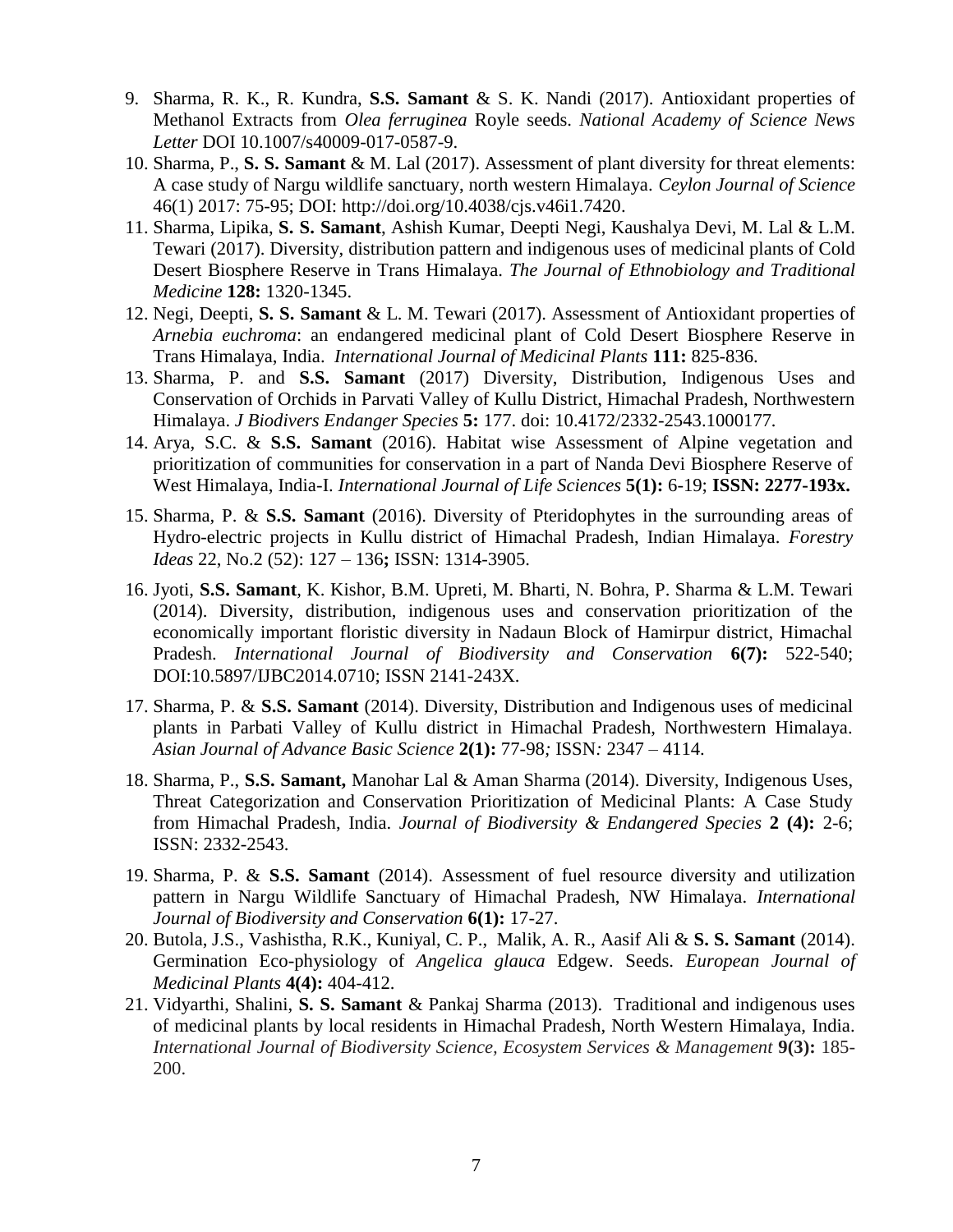9. Sharma, R. K., R. Kundra, **S.S. Samant** & S. K. Nandi (2017). Antioxidant properties of Methanol Extracts from *Olea ferruginea* Royle seeds. *National Academy of Science News Letter* DOI 10.1007/s40009-017-0587-9.
10. Sharma, P., **S. S. Samant** & M. Lal (2017). Assessment of plant diversity for threat elements: A case study of Nargu wildlife sanctuary, north western Himalaya. *Ceylon Journal of Science* 46(1) 2017: 75-95; DOI: http://doi.org/10.4038/cjs.v46i1.7420.
11. Sharma, Lipika, **S. S. Samant**, Ashish Kumar, Deepti Negi, Kaushalya Devi, M. Lal & L.M. Tewari (2017). Diversity, distribution pattern and indigenous uses of medicinal plants of Cold Desert Biosphere Reserve in Trans Himalaya. *The Journal of Ethnobiology and Traditional Medicine* **128:** 1320-1345.
12. Negi, Deepti, **S. S. Samant** & L. M. Tewari (2017). Assessment of Antioxidant properties of *Arnebia euchroma*: an endangered medicinal plant of Cold Desert Biosphere Reserve in Trans Himalaya, India. *International Journal of Medicinal Plants* **111:** 825-836.
13. Sharma, P. and **S.S. Samant** (2017) Diversity, Distribution, Indigenous Uses and Conservation of Orchids in Parvati Valley of Kullu District, Himachal Pradesh, Northwestern Himalaya. *J Biodivers Endanger Species* **5:** 177. doi: 10.4172/2332-2543.1000177.
14. Arya, S.C. & **S.S. Samant** (2016). Habitat wise Assessment of Alpine vegetation and prioritization of communities for conservation in a part of Nanda Devi Biosphere Reserve of West Himalaya, India-I. *International Journal of Life Sciences* **5(1):** 6-19; **ISSN: 2277-193x.**
15. Sharma, P. & **S.S. Samant** (2016). Diversity of Pteridophytes in the surrounding areas of Hydro-electric projects in Kullu district of Himachal Pradesh, Indian Himalaya. *Forestry Ideas* 22, No.2 (52): 127 – 136**;** ISSN: 1314-3905.
16. Jyoti, **S.S. Samant**, K. Kishor, B.M. Upreti, M. Bharti, N. Bohra, P. Sharma & L.M. Tewari (2014). Diversity, distribution, indigenous uses and conservation prioritization of the economically important floristic diversity in Nadaun Block of Hamirpur district, Himachal Pradesh. *International Journal of Biodiversity and Conservation* **6(7):** 522-540; DOI:10.5897/IJBC2014.0710; ISSN 2141-243X.
17. Sharma, P. & **S.S. Samant** (2014). Diversity, Distribution and Indigenous uses of medicinal plants in Parbati Valley of Kullu district in Himachal Pradesh, Northwestern Himalaya. *Asian Journal of Advance Basic Science* **2(1):** 77-98*;* ISSN*:* 2347 – 4114.
18. Sharma, P., **S.S. Samant,** Manohar Lal & Aman Sharma (2014). Diversity, Indigenous Uses, Threat Categorization and Conservation Prioritization of Medicinal Plants: A Case Study from Himachal Pradesh, India. *Journal of Biodiversity & Endangered Species* **2 (4):** 2-6; ISSN: 2332-2543.
19. Sharma, P. & **S.S. Samant** (2014). Assessment of fuel resource diversity and utilization pattern in Nargu Wildlife Sanctuary of Himachal Pradesh, NW Himalaya. *International Journal of Biodiversity and Conservation* **6(1):** 17-27.
20. Butola, J.S., Vashistha, R.K., Kuniyal, C. P., Malik, A. R., Aasif Ali & **S. S. Samant** (2014). Germination Eco-physiology of *Angelica glauca* Edgew. Seeds. *European Journal of Medicinal Plants* **4(4):** 404-412.
21. Vidyarthi, Shalini, **S. S. Samant** & Pankaj Sharma (2013). Traditional and indigenous uses of medicinal plants by local residents in Himachal Pradesh, North Western Himalaya, India. *International Journal of Biodiversity Science, Ecosystem Services & Management* **9(3):** 185-200.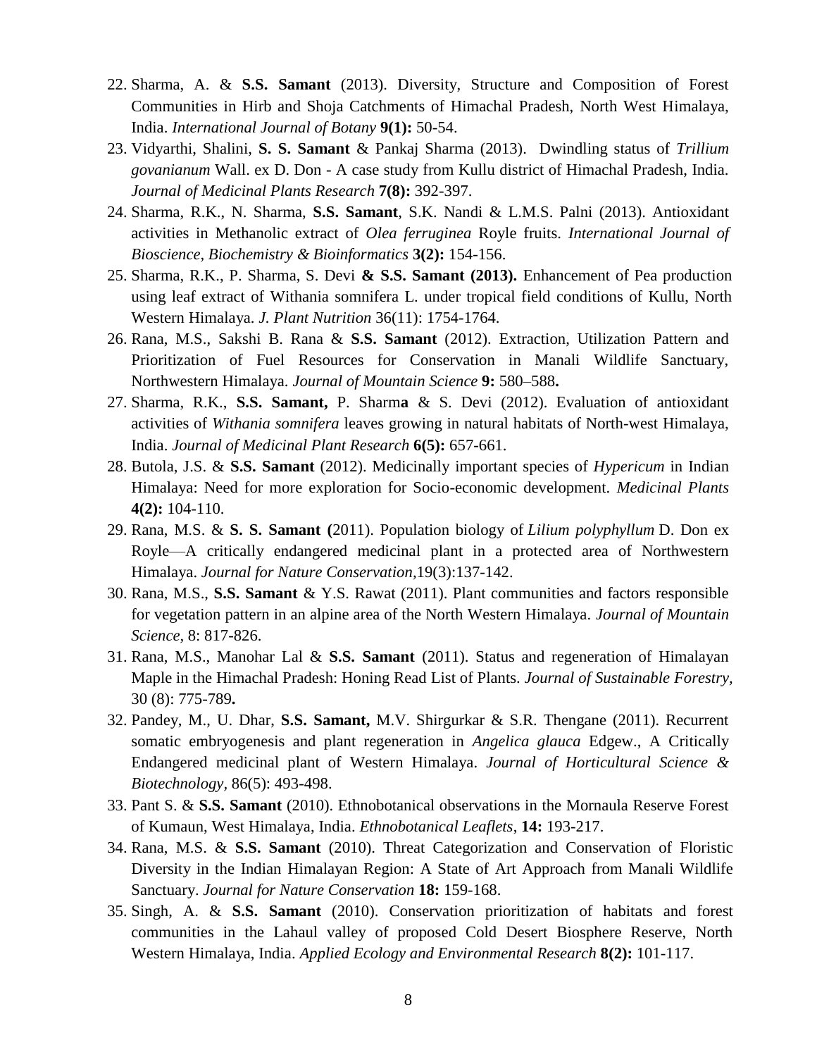22. Sharma, A. & **S.S. Samant** (2013). Diversity, Structure and Composition of Forest Communities in Hirb and Shoja Catchments of Himachal Pradesh, North West Himalaya, India. *International Journal of Botany* **9(1):** 50-54.
23. Vidyarthi, Shalini, **S. S. Samant** & Pankaj Sharma (2013). Dwindling status of *Trillium govanianum* Wall. ex D. Don - A case study from Kullu district of Himachal Pradesh, India. *Journal of Medicinal Plants Research* **7(8):** 392-397.
24. Sharma, R.K., N. Sharma, **S.S. Samant**, S.K. Nandi & L.M.S. Palni (2013). Antioxidant activities in Methanolic extract of *Olea ferruginea* Royle fruits. *International Journal of Bioscience, Biochemistry & Bioinformatics* **3(2):** 154-156.
25. Sharma, R.K., P. Sharma, S. Devi **& S.S. Samant (2013).** Enhancement of Pea production using leaf extract of Withania somnifera L. under tropical field conditions of Kullu, North Western Himalaya. *J. Plant Nutrition* 36(11): 1754-1764.
26. Rana, M.S., Sakshi B. Rana & **S.S. Samant** (2012). Extraction, Utilization Pattern and Prioritization of Fuel Resources for Conservation in Manali Wildlife Sanctuary, Northwestern Himalaya. *Journal of Mountain Science* **9:** 580–588**.**
27. Sharma, R.K., **S.S. Samant,** P. Sharm**a** & S. Devi (2012). Evaluation of antioxidant activities of *Withania somnifera* leaves growing in natural habitats of North-west Himalaya, India. *Journal of Medicinal Plant Research* **6(5):** 657-661.
28. Butola, J.S. & **S.S. Samant** (2012). Medicinally important species of *Hypericum* in Indian Himalaya: Need for more exploration for Socio-economic development. *Medicinal Plants* **4(2):** 104-110.
29. Rana, M.S. & **S. S. Samant (**2011). Population biology of *Lilium polyphyllum* D. Don ex Royle—A critically endangered medicinal plant in a protected area of Northwestern Himalaya. *Journal for Nature Conservation*,19(3):137-142.
30. Rana, M.S., **S.S. Samant** & Y.S. Rawat (2011). Plant communities and factors responsible for vegetation pattern in an alpine area of the North Western Himalaya. *Journal of Mountain Science*, 8: 817-826.
31. Rana, M.S., Manohar Lal & **S.S. Samant** (2011). Status and regeneration of Himalayan Maple in the Himachal Pradesh: Honing Read List of Plants. *Journal of Sustainable Forestry*, 30 (8): 775-789**.**
32. Pandey, M., U. Dhar, **S.S. Samant,** M.V. Shirgurkar & S.R. Thengane (2011). Recurrent somatic embryogenesis and plant regeneration in *Angelica glauca* Edgew., A Critically Endangered medicinal plant of Western Himalaya. *Journal of Horticultural Science & Biotechnology*, 86(5): 493-498.
33. Pant S. & **S.S. Samant** (2010). Ethnobotanical observations in the Mornaula Reserve Forest of Kumaun, West Himalaya, India. *Ethnobotanical Leaflets*, **14:** 193-217.
34. Rana, M.S. & **S.S. Samant** (2010). Threat Categorization and Conservation of Floristic Diversity in the Indian Himalayan Region: A State of Art Approach from Manali Wildlife Sanctuary. *Journal for Nature Conservation* **18:** 159-168.
35. Singh, A. & **S.S. Samant** (2010). Conservation prioritization of habitats and forest communities in the Lahaul valley of proposed Cold Desert Biosphere Reserve, North Western Himalaya, India. *Applied Ecology and Environmental Research* **8(2):** 101-117.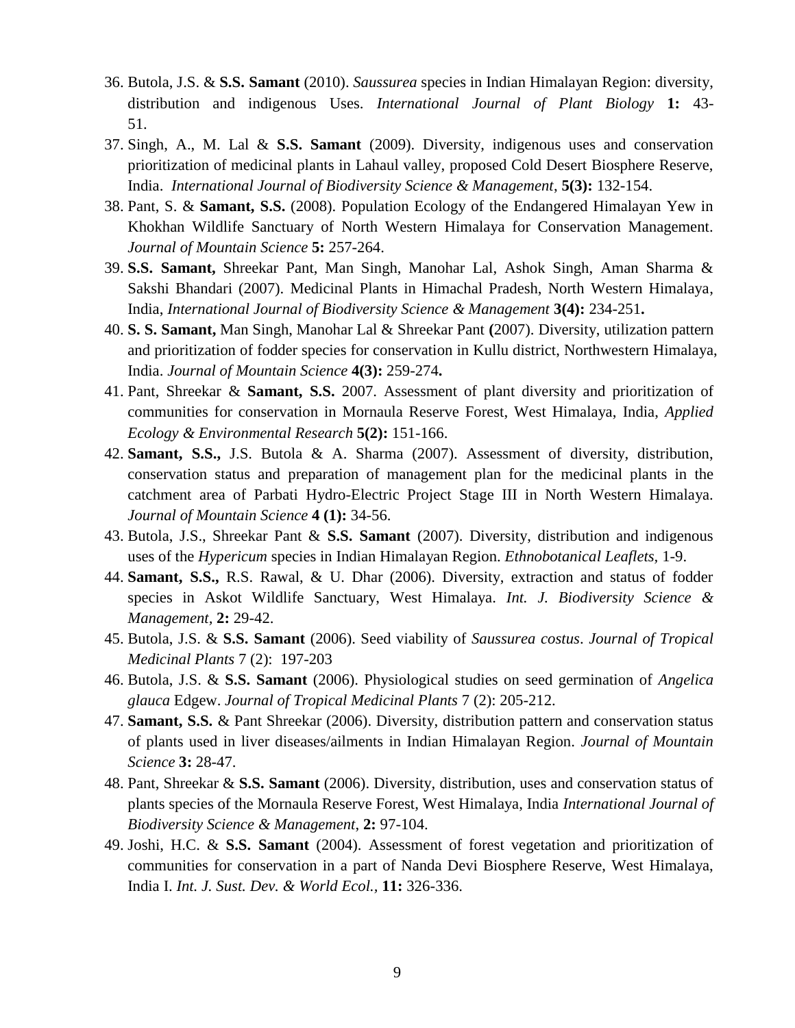36. Butola, J.S. & **S.S. Samant** (2010). *Saussurea* species in Indian Himalayan Region: diversity, distribution and indigenous Uses. *International Journal of Plant Biology* **1:** 43-51.
37. Singh, A., M. Lal & **S.S. Samant** (2009). Diversity, indigenous uses and conservation prioritization of medicinal plants in Lahaul valley, proposed Cold Desert Biosphere Reserve, India. *International Journal of Biodiversity Science & Management*, **5(3):** 132-154.
38. Pant, S. & **Samant, S.S.** (2008). Population Ecology of the Endangered Himalayan Yew in Khokhan Wildlife Sanctuary of North Western Himalaya for Conservation Management. *Journal of Mountain Science* **5:** 257-264.
39. **S.S. Samant,** Shreekar Pant, Man Singh, Manohar Lal, Ashok Singh, Aman Sharma & Sakshi Bhandari (2007). Medicinal Plants in Himachal Pradesh, North Western Himalaya, India, *International Journal of Biodiversity Science & Management* **3(4):** 234-251**.**
40. **S. S. Samant,** Man Singh, Manohar Lal & Shreekar Pant **(**2007). Diversity, utilization pattern and prioritization of fodder species for conservation in Kullu district, Northwestern Himalaya, India. *Journal of Mountain Science* **4(3):** 259-274**.**
41. Pant, Shreekar & **Samant, S.S.** 2007. Assessment of plant diversity and prioritization of communities for conservation in Mornaula Reserve Forest, West Himalaya, India, *Applied Ecology & Environmental Research* **5(2):** 151-166.
42. **Samant, S.S.,** J.S. Butola & A. Sharma (2007). Assessment of diversity, distribution, conservation status and preparation of management plan for the medicinal plants in the catchment area of Parbati Hydro-Electric Project Stage III in North Western Himalaya. *Journal of Mountain Science* **4 (1):** 34-56.
43. Butola, J.S., Shreekar Pant & **S.S. Samant** (2007). Diversity, distribution and indigenous uses of the *Hypericum* species in Indian Himalayan Region. *Ethnobotanical Leaflets,* 1-9.
44. **Samant, S.S.,** R.S. Rawal, & U. Dhar (2006). Diversity, extraction and status of fodder species in Askot Wildlife Sanctuary, West Himalaya. *Int. J. Biodiversity Science & Management,* **2:** 29-42.
45. Butola, J.S. & **S.S. Samant** (2006). Seed viability of *Saussurea costus*. *Journal of Tropical Medicinal Plants* 7 (2): 197-203
46. Butola, J.S. & **S.S. Samant** (2006). Physiological studies on seed germination of *Angelica glauca* Edgew. *Journal of Tropical Medicinal Plants* 7 (2): 205-212.
47. **Samant, S.S.** & Pant Shreekar (2006). Diversity, distribution pattern and conservation status of plants used in liver diseases/ailments in Indian Himalayan Region. *Journal of Mountain Science* **3:** 28-47.
48. Pant, Shreekar & **S.S. Samant** (2006). Diversity, distribution, uses and conservation status of plants species of the Mornaula Reserve Forest, West Himalaya, India *International Journal of Biodiversity Science & Management*, **2:** 97-104.
49. Joshi, H.C. & **S.S. Samant** (2004). Assessment of forest vegetation and prioritization of communities for conservation in a part of Nanda Devi Biosphere Reserve, West Himalaya, India I. *Int. J. Sust. Dev. & World Ecol.,* **11:** 326-336.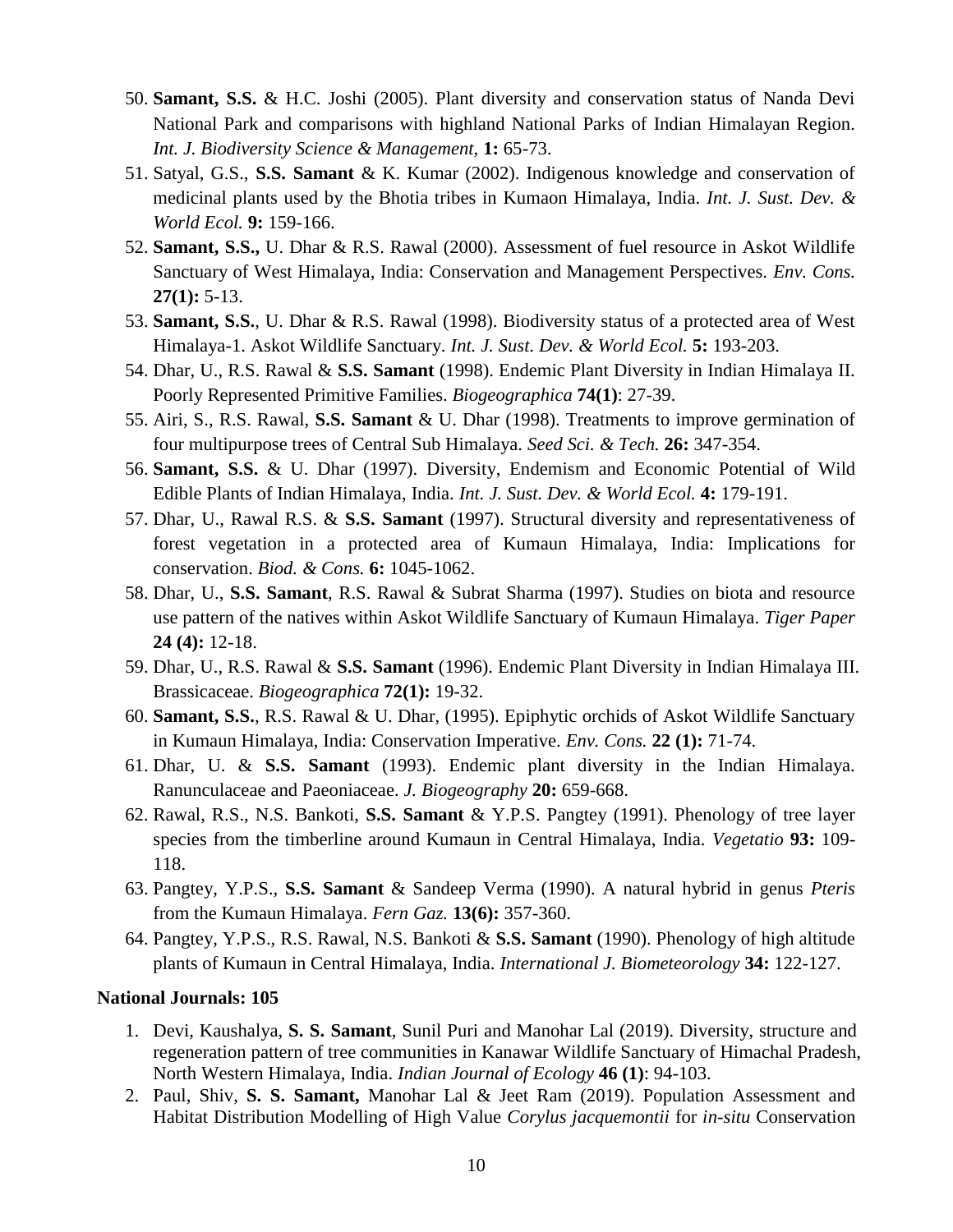50. **Samant, S.S.** & H.C. Joshi (2005). Plant diversity and conservation status of Nanda Devi National Park and comparisons with highland National Parks of Indian Himalayan Region. *Int. J. Biodiversity Science & Management,* **1:** 65-73.
51. Satyal, G.S., **S.S. Samant** & K. Kumar (2002). Indigenous knowledge and conservation of medicinal plants used by the Bhotia tribes in Kumaon Himalaya, India. *Int. J. Sust. Dev. & World Ecol.* **9:** 159-166.
52. **Samant, S.S.,** U. Dhar & R.S. Rawal (2000). Assessment of fuel resource in Askot Wildlife Sanctuary of West Himalaya, India: Conservation and Management Perspectives. *Env. Cons.* **27(1):** 5-13.
53. **Samant, S.S.**, U. Dhar & R.S. Rawal (1998). Biodiversity status of a protected area of West Himalaya-1. Askot Wildlife Sanctuary. *Int. J. Sust. Dev. & World Ecol.* **5:** 193-203.
54. Dhar, U., R.S. Rawal & **S.S. Samant** (1998). Endemic Plant Diversity in Indian Himalaya II. Poorly Represented Primitive Families. *Biogeographica* **74(1)**: 27-39.
55. Airi, S., R.S. Rawal, **S.S. Samant** & U. Dhar (1998). Treatments to improve germination of four multipurpose trees of Central Sub Himalaya. *Seed Sci. & Tech.* **26:** 347-354.
56. **Samant, S.S.** & U. Dhar (1997). Diversity, Endemism and Economic Potential of Wild Edible Plants of Indian Himalaya, India. *Int. J. Sust. Dev. & World Ecol.* **4:** 179-191.
57. Dhar, U., Rawal R.S. & **S.S. Samant** (1997). Structural diversity and representativeness of forest vegetation in a protected area of Kumaun Himalaya, India: Implications for conservation. *Biod. & Cons.* **6:** 1045-1062.
58. Dhar, U., **S.S. Samant**, R.S. Rawal & Subrat Sharma (1997). Studies on biota and resource use pattern of the natives within Askot Wildlife Sanctuary of Kumaun Himalaya. *Tiger Paper* **24 (4):** 12-18.
59. Dhar, U., R.S. Rawal & **S.S. Samant** (1996). Endemic Plant Diversity in Indian Himalaya III. Brassicaceae. *Biogeographica* **72(1):** 19-32.
60. **Samant, S.S.**, R.S. Rawal & U. Dhar, (1995). Epiphytic orchids of Askot Wildlife Sanctuary in Kumaun Himalaya, India: Conservation Imperative. *Env. Cons.* **22 (1):** 71-74.
61. Dhar, U. & **S.S. Samant** (1993). Endemic plant diversity in the Indian Himalaya. Ranunculaceae and Paeoniaceae. *J. Biogeography* **20:** 659-668.
62. Rawal, R.S., N.S. Bankoti, **S.S. Samant** & Y.P.S. Pangtey (1991). Phenology of tree layer species from the timberline around Kumaun in Central Himalaya, India. *Vegetatio* **93:** 109-118.
63. Pangtey, Y.P.S., **S.S. Samant** & Sandeep Verma (1990). A natural hybrid in genus *Pteris* from the Kumaun Himalaya. *Fern Gaz.* **13(6):** 357-360.
64. Pangtey, Y.P.S., R.S. Rawal, N.S. Bankoti & **S.S. Samant** (1990). Phenology of high altitude plants of Kumaun in Central Himalaya, India. *International J. Biometeorology* **34:** 122-127.

**National Journals: 105**

1. Devi, Kaushalya, **S. S. Samant**, Sunil Puri and Manohar Lal (2019). Diversity, structure and regeneration pattern of tree communities in Kanawar Wildlife Sanctuary of Himachal Pradesh, North Western Himalaya, India. *Indian Journal of Ecology* **46 (1)**: 94-103.
2. Paul, Shiv, **S. S. Samant,** Manohar Lal & Jeet Ram (2019). Population Assessment and Habitat Distribution Modelling of High Value *Corylus jacquemontii* for *in-situ* Conservation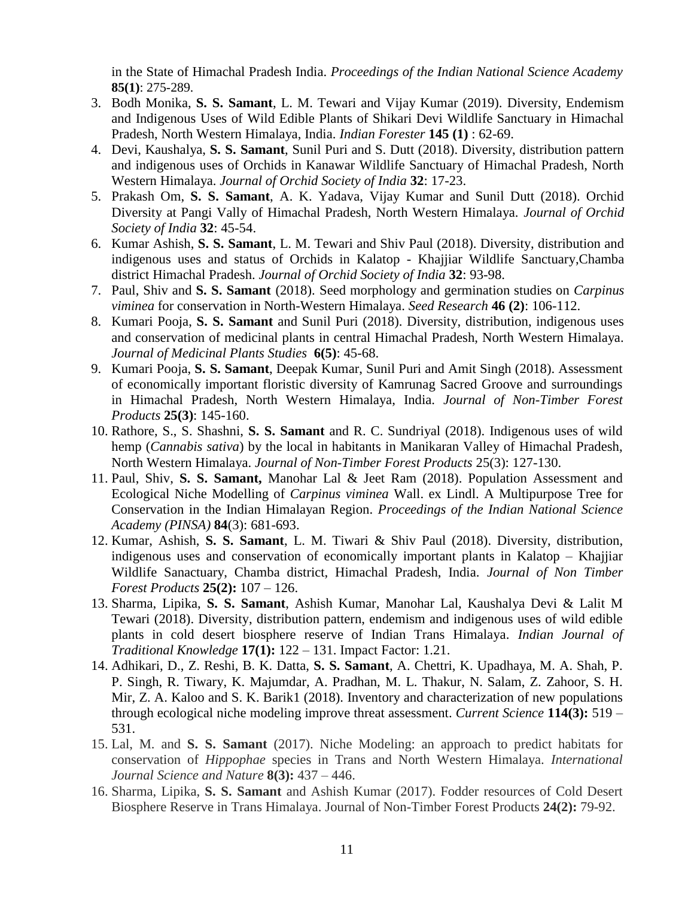in the State of Himachal Pradesh India. *Proceedings of the Indian National Science Academy* **85(1)**: 275-289.

3. Bodh Monika, **S. S. Samant**, L. M. Tewari and Vijay Kumar (2019). Diversity, Endemism and Indigenous Uses of Wild Edible Plants of Shikari Devi Wildlife Sanctuary in Himachal Pradesh, North Western Himalaya, India. *Indian Forester* **145 (1)** : 62-69.
4. Devi, Kaushalya, **S. S. Samant**, Sunil Puri and S. Dutt (2018). Diversity, distribution pattern and indigenous uses of Orchids in Kanawar Wildlife Sanctuary of Himachal Pradesh, North Western Himalaya. *Journal of Orchid Society of India* **32**: 17-23.
5. Prakash Om, **S. S. Samant**, A. K. Yadava, Vijay Kumar and Sunil Dutt (2018). Orchid Diversity at Pangi Vally of Himachal Pradesh, North Western Himalaya. *Journal of Orchid Society of India* **32**: 45-54.
6. Kumar Ashish, **S. S. Samant**, L. M. Tewari and Shiv Paul (2018). Diversity, distribution and indigenous uses and status of Orchids in Kalatop - Khajjiar Wildlife Sanctuary,Chamba district Himachal Pradesh. *Journal of Orchid Society of India* **32**: 93-98.
7. Paul, Shiv and **S. S. Samant** (2018). Seed morphology and germination studies on *Carpinus viminea* for conservation in North-Western Himalaya. *Seed Research* **46 (2)**: 106-112.
8. Kumari Pooja, **S. S. Samant** and Sunil Puri (2018). Diversity, distribution, indigenous uses and conservation of medicinal plants in central Himachal Pradesh, North Western Himalaya. *Journal of Medicinal Plants Studies* **6(5)**: 45-68.
9. Kumari Pooja, **S. S. Samant**, Deepak Kumar, Sunil Puri and Amit Singh (2018). Assessment of economically important floristic diversity of Kamrunag Sacred Groove and surroundings in Himachal Pradesh, North Western Himalaya, India. *Journal of Non-Timber Forest Products* **25(3)**: 145-160.
10. Rathore, S., S. Shashni, **S. S. Samant** and R. C. Sundriyal (2018). Indigenous uses of wild hemp (*Cannabis sativa*) by the local in habitants in Manikaran Valley of Himachal Pradesh, North Western Himalaya. *Journal of Non-Timber Forest Products* 25(3): 127-130.
11. Paul, Shiv, **S. S. Samant,** Manohar Lal & Jeet Ram (2018). Population Assessment and Ecological Niche Modelling of *Carpinus viminea* Wall. ex Lindl. A Multipurpose Tree for Conservation in the Indian Himalayan Region. *Proceedings of the Indian National Science Academy (PINSA)* **84**(3): 681-693.
12. Kumar, Ashish, **S. S. Samant**, L. M. Tiwari & Shiv Paul (2018). Diversity, distribution, indigenous uses and conservation of economically important plants in Kalatop – Khajjiar Wildlife Sanactuary, Chamba district, Himachal Pradesh, India. *Journal of Non Timber Forest Products* **25(2):** 107 – 126.
13. Sharma, Lipika, **S. S. Samant**, Ashish Kumar, Manohar Lal, Kaushalya Devi & Lalit M Tewari (2018). Diversity, distribution pattern, endemism and indigenous uses of wild edible plants in cold desert biosphere reserve of Indian Trans Himalaya. *Indian Journal of Traditional Knowledge* **17(1):** 122 – 131. Impact Factor: 1.21.
14. Adhikari, D., Z. Reshi, B. K. Datta, **S. S. Samant**, A. Chettri, K. Upadhaya, M. A. Shah, P. P. Singh, R. Tiwary, K. Majumdar, A. Pradhan, M. L. Thakur, N. Salam, Z. Zahoor, S. H. Mir, Z. A. Kaloo and S. K. Barik1 (2018). Inventory and characterization of new populations through ecological niche modeling improve threat assessment. *Current Science* **114(3):** 519 – 531.
15. Lal, M. and **S. S. Samant** (2017). Niche Modeling: an approach to predict habitats for conservation of *Hippophae* species in Trans and North Western Himalaya. *International Journal Science and Nature* **8(3):** 437 – 446.
16. Sharma, Lipika, **S. S. Samant** and Ashish Kumar (2017). Fodder resources of Cold Desert Biosphere Reserve in Trans Himalaya. Journal of Non-Timber Forest Products **24(2):** 79-92.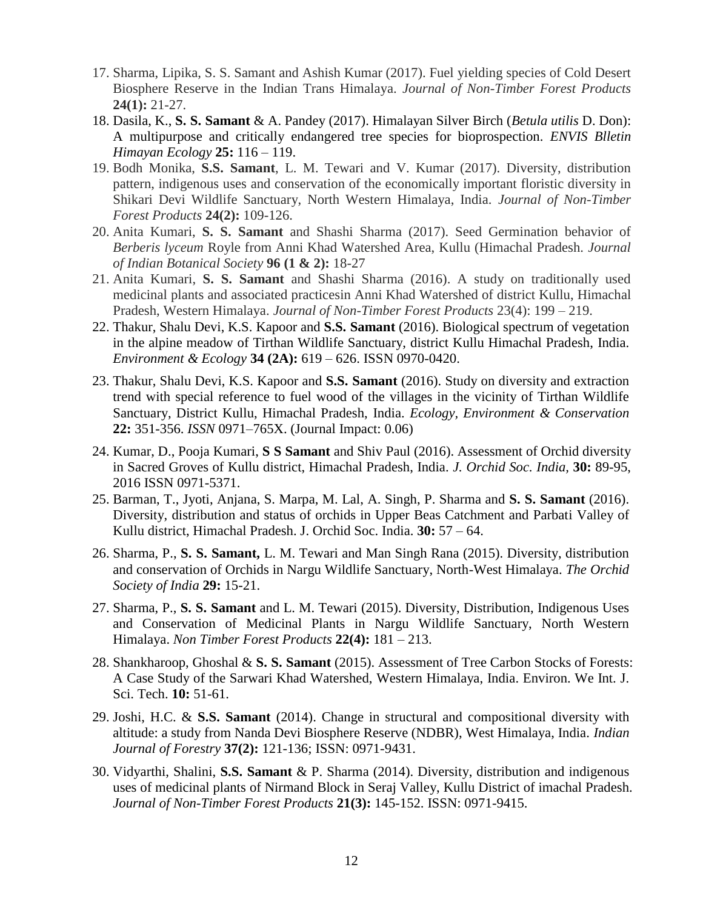17. Sharma, Lipika, S. S. Samant and Ashish Kumar (2017). Fuel yielding species of Cold Desert Biosphere Reserve in the Indian Trans Himalaya. *Journal of Non-Timber Forest Products* **24(1):** 21-27.
18. Dasila, K., **S. S. Samant** & A. Pandey (2017). Himalayan Silver Birch (*Betula utilis* D. Don): A multipurpose and critically endangered tree species for bioprospection. *ENVIS Blletin Himayan Ecology* **25:** 116 – 119.
19. Bodh Monika, **S.S. Samant**, L. M. Tewari and V. Kumar (2017). Diversity, distribution pattern, indigenous uses and conservation of the economically important floristic diversity in Shikari Devi Wildlife Sanctuary, North Western Himalaya, India. *Journal of Non-Timber Forest Products* **24(2):** 109-126.
20. Anita Kumari, **S. S. Samant** and Shashi Sharma (2017). Seed Germination behavior of *Berberis lyceum* Royle from Anni Khad Watershed Area, Kullu (Himachal Pradesh. *Journal of Indian Botanical Society* **96 (1 & 2):** 18-27
21. Anita Kumari, **S. S. Samant** and Shashi Sharma (2016). A study on traditionally used medicinal plants and associated practicesin Anni Khad Watershed of district Kullu, Himachal Pradesh, Western Himalaya. *Journal of Non-Timber Forest Products* 23(4): 199 – 219.
22. Thakur, Shalu Devi, K.S. Kapoor and **S.S. Samant** (2016). Biological spectrum of vegetation in the alpine meadow of Tirthan Wildlife Sanctuary, district Kullu Himachal Pradesh, India. *Environment & Ecology* **34 (2A):** 619 – 626. ISSN 0970-0420.
23. Thakur, Shalu Devi, K.S. Kapoor and **S.S. Samant** (2016). Study on diversity and extraction trend with special reference to fuel wood of the villages in the vicinity of Tirthan Wildlife Sanctuary, District Kullu, Himachal Pradesh, India. *Ecology, Environment & Conservation* **22:** 351-356. *ISSN* 0971–765X. (Journal Impact: 0.06)
24. Kumar, D., Pooja Kumari, **S S Samant** and Shiv Paul (2016). Assessment of Orchid diversity in Sacred Groves of Kullu district, Himachal Pradesh, India. *J. Orchid Soc. India,* **30:** 89-95, 2016 ISSN 0971-5371.
25. Barman, T., Jyoti, Anjana, S. Marpa, M. Lal, A. Singh, P. Sharma and **S. S. Samant** (2016). Diversity, distribution and status of orchids in Upper Beas Catchment and Parbati Valley of Kullu district, Himachal Pradesh. J. Orchid Soc. India. **30:** 57 – 64.
26. Sharma, P., **S. S. Samant,** L. M. Tewari and Man Singh Rana (2015). Diversity, distribution and conservation of Orchids in Nargu Wildlife Sanctuary, North-West Himalaya. *The Orchid Society of India* **29:** 15-21.
27. Sharma, P., **S. S. Samant** and L. M. Tewari (2015). Diversity, Distribution, Indigenous Uses and Conservation of Medicinal Plants in Nargu Wildlife Sanctuary, North Western Himalaya. *Non Timber Forest Products* **22(4):** 181 – 213.
28. Shankharoop, Ghoshal & **S. S. Samant** (2015). Assessment of Tree Carbon Stocks of Forests: A Case Study of the Sarwari Khad Watershed, Western Himalaya, India. Environ. We Int. J. Sci. Tech. **10:** 51-61.
29. Joshi, H.C. & **S.S. Samant** (2014). Change in structural and compositional diversity with altitude: a study from Nanda Devi Biosphere Reserve (NDBR), West Himalaya, India. *Indian Journal of Forestry* **37(2):** 121-136; ISSN: 0971-9431.
30. Vidyarthi, Shalini, **S.S. Samant** & P. Sharma (2014). Diversity, distribution and indigenous uses of medicinal plants of Nirmand Block in Seraj Valley, Kullu District of imachal Pradesh. *Journal of Non-Timber Forest Products* **21(3):** 145-152. ISSN: 0971-9415.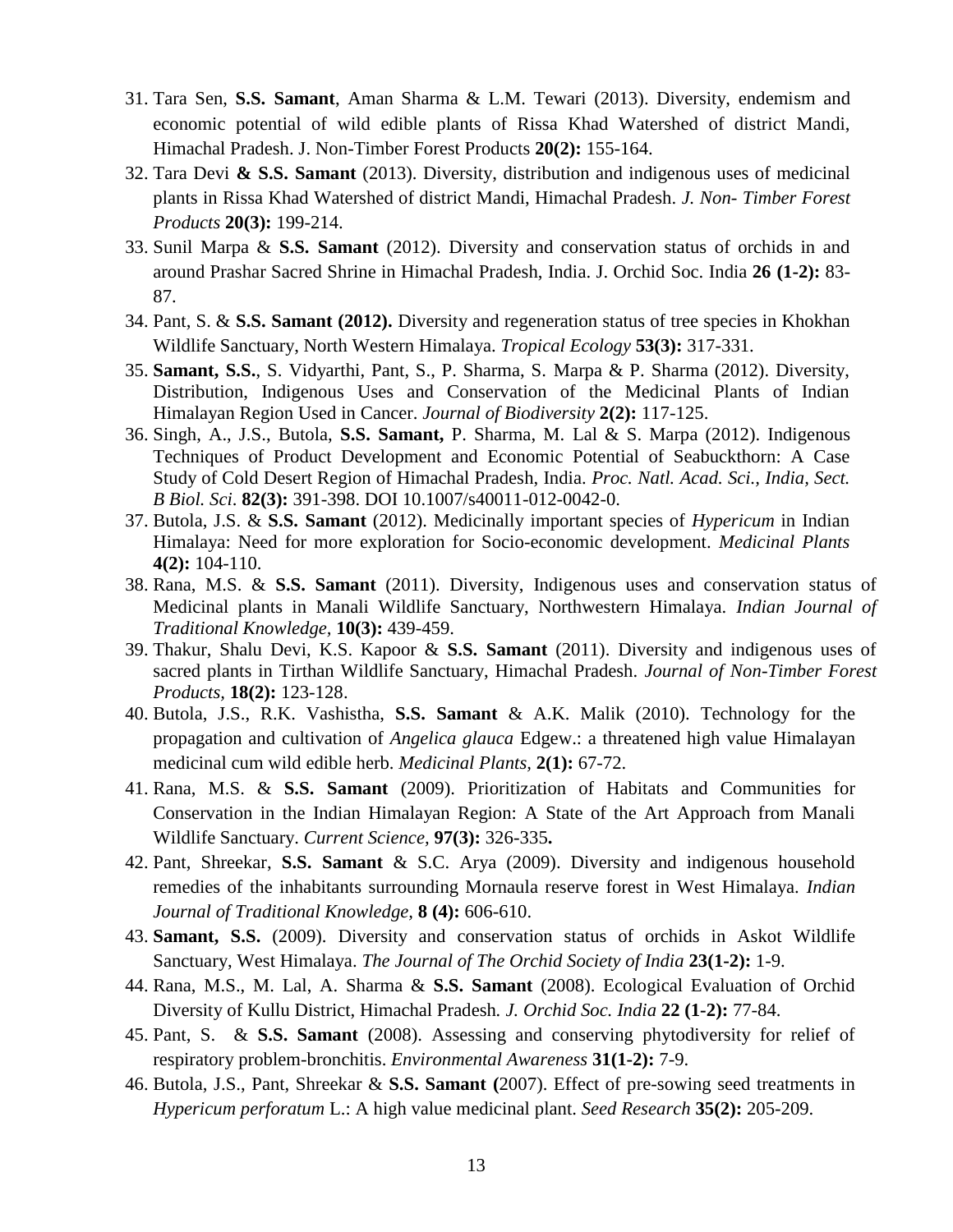31. Tara Sen, **S.S. Samant**, Aman Sharma & L.M. Tewari (2013). Diversity, endemism and economic potential of wild edible plants of Rissa Khad Watershed of district Mandi, Himachal Pradesh. J. Non-Timber Forest Products **20(2):** 155-164.
32. Tara Devi **& S.S. Samant** (2013). Diversity, distribution and indigenous uses of medicinal plants in Rissa Khad Watershed of district Mandi, Himachal Pradesh. *J. Non- Timber Forest Products* **20(3):** 199-214.
33. Sunil Marpa & **S.S. Samant** (2012). Diversity and conservation status of orchids in and around Prashar Sacred Shrine in Himachal Pradesh, India. J. Orchid Soc. India **26 (1-2):** 83-87.
34. Pant, S. & **S.S. Samant (2012).** Diversity and regeneration status of tree species in Khokhan Wildlife Sanctuary, North Western Himalaya. *Tropical Ecology* **53(3):** 317-331.
35. **Samant, S.S.**, S. Vidyarthi, Pant, S., P. Sharma, S. Marpa & P. Sharma (2012). Diversity, Distribution, Indigenous Uses and Conservation of the Medicinal Plants of Indian Himalayan Region Used in Cancer. *Journal of Biodiversity* **2(2):** 117-125.
36. Singh, A., J.S., Butola, **S.S. Samant,** P. Sharma, M. Lal & S. Marpa (2012). Indigenous Techniques of Product Development and Economic Potential of Seabuckthorn: A Case Study of Cold Desert Region of Himachal Pradesh, India. *Proc. Natl. Acad. Sci., India, Sect. B Biol. Sci*. **82(3):** 391-398. DOI 10.1007/s40011-012-0042-0.
37. Butola, J.S. & **S.S. Samant** (2012). Medicinally important species of *Hypericum* in Indian Himalaya: Need for more exploration for Socio-economic development. *Medicinal Plants* **4(2):** 104-110.
38. Rana, M.S. & **S.S. Samant** (2011). Diversity, Indigenous uses and conservation status of Medicinal plants in Manali Wildlife Sanctuary, Northwestern Himalaya. *Indian Journal of Traditional Knowledge,* **10(3):** 439-459.
39. Thakur, Shalu Devi, K.S. Kapoor & **S.S. Samant** (2011). Diversity and indigenous uses of sacred plants in Tirthan Wildlife Sanctuary, Himachal Pradesh. *Journal of Non-Timber Forest Products*, **18(2):** 123-128.
40. Butola, J.S., R.K. Vashistha, **S.S. Samant** & A.K. Malik (2010). Technology for the propagation and cultivation of *Angelica glauca* Edgew.: a threatened high value Himalayan medicinal cum wild edible herb. *Medicinal Plants*, **2(1):** 67-72.
41. Rana, M.S. & **S.S. Samant** (2009). Prioritization of Habitats and Communities for Conservation in the Indian Himalayan Region: A State of the Art Approach from Manali Wildlife Sanctuary. *Current Science,* **97(3):** 326-335**.**
42. Pant, Shreekar, **S.S. Samant** & S.C. Arya (2009). Diversity and indigenous household remedies of the inhabitants surrounding Mornaula reserve forest in West Himalaya. *Indian Journal of Traditional Knowledge,* **8 (4):** 606-610.
43. **Samant, S.S.** (2009). Diversity and conservation status of orchids in Askot Wildlife Sanctuary, West Himalaya. *The Journal of The Orchid Society of India* **23(1-2):** 1-9.
44. Rana, M.S., M. Lal, A. Sharma & **S.S. Samant** (2008). Ecological Evaluation of Orchid Diversity of Kullu District, Himachal Pradesh. *J. Orchid Soc. India* **22 (1-2):** 77-84.
45. Pant, S. & **S.S. Samant** (2008). Assessing and conserving phytodiversity for relief of respiratory problem-bronchitis. *Environmental Awareness* **31(1-2):** 7-9.
46. Butola, J.S., Pant, Shreekar & **S.S. Samant (**2007). Effect of pre-sowing seed treatments in *Hypericum perforatum* L.: A high value medicinal plant. *Seed Research* **35(2):** 205-209.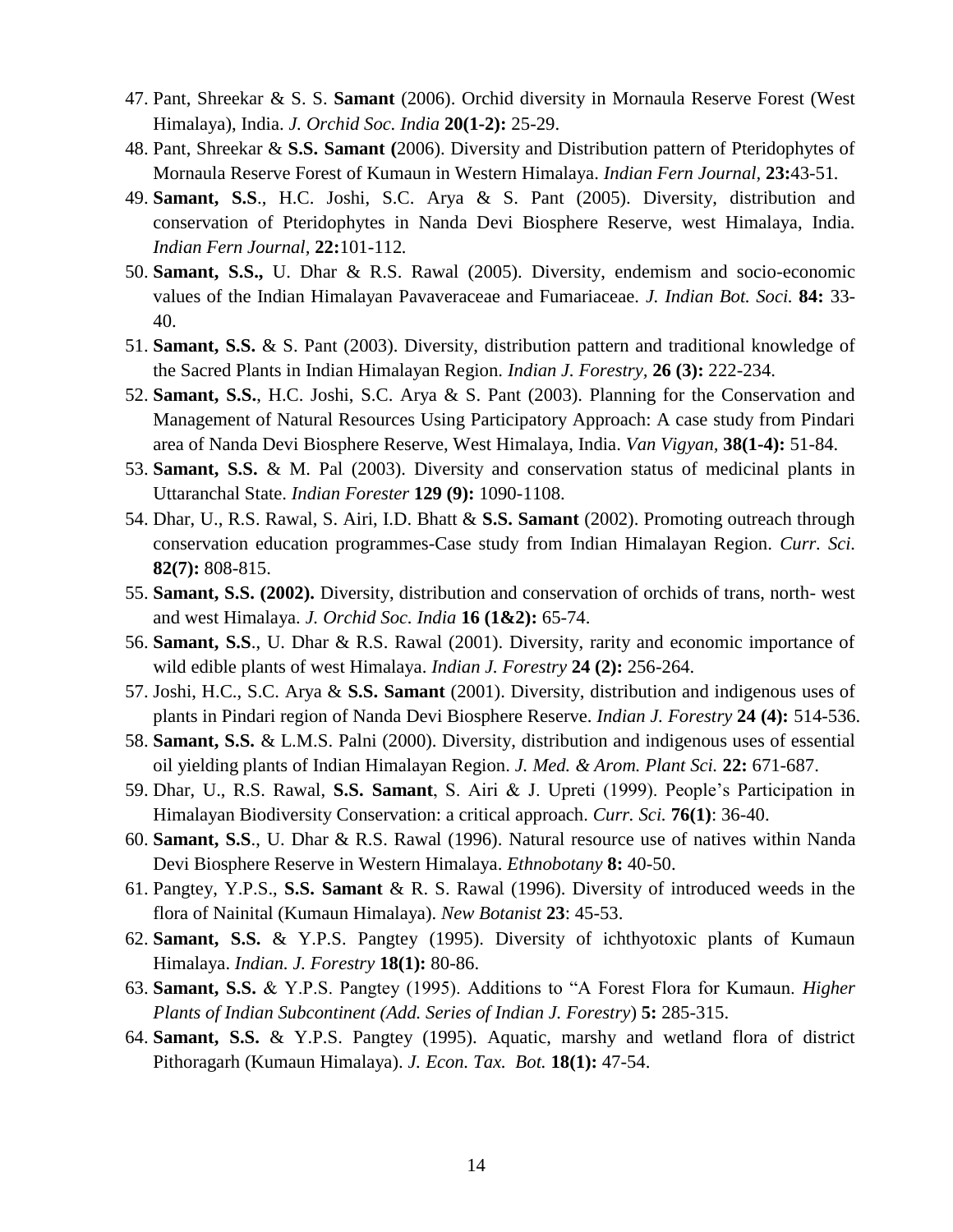47. Pant, Shreekar & S. S. **Samant** (2006). Orchid diversity in Mornaula Reserve Forest (West Himalaya), India. *J. Orchid Soc. India* **20(1-2):** 25-29.
48. Pant, Shreekar & **S.S. Samant (**2006). Diversity and Distribution pattern of Pteridophytes of Mornaula Reserve Forest of Kumaun in Western Himalaya. *Indian Fern Journal,* **23:**43-51*.*
49. **Samant, S.S**., H.C. Joshi, S.C. Arya & S. Pant (2005). Diversity, distribution and conservation of Pteridophytes in Nanda Devi Biosphere Reserve, west Himalaya, India. *Indian Fern Journal,* **22:**101-112*.*
50. **Samant, S.S.,** U. Dhar & R.S. Rawal (2005). Diversity, endemism and socio-economic values of the Indian Himalayan Pavaveraceae and Fumariaceae. *J. Indian Bot. Soci.* **84:** 33-40.
51. **Samant, S.S.** & S. Pant (2003). Diversity, distribution pattern and traditional knowledge of the Sacred Plants in Indian Himalayan Region. *Indian J. Forestry,* **26 (3):** 222-234.
52. **Samant, S.S.**, H.C. Joshi, S.C. Arya & S. Pant (2003). Planning for the Conservation and Management of Natural Resources Using Participatory Approach: A case study from Pindari area of Nanda Devi Biosphere Reserve, West Himalaya, India. *Van Vigyan,* **38(1-4):** 51-84.
53. **Samant, S.S.** & M. Pal (2003). Diversity and conservation status of medicinal plants in Uttaranchal State. *Indian Forester* **129 (9):** 1090-1108.
54. Dhar, U., R.S. Rawal, S. Airi, I.D. Bhatt & **S.S. Samant** (2002). Promoting outreach through conservation education programmes-Case study from Indian Himalayan Region. *Curr. Sci.* **82(7):** 808-815.
55. **Samant, S.S. (2002).** Diversity, distribution and conservation of orchids of trans, north- west and west Himalaya. *J. Orchid Soc. India* **16 (1&2):** 65-74.
56. **Samant, S.S**., U. Dhar & R.S. Rawal (2001). Diversity, rarity and economic importance of wild edible plants of west Himalaya. *Indian J. Forestry* **24 (2):** 256-264.
57. Joshi, H.C., S.C. Arya & **S.S. Samant** (2001). Diversity, distribution and indigenous uses of plants in Pindari region of Nanda Devi Biosphere Reserve. *Indian J. Forestry* **24 (4):** 514-536.
58. **Samant, S.S.** & L.M.S. Palni (2000). Diversity, distribution and indigenous uses of essential oil yielding plants of Indian Himalayan Region. *J. Med. & Arom. Plant Sci.* **22:** 671-687.
59. Dhar, U., R.S. Rawal, **S.S. Samant**, S. Airi & J. Upreti (1999). People's Participation in Himalayan Biodiversity Conservation: a critical approach. *Curr. Sci.* **76(1)**: 36-40.
60. **Samant, S.S**., U. Dhar & R.S. Rawal (1996). Natural resource use of natives within Nanda Devi Biosphere Reserve in Western Himalaya. *Ethnobotany* **8:** 40-50.
61. Pangtey, Y.P.S., **S.S. Samant** & R. S. Rawal (1996). Diversity of introduced weeds in the flora of Nainital (Kumaun Himalaya). *New Botanist* **23**: 45-53.
62. **Samant, S.S.** & Y.P.S. Pangtey (1995). Diversity of ichthyotoxic plants of Kumaun Himalaya. *Indian. J. Forestry* **18(1):** 80-86.
63. **Samant, S.S.** & Y.P.S. Pangtey (1995). Additions to "A Forest Flora for Kumaun. *Higher Plants of Indian Subcontinent (Add. Series of Indian J. Forestry*) **5:** 285-315.
64. **Samant, S.S.** & Y.P.S. Pangtey (1995). Aquatic, marshy and wetland flora of district Pithoragarh (Kumaun Himalaya). *J. Econ. Tax. Bot.* **18(1):** 47-54.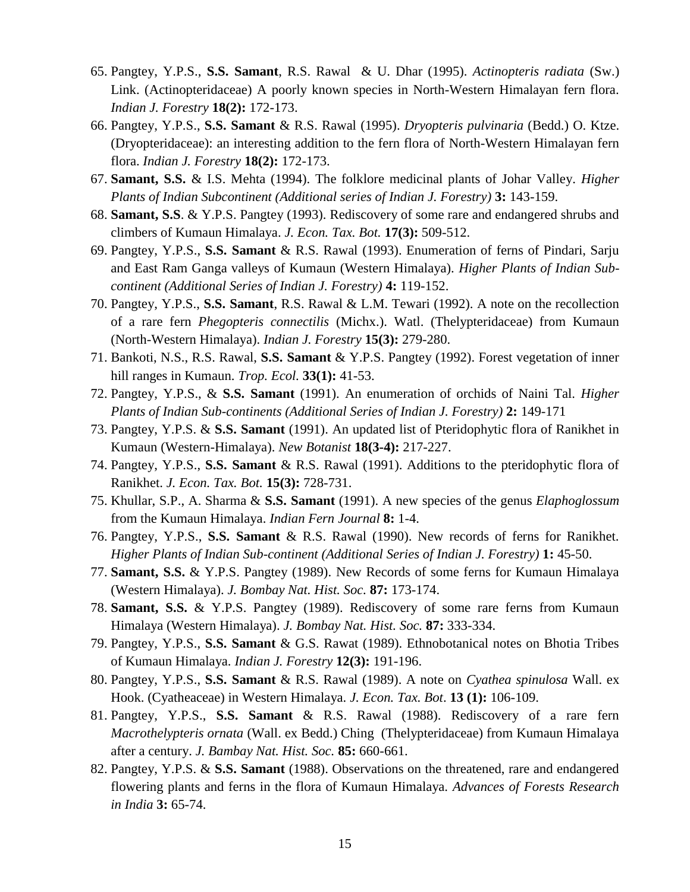65. Pangtey, Y.P.S., **S.S. Samant**, R.S. Rawal & U. Dhar (1995). *Actinopteris radiata* (Sw.) Link. (Actinopteridaceae) A poorly known species in North-Western Himalayan fern flora. *Indian J. Forestry* **18(2):** 172-173.
66. Pangtey, Y.P.S., **S.S. Samant** & R.S. Rawal (1995). *Dryopteris pulvinaria* (Bedd.) O. Ktze. (Dryopteridaceae): an interesting addition to the fern flora of North-Western Himalayan fern flora. *Indian J. Forestry* **18(2):** 172-173.
67. **Samant, S.S.** & I.S. Mehta (1994). The folklore medicinal plants of Johar Valley. *Higher Plants of Indian Subcontinent (Additional series of Indian J. Forestry)* **3:** 143-159.
68. **Samant, S.S**. & Y.P.S. Pangtey (1993). Rediscovery of some rare and endangered shrubs and climbers of Kumaun Himalaya. *J. Econ. Tax. Bot.* **17(3):** 509-512.
69. Pangtey, Y.P.S., **S.S. Samant** & R.S. Rawal (1993). Enumeration of ferns of Pindari, Sarju and East Ram Ganga valleys of Kumaun (Western Himalaya). *Higher Plants of Indian Sub-continent (Additional Series of Indian J. Forestry)* **4:** 119-152.
70. Pangtey, Y.P.S., **S.S. Samant**, R.S. Rawal & L.M. Tewari (1992). A note on the recollection of a rare fern *Phegopteris connectilis* (Michx.). Watl. (Thelypteridaceae) from Kumaun (North-Western Himalaya). *Indian J. Forestry* **15(3):** 279-280.
71. Bankoti, N.S., R.S. Rawal, **S.S. Samant** & Y.P.S. Pangtey (1992). Forest vegetation of inner hill ranges in Kumaun. *Trop. Ecol.* **33(1):** 41-53.
72. Pangtey, Y.P.S., & **S.S. Samant** (1991). An enumeration of orchids of Naini Tal. *Higher Plants of Indian Sub-continents (Additional Series of Indian J. Forestry)* **2:** 149-171
73. Pangtey, Y.P.S. & **S.S. Samant** (1991). An updated list of Pteridophytic flora of Ranikhet in Kumaun (Western-Himalaya). *New Botanist* **18(3-4):** 217-227.
74. Pangtey, Y.P.S., **S.S. Samant** & R.S. Rawal (1991). Additions to the pteridophytic flora of Ranikhet. *J. Econ. Tax. Bot.* **15(3):** 728-731.
75. Khullar, S.P., A. Sharma & **S.S. Samant** (1991). A new species of the genus *Elaphoglossum* from the Kumaun Himalaya. *Indian Fern Journal* **8:** 1-4.
76. Pangtey, Y.P.S., **S.S. Samant** & R.S. Rawal (1990). New records of ferns for Ranikhet. *Higher Plants of Indian Sub-continent (Additional Series of Indian J. Forestry)* **1:** 45-50.
77. **Samant, S.S.** & Y.P.S. Pangtey (1989). New Records of some ferns for Kumaun Himalaya (Western Himalaya). *J. Bombay Nat. Hist. Soc.* **87:** 173-174.
78. **Samant, S.S.** & Y.P.S. Pangtey (1989). Rediscovery of some rare ferns from Kumaun Himalaya (Western Himalaya). *J. Bombay Nat. Hist. Soc.* **87:** 333-334.
79. Pangtey, Y.P.S., **S.S. Samant** & G.S. Rawat (1989). Ethnobotanical notes on Bhotia Tribes of Kumaun Himalaya. *Indian J. Forestry* **12(3):** 191-196.
80. Pangtey, Y.P.S., **S.S. Samant** & R.S. Rawal (1989). A note on *Cyathea spinulosa* Wall. ex Hook. (Cyatheaceae) in Western Himalaya. *J. Econ. Tax. Bot*. **13 (1):** 106-109.
81. Pangtey, Y.P.S., **S.S. Samant** & R.S. Rawal (1988). Rediscovery of a rare fern *Macrothelypteris ornata* (Wall. ex Bedd.) Ching (Thelypteridaceae) from Kumaun Himalaya after a century. *J. Bambay Nat. Hist. Soc.* **85:** 660-661.
82. Pangtey, Y.P.S. & **S.S. Samant** (1988). Observations on the threatened, rare and endangered flowering plants and ferns in the flora of Kumaun Himalaya. *Advances of Forests Research in India* **3:** 65-74.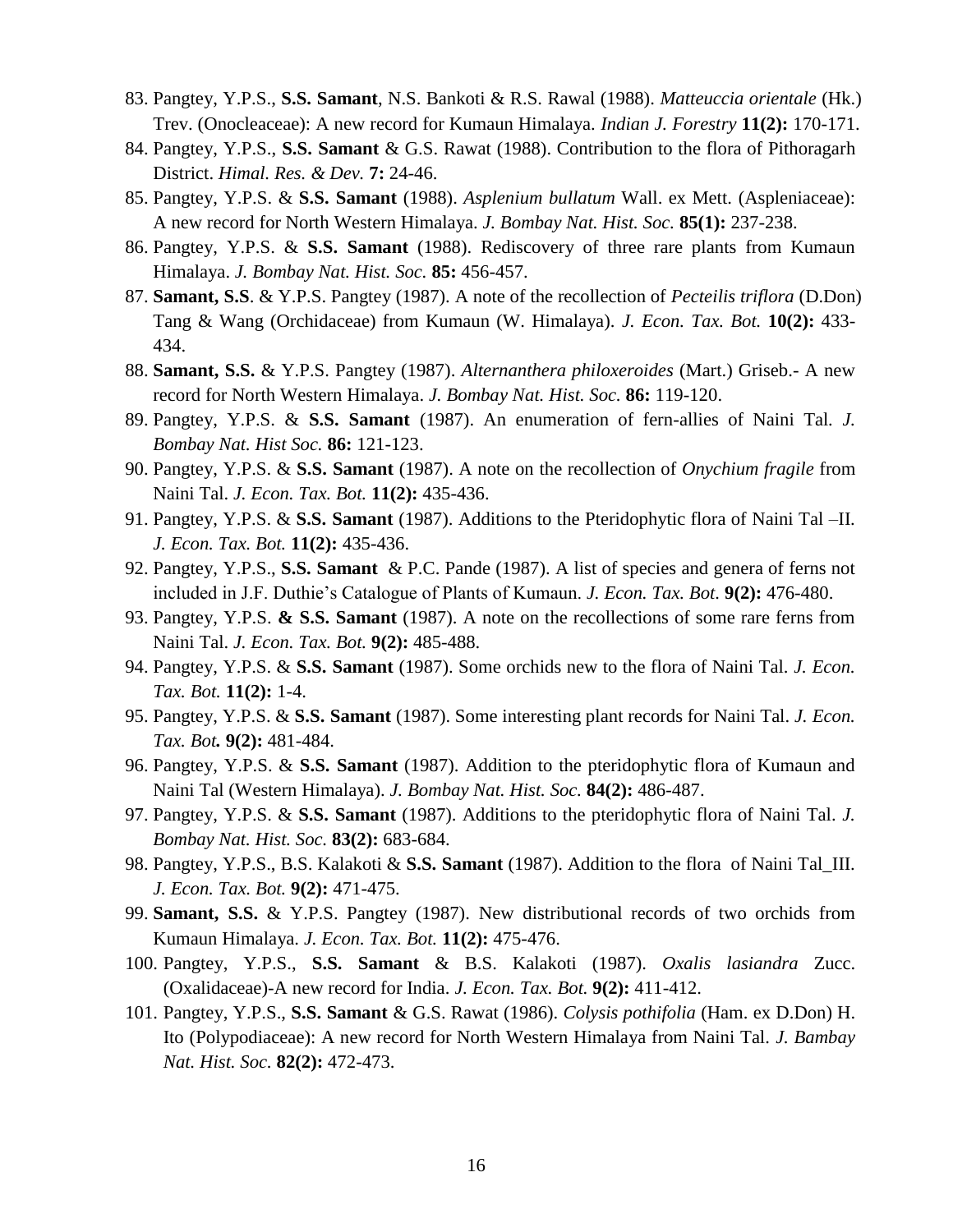83. Pangtey, Y.P.S., **S.S. Samant**, N.S. Bankoti & R.S. Rawal (1988). *Matteuccia orientale* (Hk.) Trev. (Onocleaceae): A new record for Kumaun Himalaya. *Indian J. Forestry* **11(2):** 170-171.
84. Pangtey, Y.P.S., **S.S. Samant** & G.S. Rawat (1988). Contribution to the flora of Pithoragarh District. *Himal. Res. & Dev.* **7:** 24-46.
85. Pangtey, Y.P.S. & **S.S. Samant** (1988). *Asplenium bullatum* Wall. ex Mett. (Aspleniaceae): A new record for North Western Himalaya. *J. Bombay Nat. Hist. Soc.* **85(1):** 237-238.
86. Pangtey, Y.P.S. & **S.S. Samant** (1988). Rediscovery of three rare plants from Kumaun Himalaya. *J. Bombay Nat. Hist. Soc.* **85:** 456-457.
87. **Samant, S.S**. & Y.P.S. Pangtey (1987). A note of the recollection of *Pecteilis triflora* (D.Don) Tang & Wang (Orchidaceae) from Kumaun (W. Himalaya). *J. Econ. Tax. Bot.* **10(2):** 433-434.
88. **Samant, S.S.** & Y.P.S. Pangtey (1987). *Alternanthera philoxeroides* (Mart.) Griseb.- A new record for North Western Himalaya. *J. Bombay Nat. Hist. Soc.* **86:** 119-120.
89. Pangtey, Y.P.S. & **S.S. Samant** (1987). An enumeration of fern-allies of Naini Tal. *J. Bombay Nat. Hist Soc.* **86:** 121-123.
90. Pangtey, Y.P.S. & **S.S. Samant** (1987). A note on the recollection of *Onychium fragile* from Naini Tal. *J. Econ. Tax. Bot.* **11(2):** 435-436.
91. Pangtey, Y.P.S. & **S.S. Samant** (1987). Additions to the Pteridophytic flora of Naini Tal –II. *J. Econ. Tax. Bot.* **11(2):** 435-436.
92. Pangtey, Y.P.S., **S.S. Samant** & P.C. Pande (1987). A list of species and genera of ferns not included in J.F. Duthie's Catalogue of Plants of Kumaun. *J. Econ. Tax. Bot*. **9(2):** 476-480.
93. Pangtey, Y.P.S. **& S.S. Samant** (1987). A note on the recollections of some rare ferns from Naini Tal. *J. Econ. Tax. Bot.* **9(2):** 485-488.
94. Pangtey, Y.P.S. & **S.S. Samant** (1987). Some orchids new to the flora of Naini Tal. *J. Econ. Tax. Bot.* **11(2):** 1-4.
95. Pangtey, Y.P.S. & **S.S. Samant** (1987). Some interesting plant records for Naini Tal. *J. Econ. Tax. Bot.* **9(2):** 481-484.
96. Pangtey, Y.P.S. & **S.S. Samant** (1987). Addition to the pteridophytic flora of Kumaun and Naini Tal (Western Himalaya). *J. Bombay Nat. Hist. Soc.* **84(2):** 486-487.
97. Pangtey, Y.P.S. & **S.S. Samant** (1987). Additions to the pteridophytic flora of Naini Tal. *J. Bombay Nat. Hist. Soc.* **83(2):** 683-684.
98. Pangtey, Y.P.S., B.S. Kalakoti & **S.S. Samant** (1987). Addition to the flora of Naini Tal_III. *J. Econ. Tax. Bot.* **9(2):** 471-475.
99. **Samant, S.S.** & Y.P.S. Pangtey (1987). New distributional records of two orchids from Kumaun Himalaya. *J. Econ. Tax. Bot.* **11(2):** 475-476.
100. Pangtey, Y.P.S., **S.S. Samant** & B.S. Kalakoti (1987). *Oxalis lasiandra* Zucc. (Oxalidaceae)-A new record for India. *J. Econ. Tax. Bot.* **9(2):** 411-412.
101. Pangtey, Y.P.S., **S.S. Samant** & G.S. Rawat (1986). *Colysis pothifolia* (Ham. ex D.Don) H. Ito (Polypodiaceae): A new record for North Western Himalaya from Naini Tal. *J. Bambay Nat. Hist. Soc.* **82(2):** 472-473.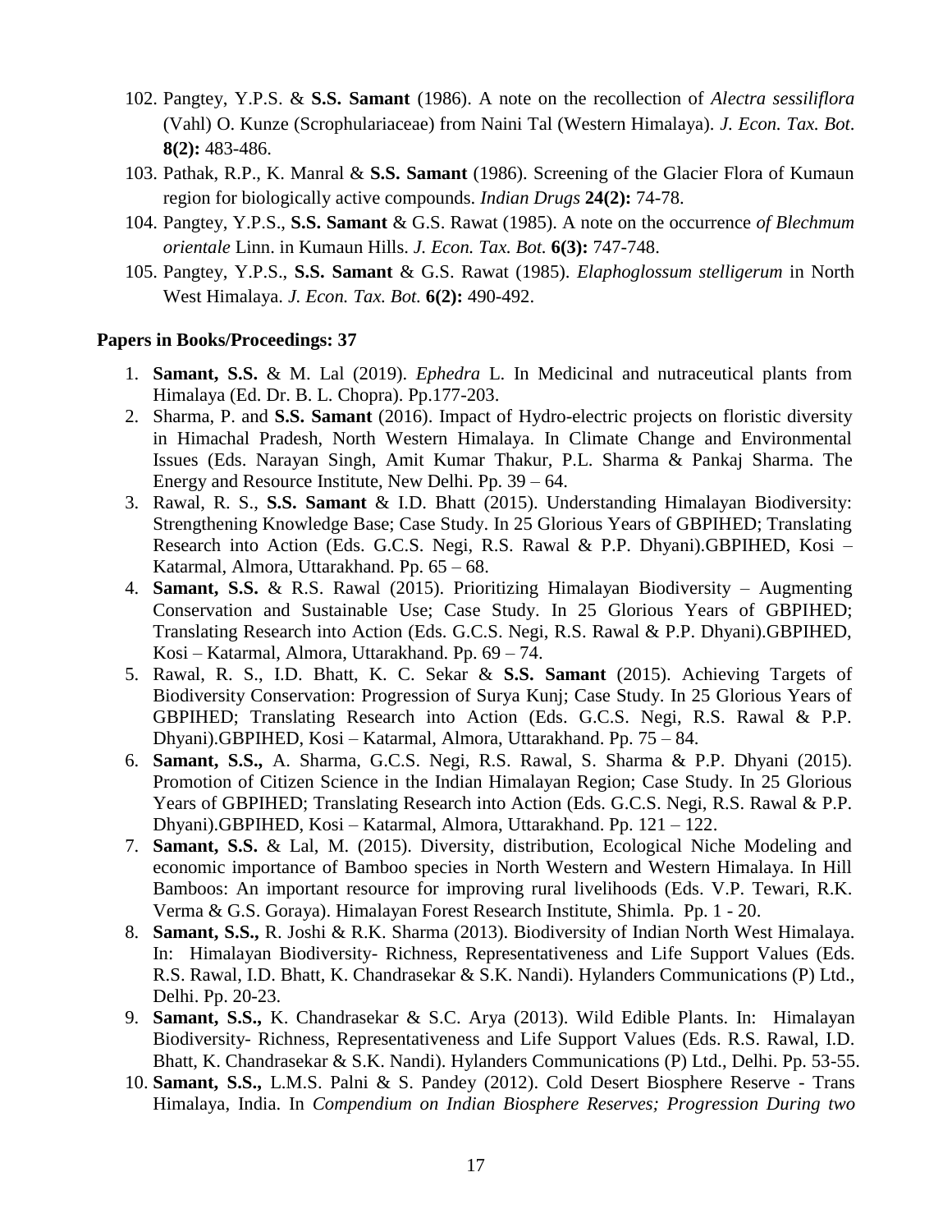102. Pangtey, Y.P.S. & **S.S. Samant** (1986). A note on the recollection of *Alectra sessiliflora* (Vahl) O. Kunze (Scrophulariaceae) from Naini Tal (Western Himalaya). *J. Econ. Tax. Bot*. **8(2):** 483-486.
103. Pathak, R.P., K. Manral & **S.S. Samant** (1986). Screening of the Glacier Flora of Kumaun region for biologically active compounds. *Indian Drugs* **24(2):** 74-78.
104. Pangtey, Y.P.S., **S.S. Samant** & G.S. Rawat (1985). A note on the occurrence *of Blechmum orientale* Linn. in Kumaun Hills. *J. Econ. Tax. Bot.* **6(3):** 747-748.
105. Pangtey, Y.P.S., **S.S. Samant** & G.S. Rawat (1985). *Elaphoglossum stelligerum* in North West Himalaya. *J. Econ. Tax. Bot.* **6(2):** 490-492.

**Papers in Books/Proceedings: 37**

1. **Samant, S.S.** & M. Lal (2019). *Ephedra* L. In Medicinal and nutraceutical plants from Himalaya (Ed. Dr. B. L. Chopra). Pp.177-203.
2. Sharma, P. and **S.S. Samant** (2016). Impact of Hydro-electric projects on floristic diversity in Himachal Pradesh, North Western Himalaya. In Climate Change and Environmental Issues (Eds. Narayan Singh, Amit Kumar Thakur, P.L. Sharma & Pankaj Sharma. The Energy and Resource Institute, New Delhi. Pp. 39 – 64.
3. Rawal, R. S., **S.S. Samant** & I.D. Bhatt (2015). Understanding Himalayan Biodiversity: Strengthening Knowledge Base; Case Study. In 25 Glorious Years of GBPIHED; Translating Research into Action (Eds. G.C.S. Negi, R.S. Rawal & P.P. Dhyani).GBPIHED, Kosi – Katarmal, Almora, Uttarakhand. Pp. 65 – 68.
4. **Samant, S.S.** & R.S. Rawal (2015). Prioritizing Himalayan Biodiversity – Augmenting Conservation and Sustainable Use; Case Study. In 25 Glorious Years of GBPIHED; Translating Research into Action (Eds. G.C.S. Negi, R.S. Rawal & P.P. Dhyani).GBPIHED, Kosi – Katarmal, Almora, Uttarakhand. Pp. 69 – 74.
5. Rawal, R. S., I.D. Bhatt, K. C. Sekar & **S.S. Samant** (2015). Achieving Targets of Biodiversity Conservation: Progression of Surya Kunj; Case Study. In 25 Glorious Years of GBPIHED; Translating Research into Action (Eds. G.C.S. Negi, R.S. Rawal & P.P. Dhyani).GBPIHED, Kosi – Katarmal, Almora, Uttarakhand. Pp. 75 – 84.
6. **Samant, S.S.,** A. Sharma, G.C.S. Negi, R.S. Rawal, S. Sharma & P.P. Dhyani (2015). Promotion of Citizen Science in the Indian Himalayan Region; Case Study. In 25 Glorious Years of GBPIHED; Translating Research into Action (Eds. G.C.S. Negi, R.S. Rawal & P.P. Dhyani).GBPIHED, Kosi – Katarmal, Almora, Uttarakhand. Pp. 121 – 122.
7. **Samant, S.S.** & Lal, M. (2015). Diversity, distribution, Ecological Niche Modeling and economic importance of Bamboo species in North Western and Western Himalaya. In Hill Bamboos: An important resource for improving rural livelihoods (Eds. V.P. Tewari, R.K. Verma & G.S. Goraya). Himalayan Forest Research Institute, Shimla. Pp. 1 - 20.
8. **Samant, S.S.,** R. Joshi & R.K. Sharma (2013). Biodiversity of Indian North West Himalaya. In: Himalayan Biodiversity- Richness, Representativeness and Life Support Values (Eds. R.S. Rawal, I.D. Bhatt, K. Chandrasekar & S.K. Nandi). Hylanders Communications (P) Ltd., Delhi. Pp. 20-23.
9. **Samant, S.S.,** K. Chandrasekar & S.C. Arya (2013). Wild Edible Plants. In: Himalayan Biodiversity- Richness, Representativeness and Life Support Values (Eds. R.S. Rawal, I.D. Bhatt, K. Chandrasekar & S.K. Nandi). Hylanders Communications (P) Ltd., Delhi. Pp. 53-55.
10. **Samant, S.S.,** L.M.S. Palni & S. Pandey (2012). Cold Desert Biosphere Reserve - Trans Himalaya, India. In *Compendium on Indian Biosphere Reserves; Progression During two*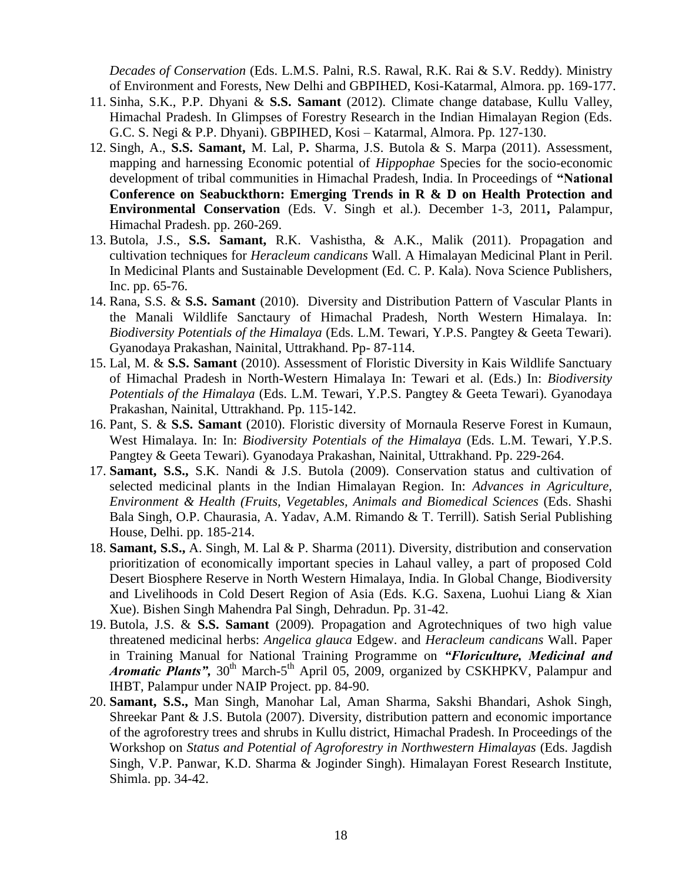*Decades of Conservation* (Eds. L.M.S. Palni, R.S. Rawal, R.K. Rai & S.V. Reddy). Ministry of Environment and Forests, New Delhi and GBPIHED, Kosi-Katarmal, Almora. pp. 169-177.

11. Sinha, S.K., P.P. Dhyani & **S.S. Samant** (2012). Climate change database, Kullu Valley, Himachal Pradesh. In Glimpses of Forestry Research in the Indian Himalayan Region (Eds. G.C. S. Negi & P.P. Dhyani). GBPIHED, Kosi – Katarmal, Almora. Pp. 127-130.
12. Singh, A., **S.S. Samant,** M. Lal, P**.** Sharma, J.S. Butola & S. Marpa (2011). Assessment, mapping and harnessing Economic potential of *Hippophae* Species for the socio-economic development of tribal communities in Himachal Pradesh, India. In Proceedings of **"National Conference on Seabuckthorn: Emerging Trends in R & D on Health Protection and Environmental Conservation** (Eds. V. Singh et al.). December 1-3, 2011**,** Palampur, Himachal Pradesh. pp. 260-269.
13. Butola, J.S., **S.S. Samant,** R.K. Vashistha, & A.K., Malik (2011). Propagation and cultivation techniques for *Heracleum candicans* Wall. A Himalayan Medicinal Plant in Peril. In Medicinal Plants and Sustainable Development (Ed. C. P. Kala). Nova Science Publishers, Inc. pp. 65-76.
14. Rana, S.S. & **S.S. Samant** (2010). Diversity and Distribution Pattern of Vascular Plants in the Manali Wildlife Sanctaury of Himachal Pradesh, North Western Himalaya. In: *Biodiversity Potentials of the Himalaya* (Eds. L.M. Tewari, Y.P.S. Pangtey & Geeta Tewari). Gyanodaya Prakashan, Nainital, Uttrakhand. Pp- 87-114.
15. Lal, M. & **S.S. Samant** (2010). Assessment of Floristic Diversity in Kais Wildlife Sanctuary of Himachal Pradesh in North-Western Himalaya In: Tewari et al. (Eds.) In: *Biodiversity Potentials of the Himalaya* (Eds. L.M. Tewari, Y.P.S. Pangtey & Geeta Tewari). Gyanodaya Prakashan, Nainital, Uttrakhand. Pp. 115-142.
16. Pant, S. & **S.S. Samant** (2010). Floristic diversity of Mornaula Reserve Forest in Kumaun, West Himalaya. In: In: *Biodiversity Potentials of the Himalaya* (Eds. L.M. Tewari, Y.P.S. Pangtey & Geeta Tewari). Gyanodaya Prakashan, Nainital, Uttrakhand. Pp. 229-264.
17. **Samant, S.S.,** S.K. Nandi & J.S. Butola (2009). Conservation status and cultivation of selected medicinal plants in the Indian Himalayan Region. In: *Advances in Agriculture, Environment & Health (Fruits, Vegetables, Animals and Biomedical Sciences* (Eds. Shashi Bala Singh, O.P. Chaurasia, A. Yadav, A.M. Rimando & T. Terrill). Satish Serial Publishing House, Delhi. pp. 185-214.
18. **Samant, S.S.,** A. Singh, M. Lal & P. Sharma (2011). Diversity, distribution and conservation prioritization of economically important species in Lahaul valley, a part of proposed Cold Desert Biosphere Reserve in North Western Himalaya, India. In Global Change, Biodiversity and Livelihoods in Cold Desert Region of Asia (Eds. K.G. Saxena, Luohui Liang & Xian Xue). Bishen Singh Mahendra Pal Singh, Dehradun. Pp. 31-42.
19. Butola, J.S. & **S.S. Samant** (2009). Propagation and Agrotechniques of two high value threatened medicinal herbs: *Angelica glauca* Edgew. and *Heracleum candicans* Wall. Paper in Training Manual for National Training Programme on ***"Floriculture, Medicinal and Aromatic Plants",*** 30th March-5th April 05, 2009, organized by CSKHPKV, Palampur and IHBT, Palampur under NAIP Project. pp. 84-90.
20. **Samant, S.S.,** Man Singh, Manohar Lal, Aman Sharma, Sakshi Bhandari, Ashok Singh, Shreekar Pant & J.S. Butola (2007). Diversity, distribution pattern and economic importance of the agroforestry trees and shrubs in Kullu district, Himachal Pradesh. In Proceedings of the Workshop on *Status and Potential of Agroforestry in Northwestern Himalayas* (Eds. Jagdish Singh, V.P. Panwar, K.D. Sharma & Joginder Singh). Himalayan Forest Research Institute, Shimla. pp. 34-42.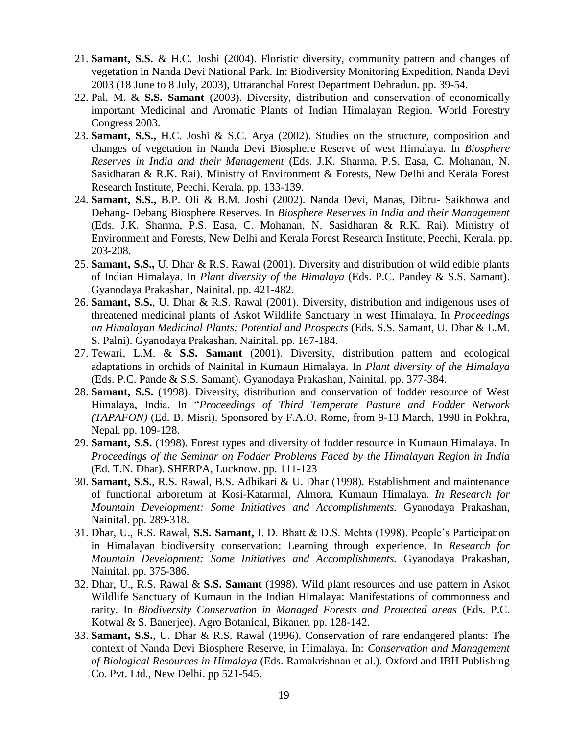21. **Samant, S.S.** & H.C. Joshi (2004). Floristic diversity, community pattern and changes of vegetation in Nanda Devi National Park. In: Biodiversity Monitoring Expedition, Nanda Devi 2003 (18 June to 8 July, 2003), Uttaranchal Forest Department Dehradun. pp. 39-54.
22. Pal, M. & **S.S. Samant** (2003). Diversity, distribution and conservation of economically important Medicinal and Aromatic Plants of Indian Himalayan Region. World Forestry Congress 2003.
23. **Samant, S.S.,** H.C. Joshi & S.C. Arya (2002). Studies on the structure, composition and changes of vegetation in Nanda Devi Biosphere Reserve of west Himalaya. In *Biosphere Reserves in India and their Management* (Eds. J.K. Sharma, P.S. Easa, C. Mohanan, N. Sasidharan & R.K. Rai). Ministry of Environment & Forests, New Delhi and Kerala Forest Research Institute, Peechi, Kerala. pp. 133-139.
24. **Samant, S.S.,** B.P. Oli & B.M. Joshi (2002). Nanda Devi, Manas, Dibru- Saikhowa and Dehang- Debang Biosphere Reserves. In *Biosphere Reserves in India and their Management* (Eds. J.K. Sharma, P.S. Easa, C. Mohanan, N. Sasidharan & R.K. Rai). Ministry of Environment and Forests, New Delhi and Kerala Forest Research Institute, Peechi, Kerala. pp. 203-208.
25. **Samant, S.S.,** U. Dhar & R.S. Rawal (2001). Diversity and distribution of wild edible plants of Indian Himalaya. In *Plant diversity of the Himalaya* (Eds. P.C. Pandey & S.S. Samant). Gyanodaya Prakashan, Nainital. pp. 421-482.
26. **Samant, S.S.**, U. Dhar & R.S. Rawal (2001). Diversity, distribution and indigenous uses of threatened medicinal plants of Askot Wildlife Sanctuary in west Himalaya. In *Proceedings on Himalayan Medicinal Plants: Potential and Prospects* (Eds. S.S. Samant, U. Dhar & L.M. S. Palni). Gyanodaya Prakashan, Nainital. pp. 167-184.
27. Tewari, L.M. & **S.S. Samant** (2001). Diversity, distribution pattern and ecological adaptations in orchids of Nainital in Kumaun Himalaya. In *Plant diversity of the Himalaya* (Eds. P.C. Pande & S.S. Samant). Gyanodaya Prakashan, Nainital. pp. 377-384.
28. **Samant, S.S.** (1998). Diversity, distribution and conservation of fodder resource of West Himalaya, India. In "*Proceedings of Third Temperate Pasture and Fodder Network (TAPAFON)* (Ed. B. Misri). Sponsored by F.A.O. Rome, from 9-13 March, 1998 in Pokhra, Nepal. pp. 109-128.
29. **Samant, S.S.** (1998). Forest types and diversity of fodder resource in Kumaun Himalaya. In *Proceedings of the Seminar on Fodder Problems Faced by the Himalayan Region in India* (Ed. T.N. Dhar). SHERPA, Lucknow. pp. 111-123
30. **Samant, S.S.**, R.S. Rawal, B.S. Adhikari & U. Dhar (1998). Establishment and maintenance of functional arboretum at Kosi-Katarmal, Almora, Kumaun Himalaya. *In Research for Mountain Development: Some Initiatives and Accomplishments.* Gyanodaya Prakashan, Nainital. pp. 289-318.
31. Dhar, U., R.S. Rawal, **S.S. Samant,** I. D. Bhatt & D.S. Mehta (1998). People's Participation in Himalayan biodiversity conservation: Learning through experience. In *Research for Mountain Development: Some Initiatives and Accomplishments.* Gyanodaya Prakashan, Nainital. pp. 375-386.
32. Dhar, U., R.S. Rawal & **S.S. Samant** (1998). Wild plant resources and use pattern in Askot Wildlife Sanctuary of Kumaun in the Indian Himalaya: Manifestations of commonness and rarity. In *Biodiversity Conservation in Managed Forests and Protected areas* (Eds. P.C. Kotwal & S. Banerjee). Agro Botanical, Bikaner. pp. 128-142.
33. **Samant, S.S.**, U. Dhar & R.S. Rawal (1996). Conservation of rare endangered plants: The context of Nanda Devi Biosphere Reserve, in Himalaya. In: *Conservation and Management of Biological Resources in Himalaya* (Eds. Ramakrishnan et al.). Oxford and IBH Publishing Co. Pvt. Ltd., New Delhi. pp 521-545.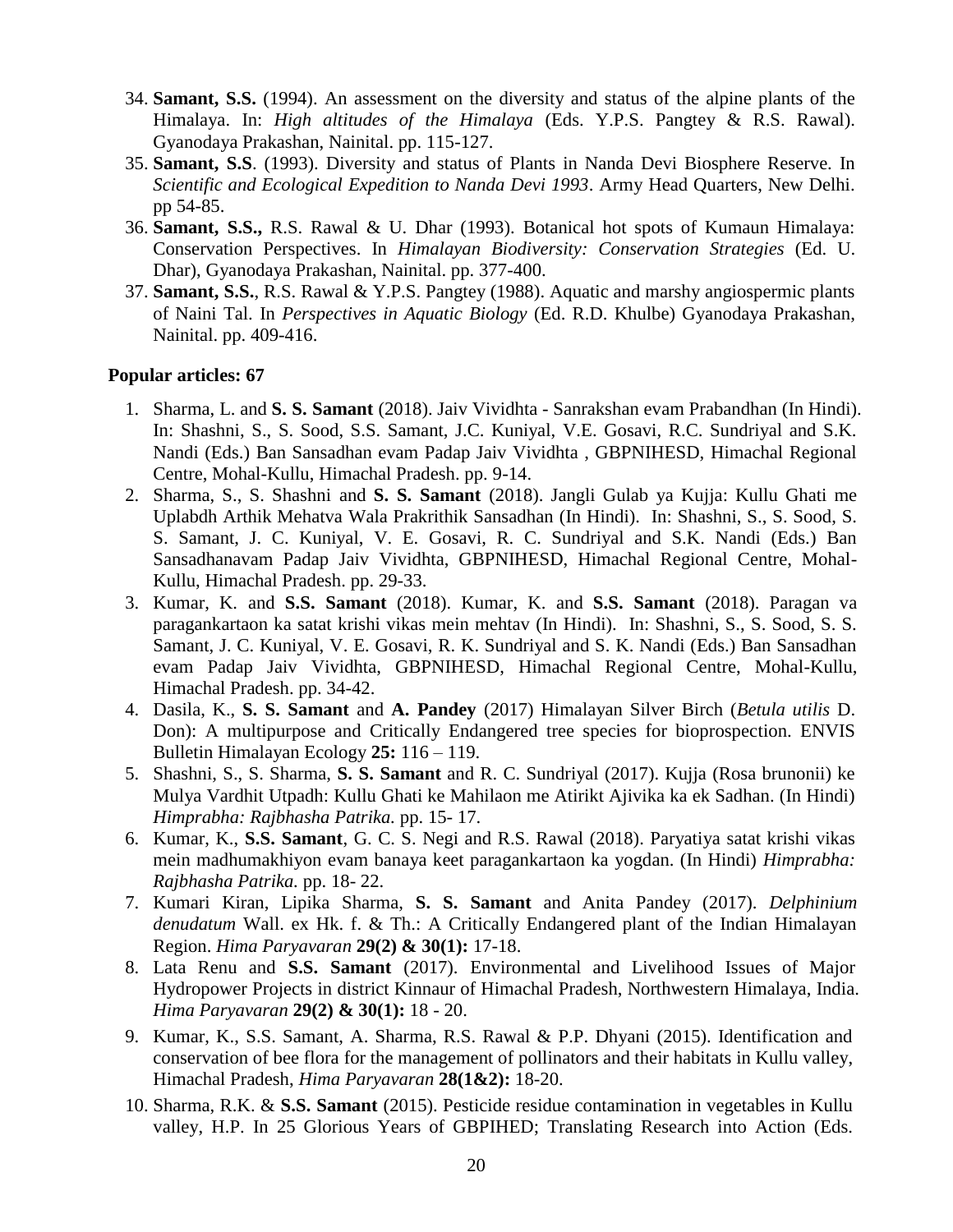34. **Samant, S.S.** (1994). An assessment on the diversity and status of the alpine plants of the Himalaya. In: *High altitudes of the Himalaya* (Eds. Y.P.S. Pangtey & R.S. Rawal). Gyanodaya Prakashan, Nainital. pp. 115-127.
35. **Samant, S.S**. (1993). Diversity and status of Plants in Nanda Devi Biosphere Reserve. In *Scientific and Ecological Expedition to Nanda Devi 1993*. Army Head Quarters, New Delhi. pp 54-85.
36. **Samant, S.S.,** R.S. Rawal & U. Dhar (1993). Botanical hot spots of Kumaun Himalaya: Conservation Perspectives. In *Himalayan Biodiversity: Conservation Strategies* (Ed. U. Dhar), Gyanodaya Prakashan, Nainital. pp. 377-400.
37. **Samant, S.S.**, R.S. Rawal & Y.P.S. Pangtey (1988). Aquatic and marshy angiospermic plants of Naini Tal. In *Perspectives in Aquatic Biology* (Ed. R.D. Khulbe) Gyanodaya Prakashan, Nainital. pp. 409-416.

**Popular articles: 67**

1. Sharma, L. and **S. S. Samant** (2018). Jaiv Vividhta - Sanrakshan evam Prabandhan (In Hindi). In: Shashni, S., S. Sood, S.S. Samant, J.C. Kuniyal, V.E. Gosavi, R.C. Sundriyal and S.K. Nandi (Eds.) Ban Sansadhan evam Padap Jaiv Vividhta , GBPNIHESD, Himachal Regional Centre, Mohal-Kullu, Himachal Pradesh. pp. 9-14.
2. Sharma, S., S. Shashni and **S. S. Samant** (2018). Jangli Gulab ya Kujja: Kullu Ghati me Uplabdh Arthik Mehatva Wala Prakrithik Sansadhan (In Hindi). In: Shashni, S., S. Sood, S. S. Samant, J. C. Kuniyal, V. E. Gosavi, R. C. Sundriyal and S.K. Nandi (Eds.) Ban Sansadhanavam Padap Jaiv Vividhta, GBPNIHESD, Himachal Regional Centre, Mohal-Kullu, Himachal Pradesh. pp. 29-33.
3. Kumar, K. and **S.S. Samant** (2018). Kumar, K. and **S.S. Samant** (2018). Paragan va paragankartaon ka satat krishi vikas mein mehtav (In Hindi). In: Shashni, S., S. Sood, S. S. Samant, J. C. Kuniyal, V. E. Gosavi, R. K. Sundriyal and S. K. Nandi (Eds.) Ban Sansadhan evam Padap Jaiv Vividhta, GBPNIHESD, Himachal Regional Centre, Mohal-Kullu, Himachal Pradesh. pp. 34-42.
4. Dasila, K., **S. S. Samant** and **A. Pandey** (2017) Himalayan Silver Birch (*Betula utilis* D. Don): A multipurpose and Critically Endangered tree species for bioprospection. ENVIS Bulletin Himalayan Ecology **25:** 116 – 119.
5. Shashni, S., S. Sharma, **S. S. Samant** and R. C. Sundriyal (2017). Kujja (Rosa brunonii) ke Mulya Vardhit Utpadh: Kullu Ghati ke Mahilaon me Atirikt Ajivika ka ek Sadhan. (In Hindi) *Himprabha: Rajbhasha Patrika.* pp. 15- 17.
6. Kumar, K., **S.S. Samant**, G. C. S. Negi and R.S. Rawal (2018). Paryatiya satat krishi vikas mein madhumakhiyon evam banaya keet paragankartaon ka yogdan. (In Hindi) *Himprabha: Rajbhasha Patrika.* pp. 18- 22.
7. Kumari Kiran, Lipika Sharma, **S. S. Samant** and Anita Pandey (2017). *Delphinium denudatum* Wall. ex Hk. f. & Th.: A Critically Endangered plant of the Indian Himalayan Region. *Hima Paryavaran* **29(2) & 30(1):** 17-18.
8. Lata Renu and **S.S. Samant** (2017). Environmental and Livelihood Issues of Major Hydropower Projects in district Kinnaur of Himachal Pradesh, Northwestern Himalaya, India. *Hima Paryavaran* **29(2) & 30(1):** 18 - 20.
9. Kumar, K., S.S. Samant, A. Sharma, R.S. Rawal & P.P. Dhyani (2015). Identification and conservation of bee flora for the management of pollinators and their habitats in Kullu valley, Himachal Pradesh, *Hima Paryavaran* **28(1&2):** 18-20.
10. Sharma, R.K. & **S.S. Samant** (2015). Pesticide residue contamination in vegetables in Kullu valley, H.P. In 25 Glorious Years of GBPIHED; Translating Research into Action (Eds.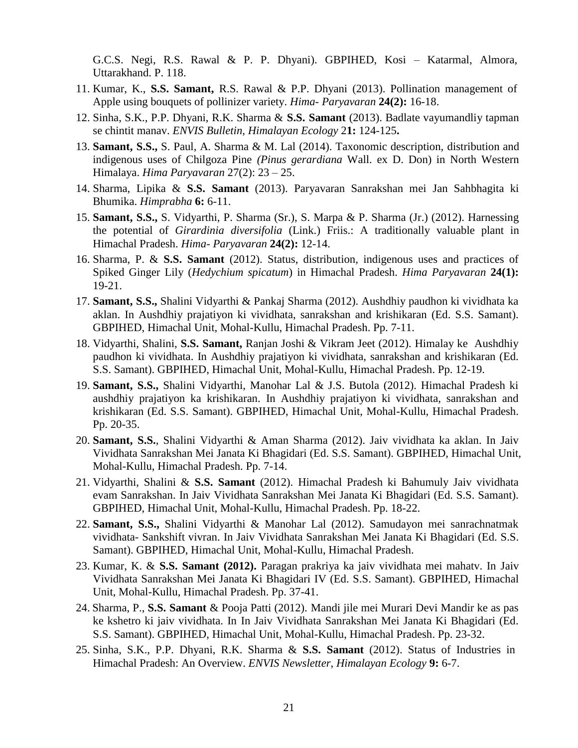G.C.S. Negi, R.S. Rawal & P. P. Dhyani). GBPIHED, Kosi – Katarmal, Almora, Uttarakhand. P. 118.

11. Kumar, K., **S.S. Samant,** R.S. Rawal & P.P. Dhyani (2013). Pollination management of Apple using bouquets of pollinizer variety. *Hima- Paryavaran* **24(2):** 16-18.
12. Sinha, S.K., P.P. Dhyani, R.K. Sharma & **S.S. Samant** (2013). Badlate vayumandliy tapman se chintit manav. *ENVIS Bulletin, Himalayan Ecology* 2**1:** 124-125**.**
13. **Samant, S.S.,** S. Paul, A. Sharma & M. Lal (2014). Taxonomic description, distribution and indigenous uses of Chilgoza Pine *(Pinus gerardiana* Wall. ex D. Don) in North Western Himalaya. *Hima Paryavaran* 27(2): 23 – 25.
14. Sharma, Lipika & **S.S. Samant** (2013). Paryavaran Sanrakshan mei Jan Sahbhagita ki Bhumika. *Himprabha* **6:** 6-11.
15. **Samant, S.S.,** S. Vidyarthi, P. Sharma (Sr.), S. Marpa & P. Sharma (Jr.) (2012). Harnessing the potential of *Girardinia diversifolia* (Link.) Friis.: A traditionally valuable plant in Himachal Pradesh. *Hima- Paryavaran* **24(2):** 12-14.
16. Sharma, P. & **S.S. Samant** (2012). Status, distribution, indigenous uses and practices of Spiked Ginger Lily (*Hedychium spicatum*) in Himachal Pradesh. *Hima Paryavaran* **24(1):** 19-21.
17. **Samant, S.S.,** Shalini Vidyarthi & Pankaj Sharma (2012). Aushdhiy paudhon ki vividhata ka aklan. In Aushdhiy prajatiyon ki vividhata, sanrakshan and krishikaran (Ed. S.S. Samant). GBPIHED, Himachal Unit, Mohal-Kullu, Himachal Pradesh. Pp. 7-11.
18. Vidyarthi, Shalini, **S.S. Samant,** Ranjan Joshi & Vikram Jeet (2012). Himalay ke Aushdhiy paudhon ki vividhata. In Aushdhiy prajatiyon ki vividhata, sanrakshan and krishikaran (Ed. S.S. Samant). GBPIHED, Himachal Unit, Mohal-Kullu, Himachal Pradesh. Pp. 12-19.
19. **Samant, S.S.,** Shalini Vidyarthi, Manohar Lal & J.S. Butola (2012). Himachal Pradesh ki aushdhiy prajatiyon ka krishikaran. In Aushdhiy prajatiyon ki vividhata, sanrakshan and krishikaran (Ed. S.S. Samant). GBPIHED, Himachal Unit, Mohal-Kullu, Himachal Pradesh. Pp. 20-35.
20. **Samant, S.S.**, Shalini Vidyarthi & Aman Sharma (2012). Jaiv vividhata ka aklan. In Jaiv Vividhata Sanrakshan Mei Janata Ki Bhagidari (Ed. S.S. Samant). GBPIHED, Himachal Unit, Mohal-Kullu, Himachal Pradesh. Pp. 7-14.
21. Vidyarthi, Shalini & **S.S. Samant** (2012). Himachal Pradesh ki Bahumuly Jaiv vividhata evam Sanrakshan. In Jaiv Vividhata Sanrakshan Mei Janata Ki Bhagidari (Ed. S.S. Samant). GBPIHED, Himachal Unit, Mohal-Kullu, Himachal Pradesh. Pp. 18-22.
22. **Samant, S.S.,** Shalini Vidyarthi & Manohar Lal (2012). Samudayon mei sanrachnatmak vividhata- Sankshift vivran. In Jaiv Vividhata Sanrakshan Mei Janata Ki Bhagidari (Ed. S.S. Samant). GBPIHED, Himachal Unit, Mohal-Kullu, Himachal Pradesh.
23. Kumar, K. & **S.S. Samant (2012).** Paragan prakriya ka jaiv vividhata mei mahatv. In Jaiv Vividhata Sanrakshan Mei Janata Ki Bhagidari IV (Ed. S.S. Samant). GBPIHED, Himachal Unit, Mohal-Kullu, Himachal Pradesh. Pp. 37-41.
24. Sharma, P., **S.S. Samant** & Pooja Patti (2012). Mandi jile mei Murari Devi Mandir ke as pas ke kshetro ki jaiv vividhata. In In Jaiv Vividhata Sanrakshan Mei Janata Ki Bhagidari (Ed. S.S. Samant). GBPIHED, Himachal Unit, Mohal-Kullu, Himachal Pradesh. Pp. 23-32.
25. Sinha, S.K., P.P. Dhyani, R.K. Sharma & **S.S. Samant** (2012). Status of Industries in Himachal Pradesh: An Overview. *ENVIS Newsletter, Himalayan Ecology* **9:** 6-7.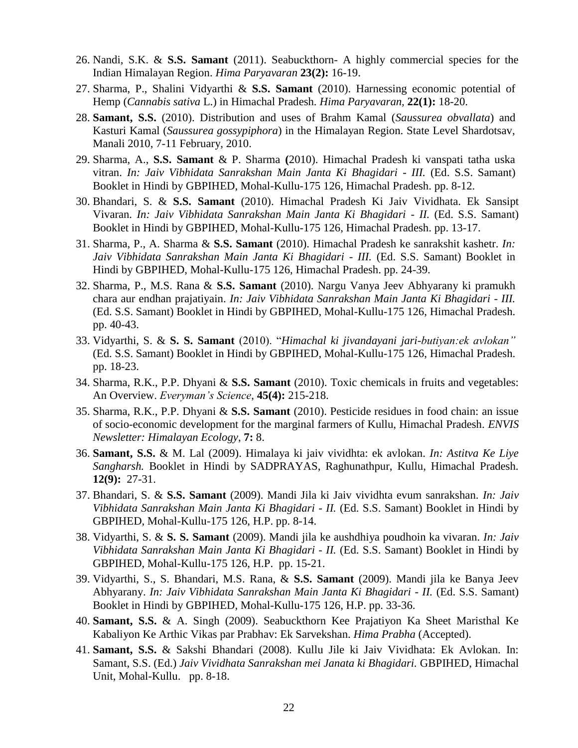26. Nandi, S.K. & **S.S. Samant** (2011). Seabuckthorn- A highly commercial species for the Indian Himalayan Region. *Hima Paryavaran* **23(2):** 16-19.
27. Sharma, P., Shalini Vidyarthi & **S.S. Samant** (2010). Harnessing economic potential of Hemp (*Cannabis sativa* L.) in Himachal Pradesh. *Hima Paryavaran,* **22(1):** 18-20.
28. **Samant, S.S.** (2010). Distribution and uses of Brahm Kamal (*Saussurea obvallata*) and Kasturi Kamal (*Saussurea gossypiphora*) in the Himalayan Region. State Level Shardotsav, Manali 2010, 7-11 February, 2010.
29. Sharma, A., **S.S. Samant** & P. Sharma **(**2010). Himachal Pradesh ki vanspati tatha uska vitran. *In: Jaiv Vibhidata Sanrakshan Main Janta Ki Bhagidari - III.* (Ed. S.S. Samant) Booklet in Hindi by GBPIHED, Mohal-Kullu-175 126, Himachal Pradesh. pp. 8-12.
30. Bhandari, S. & **S.S. Samant** (2010). Himachal Pradesh Ki Jaiv Vividhata. Ek Sansipt Vivaran. *In: Jaiv Vibhidata Sanrakshan Main Janta Ki Bhagidari - II.* (Ed. S.S. Samant) Booklet in Hindi by GBPIHED, Mohal-Kullu-175 126, Himachal Pradesh. pp. 13-17.
31. Sharma, P., A. Sharma & **S.S. Samant** (2010). Himachal Pradesh ke sanrakshit kashetr. *In: Jaiv Vibhidata Sanrakshan Main Janta Ki Bhagidari - III.* (Ed. S.S. Samant) Booklet in Hindi by GBPIHED, Mohal-Kullu-175 126, Himachal Pradesh. pp. 24-39.
32. Sharma, P., M.S. Rana & **S.S. Samant** (2010). Nargu Vanya Jeev Abhyarany ki pramukh chara aur endhan prajatiyain. *In: Jaiv Vibhidata Sanrakshan Main Janta Ki Bhagidari - III.* (Ed. S.S. Samant) Booklet in Hindi by GBPIHED, Mohal-Kullu-175 126, Himachal Pradesh. pp. 40-43.
33. Vidyarthi, S. & **S. S. Samant** (2010). "*Himachal ki jivandayani jari-butiyan:ek avlokan"* (Ed. S.S. Samant) Booklet in Hindi by GBPIHED, Mohal-Kullu-175 126, Himachal Pradesh. pp. 18-23.
34. Sharma, R.K., P.P. Dhyani & **S.S. Samant** (2010). Toxic chemicals in fruits and vegetables: An Overview. *Everyman's Science*, **45(4):** 215-218.
35. Sharma, R.K., P.P. Dhyani & **S.S. Samant** (2010). Pesticide residues in food chain: an issue of socio-economic development for the marginal farmers of Kullu, Himachal Pradesh. *ENVIS Newsletter: Himalayan Ecology*, **7:** 8.
36. **Samant, S.S.** & M. Lal (2009). Himalaya ki jaiv vividhta: ek avlokan. *In: Astitva Ke Liye Sangharsh.* Booklet in Hindi by SADPRAYAS, Raghunathpur, Kullu, Himachal Pradesh. **12(9):** 27-31.
37. Bhandari, S. & **S.S. Samant** (2009). Mandi Jila ki Jaiv vividhta evum sanrakshan. *In: Jaiv Vibhidata Sanrakshan Main Janta Ki Bhagidari - II.* (Ed. S.S. Samant) Booklet in Hindi by GBPIHED, Mohal-Kullu-175 126, H.P. pp. 8-14.
38. Vidyarthi, S. & **S. S. Samant** (2009). Mandi jila ke aushdhiya poudhoin ka vivaran. *In: Jaiv Vibhidata Sanrakshan Main Janta Ki Bhagidari - II.* (Ed. S.S. Samant) Booklet in Hindi by GBPIHED, Mohal-Kullu-175 126, H.P. pp. 15-21.
39. Vidyarthi, S., S. Bhandari, M.S. Rana, & **S.S. Samant** (2009). Mandi jila ke Banya Jeev Abhyarany. *In: Jaiv Vibhidata Sanrakshan Main Janta Ki Bhagidari - II.* (Ed. S.S. Samant) Booklet in Hindi by GBPIHED, Mohal-Kullu-175 126, H.P. pp. 33-36.
40. **Samant, S.S.** & A. Singh (2009). Seabuckthorn Kee Prajatiyon Ka Sheet Maristhal Ke Kabaliyon Ke Arthic Vikas par Prabhav: Ek Sarvekshan. *Hima Prabha* (Accepted).
41. **Samant, S.S.** & Sakshi Bhandari (2008). Kullu Jile ki Jaiv Vividhata: Ek Avlokan. In: Samant, S.S. (Ed.) *Jaiv Vividhata Sanrakshan mei Janata ki Bhagidari.* GBPIHED, Himachal Unit, Mohal-Kullu. pp. 8-18.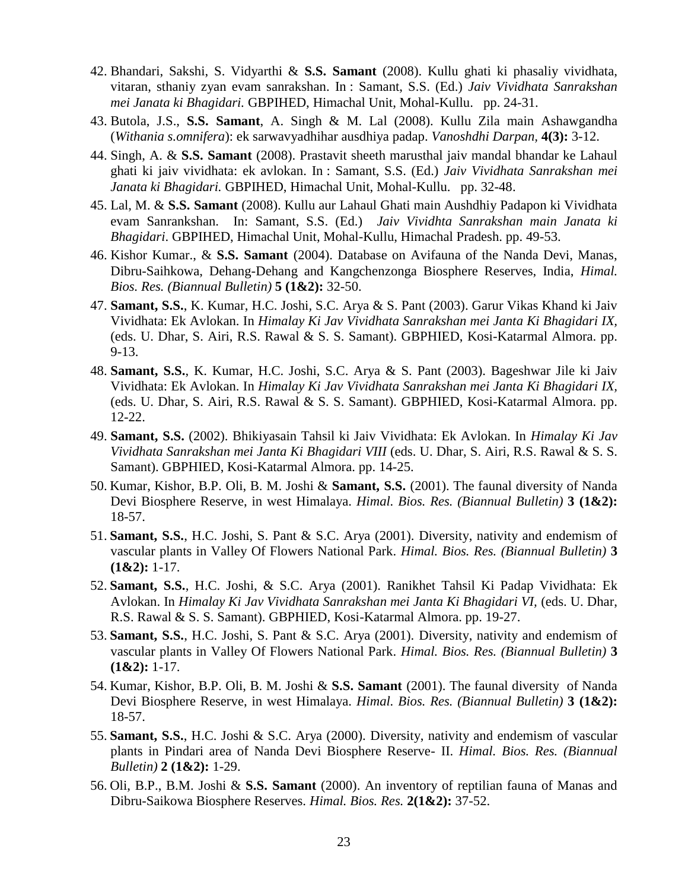42. Bhandari, Sakshi, S. Vidyarthi & **S.S. Samant** (2008). Kullu ghati ki phasaliy vividhata, vitaran, sthaniy zyan evam sanrakshan. In : Samant, S.S. (Ed.) *Jaiv Vividhata Sanrakshan mei Janata ki Bhagidari.* GBPIHED, Himachal Unit, Mohal-Kullu. pp. 24-31.
43. Butola, J.S., **S.S. Samant**, A. Singh & M. Lal (2008). Kullu Zila main Ashawgandha (*Withania s.omnifera*): ek sarwavyadhihar ausdhiya padap. *Vanoshdhi Darpan,* **4(3):** 3-12.
44. Singh, A. & **S.S. Samant** (2008). Prastavit sheeth marusthal jaiv mandal bhandar ke Lahaul ghati ki jaiv vividhata: ek avlokan. In : Samant, S.S. (Ed.) *Jaiv Vividhata Sanrakshan mei Janata ki Bhagidari.* GBPIHED, Himachal Unit, Mohal-Kullu. pp. 32-48.
45. Lal, M. & **S.S. Samant** (2008). Kullu aur Lahaul Ghati main Aushdhiy Padapon ki Vividhata evam Sanrankshan. In: Samant, S.S. (Ed.) *Jaiv Vividhta Sanrakshan main Janata ki Bhagidari*. GBPIHED, Himachal Unit, Mohal-Kullu, Himachal Pradesh. pp. 49-53.
46. Kishor Kumar., & **S.S. Samant** (2004). Database on Avifauna of the Nanda Devi, Manas, Dibru-Saihkowa, Dehang-Dehang and Kangchenzonga Biosphere Reserves, India, *Himal. Bios. Res. (Biannual Bulletin)* **5 (1&2):** 32-50.
47. **Samant, S.S.**, K. Kumar, H.C. Joshi, S.C. Arya & S. Pant (2003). Garur Vikas Khand ki Jaiv Vividhata: Ek Avlokan. In *Himalay Ki Jav Vividhata Sanrakshan mei Janta Ki Bhagidari IX,* (eds. U. Dhar, S. Airi, R.S. Rawal & S. S. Samant). GBPHIED, Kosi-Katarmal Almora. pp. 9-13.
48. **Samant, S.S.**, K. Kumar, H.C. Joshi, S.C. Arya & S. Pant (2003). Bageshwar Jile ki Jaiv Vividhata: Ek Avlokan. In *Himalay Ki Jav Vividhata Sanrakshan mei Janta Ki Bhagidari IX,* (eds. U. Dhar, S. Airi, R.S. Rawal & S. S. Samant). GBPHIED, Kosi-Katarmal Almora. pp. 12-22.
49. **Samant, S.S.** (2002). Bhikiyasain Tahsil ki Jaiv Vividhata: Ek Avlokan. In *Himalay Ki Jav Vividhata Sanrakshan mei Janta Ki Bhagidari VIII* (eds. U. Dhar, S. Airi, R.S. Rawal & S. S. Samant). GBPHIED, Kosi-Katarmal Almora. pp. 14-25.
50. Kumar, Kishor, B.P. Oli, B. M. Joshi & **Samant, S.S.** (2001). The faunal diversity of Nanda Devi Biosphere Reserve, in west Himalaya. *Himal. Bios. Res. (Biannual Bulletin)* **3 (1&2):** 18-57.
51. **Samant, S.S.**, H.C. Joshi, S. Pant & S.C. Arya (2001). Diversity, nativity and endemism of vascular plants in Valley Of Flowers National Park. *Himal. Bios. Res. (Biannual Bulletin)* **3 (1&2):** 1-17.
52. **Samant, S.S.**, H.C. Joshi, & S.C. Arya (2001). Ranikhet Tahsil Ki Padap Vividhata: Ek Avlokan. In *Himalay Ki Jav Vividhata Sanrakshan mei Janta Ki Bhagidari VI,* (eds. U. Dhar, R.S. Rawal & S. S. Samant). GBPHIED, Kosi-Katarmal Almora. pp. 19-27.
53. **Samant, S.S.**, H.C. Joshi, S. Pant & S.C. Arya (2001). Diversity, nativity and endemism of vascular plants in Valley Of Flowers National Park. *Himal. Bios. Res. (Biannual Bulletin)* **3 (1&2):** 1-17.
54. Kumar, Kishor, B.P. Oli, B. M. Joshi & **S.S. Samant** (2001). The faunal diversity of Nanda Devi Biosphere Reserve, in west Himalaya. *Himal. Bios. Res. (Biannual Bulletin)* **3 (1&2):** 18-57.
55. **Samant, S.S.**, H.C. Joshi & S.C. Arya (2000). Diversity, nativity and endemism of vascular plants in Pindari area of Nanda Devi Biosphere Reserve- II. *Himal. Bios. Res. (Biannual Bulletin)* **2 (1&2):** 1-29.
56. Oli, B.P., B.M. Joshi & **S.S. Samant** (2000). An inventory of reptilian fauna of Manas and Dibru-Saikowa Biosphere Reserves. *Himal. Bios. Res.* **2(1&2):** 37-52.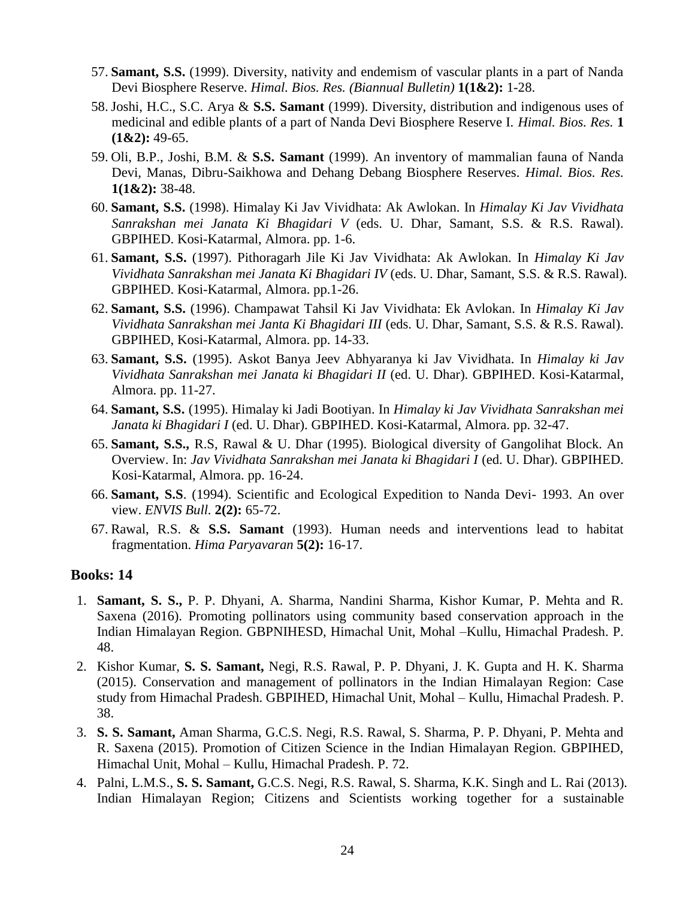57. **Samant, S.S.** (1999). Diversity, nativity and endemism of vascular plants in a part of Nanda Devi Biosphere Reserve. *Himal. Bios. Res. (Biannual Bulletin)* **1(1&2):** 1-28.
58. Joshi, H.C., S.C. Arya & **S.S. Samant** (1999). Diversity, distribution and indigenous uses of medicinal and edible plants of a part of Nanda Devi Biosphere Reserve I. *Himal. Bios. Res.* **1 (1&2):** 49-65.
59. Oli, B.P., Joshi, B.M. & **S.S. Samant** (1999). An inventory of mammalian fauna of Nanda Devi, Manas, Dibru-Saikhowa and Dehang Debang Biosphere Reserves. *Himal. Bios. Res.* **1(1&2):** 38-48.
60. **Samant, S.S.** (1998). Himalay Ki Jav Vividhata: Ak Awlokan. In *Himalay Ki Jav Vividhata Sanrakshan mei Janata Ki Bhagidari V* (eds. U. Dhar, Samant, S.S. & R.S. Rawal). GBPIHED. Kosi-Katarmal, Almora. pp. 1-6.
61. **Samant, S.S.** (1997). Pithoragarh Jile Ki Jav Vividhata: Ak Awlokan. In *Himalay Ki Jav Vividhata Sanrakshan mei Janata Ki Bhagidari IV* (eds. U. Dhar, Samant, S.S. & R.S. Rawal). GBPIHED. Kosi-Katarmal, Almora. pp.1-26.
62. **Samant, S.S.** (1996). Champawat Tahsil Ki Jav Vividhata: Ek Avlokan. In *Himalay Ki Jav Vividhata Sanrakshan mei Janta Ki Bhagidari III* (eds. U. Dhar, Samant, S.S. & R.S. Rawal). GBPIHED, Kosi-Katarmal, Almora. pp. 14-33.
63. **Samant, S.S.** (1995). Askot Banya Jeev Abhyaranya ki Jav Vividhata. In *Himalay ki Jav Vividhata Sanrakshan mei Janata ki Bhagidari II* (ed. U. Dhar). GBPIHED. Kosi-Katarmal, Almora. pp. 11-27.
64. **Samant, S.S.** (1995). Himalay ki Jadi Bootiyan. In *Himalay ki Jav Vividhata Sanrakshan mei Janata ki Bhagidari I* (ed. U. Dhar). GBPIHED. Kosi-Katarmal, Almora. pp. 32-47.
65. **Samant, S.S.,** R.S, Rawal & U. Dhar (1995). Biological diversity of Gangolihat Block. An Overview. In: *Jav Vividhata Sanrakshan mei Janata ki Bhagidari I* (ed. U. Dhar). GBPIHED. Kosi-Katarmal, Almora. pp. 16-24.
66. **Samant, S.S**. (1994). Scientific and Ecological Expedition to Nanda Devi- 1993. An over view. *ENVIS Bull.* **2(2):** 65-72.
67. Rawal, R.S. & **S.S. Samant** (1993). Human needs and interventions lead to habitat fragmentation. *Hima Paryavaran* **5(2):** 16-17.

## Books: 14

1. **Samant, S. S.,** P. P. Dhyani, A. Sharma, Nandini Sharma, Kishor Kumar, P. Mehta and R. Saxena (2016). Promoting pollinators using community based conservation approach in the Indian Himalayan Region. GBPNIHESD, Himachal Unit, Mohal –Kullu, Himachal Pradesh. P. 48.
2. Kishor Kumar, **S. S. Samant,** Negi, R.S. Rawal, P. P. Dhyani, J. K. Gupta and H. K. Sharma (2015). Conservation and management of pollinators in the Indian Himalayan Region: Case study from Himachal Pradesh. GBPIHED, Himachal Unit, Mohal – Kullu, Himachal Pradesh. P. 38.
3. **S. S. Samant,** Aman Sharma, G.C.S. Negi, R.S. Rawal, S. Sharma, P. P. Dhyani, P. Mehta and R. Saxena (2015). Promotion of Citizen Science in the Indian Himalayan Region. GBPIHED, Himachal Unit, Mohal – Kullu, Himachal Pradesh. P. 72.
4. Palni, L.M.S., **S. S. Samant,** G.C.S. Negi, R.S. Rawal, S. Sharma, K.K. Singh and L. Rai (2013). Indian Himalayan Region; Citizens and Scientists working together for a sustainable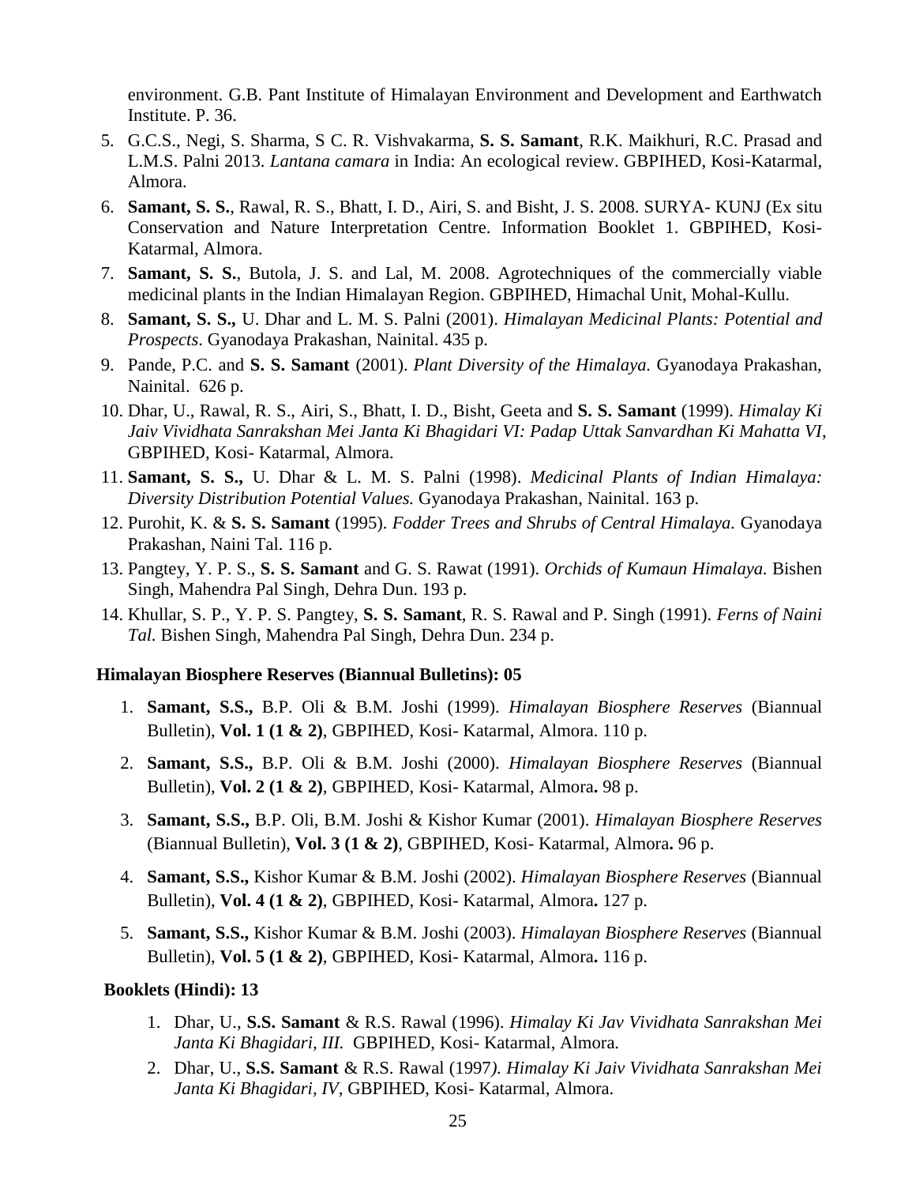environment. G.B. Pant Institute of Himalayan Environment and Development and Earthwatch Institute. P. 36.

5. G.C.S., Negi, S. Sharma, S C. R. Vishvakarma, **S. S. Samant**, R.K. Maikhuri, R.C. Prasad and L.M.S. Palni 2013. *Lantana camara* in India: An ecological review. GBPIHED, Kosi-Katarmal, Almora.
6. **Samant, S. S.**, Rawal, R. S., Bhatt, I. D., Airi, S. and Bisht, J. S. 2008. SURYA- KUNJ (Ex situ Conservation and Nature Interpretation Centre. Information Booklet 1. GBPIHED, Kosi-Katarmal, Almora.
7. **Samant, S. S.**, Butola, J. S. and Lal, M. 2008. Agrotechniques of the commercially viable medicinal plants in the Indian Himalayan Region. GBPIHED, Himachal Unit, Mohal-Kullu.
8. **Samant, S. S.,** U. Dhar and L. M. S. Palni (2001). *Himalayan Medicinal Plants: Potential and Prospects*. Gyanodaya Prakashan, Nainital. 435 p.
9. Pande, P.C. and **S. S. Samant** (2001). *Plant Diversity of the Himalaya.* Gyanodaya Prakashan, Nainital. 626 p.
10. Dhar, U., Rawal, R. S., Airi, S., Bhatt, I. D., Bisht, Geeta and **S. S. Samant** (1999). *Himalay Ki Jaiv Vividhata Sanrakshan Mei Janta Ki Bhagidari VI: Padap Uttak Sanvardhan Ki Mahatta VI*, GBPIHED, Kosi- Katarmal, Almora.
11. **Samant, S. S.,** U. Dhar & L. M. S. Palni (1998). *Medicinal Plants of Indian Himalaya: Diversity Distribution Potential Values.* Gyanodaya Prakashan, Nainital. 163 p.
12. Purohit, K. & **S. S. Samant** (1995). *Fodder Trees and Shrubs of Central Himalaya.* Gyanodaya Prakashan, Naini Tal. 116 p.
13. Pangtey, Y. P. S., **S. S. Samant** and G. S. Rawat (1991). *Orchids of Kumaun Himalaya.* Bishen Singh, Mahendra Pal Singh, Dehra Dun. 193 p.
14. Khullar, S. P., Y. P. S. Pangtey, **S. S. Samant**, R. S. Rawal and P. Singh (1991). *Ferns of Naini Tal.* Bishen Singh, Mahendra Pal Singh, Dehra Dun. 234 p.

### Himalayan Biosphere Reserves (Biannual Bulletins): 05

1. **Samant, S.S.,** B.P. Oli & B.M. Joshi (1999). *Himalayan Biosphere Reserves* (Biannual Bulletin), **Vol. 1 (1 & 2)**, GBPIHED, Kosi- Katarmal, Almora. 110 p.
2. **Samant, S.S.,** B.P. Oli & B.M. Joshi (2000). *Himalayan Biosphere Reserves* (Biannual Bulletin), **Vol. 2 (1 & 2)**, GBPIHED, Kosi- Katarmal, Almora**.** 98 p.
3. **Samant, S.S.,** B.P. Oli, B.M. Joshi & Kishor Kumar (2001). *Himalayan Biosphere Reserves* (Biannual Bulletin), **Vol. 3 (1 & 2)**, GBPIHED, Kosi- Katarmal, Almora**.** 96 p.
4. **Samant, S.S.,** Kishor Kumar & B.M. Joshi (2002). *Himalayan Biosphere Reserves* (Biannual Bulletin), **Vol. 4 (1 & 2)**, GBPIHED, Kosi- Katarmal, Almora**.** 127 p.
5. **Samant, S.S.,** Kishor Kumar & B.M. Joshi (2003). *Himalayan Biosphere Reserves* (Biannual Bulletin), **Vol. 5 (1 & 2)**, GBPIHED, Kosi- Katarmal, Almora**.** 116 p.

### Booklets (Hindi): 13

1. Dhar, U., **S.S. Samant** & R.S. Rawal (1996). *Himalay Ki Jav Vividhata Sanrakshan Mei Janta Ki Bhagidari, III.* GBPIHED, Kosi- Katarmal, Almora.
2. Dhar, U., **S.S. Samant** & R.S. Rawal (1997*). Himalay Ki Jaiv Vividhata Sanrakshan Mei Janta Ki Bhagidari, IV,* GBPIHED, Kosi- Katarmal, Almora.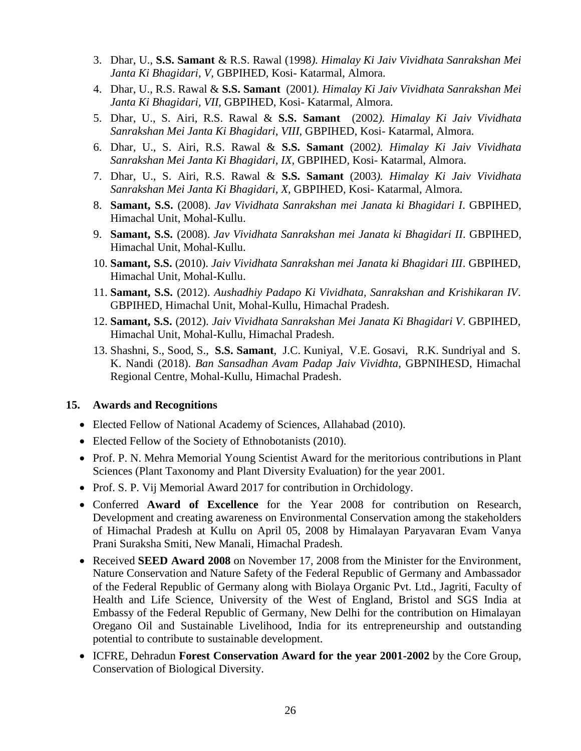3. Dhar, U., **S.S. Samant** & R.S. Rawal (1998). *Himalay Ki Jaiv Vividhata Sanrakshan Mei Janta Ki Bhagidari, V*, GBPIHED, Kosi- Katarmal, Almora.
4. Dhar, U., R.S. Rawal & **S.S. Samant** (2001). *Himalay Ki Jaiv Vividhata Sanrakshan Mei Janta Ki Bhagidari, VII*, GBPIHED, Kosi- Katarmal, Almora.
5. Dhar, U., S. Airi, R.S. Rawal & **S.S. Samant** (2002). *Himalay Ki Jaiv Vividhata Sanrakshan Mei Janta Ki Bhagidari, VIII*, GBPIHED, Kosi- Katarmal, Almora.
6. Dhar, U., S. Airi, R.S. Rawal & **S.S. Samant** (2002). *Himalay Ki Jaiv Vividhata Sanrakshan Mei Janta Ki Bhagidari, IX*, GBPIHED, Kosi- Katarmal, Almora.
7. Dhar, U., S. Airi, R.S. Rawal & **S.S. Samant** (2003). *Himalay Ki Jaiv Vividhata Sanrakshan Mei Janta Ki Bhagidari, X*, GBPIHED, Kosi- Katarmal, Almora.
8. **Samant, S.S.** (2008). *Jav Vividhata Sanrakshan mei Janata ki Bhagidari I*. GBPIHED, Himachal Unit, Mohal-Kullu.
9. **Samant, S.S.** (2008). *Jav Vividhata Sanrakshan mei Janata ki Bhagidari II*. GBPIHED, Himachal Unit, Mohal-Kullu.
10. **Samant, S.S.** (2010). *Jaiv Vividhata Sanrakshan mei Janata ki Bhagidari III*. GBPIHED, Himachal Unit, Mohal-Kullu.
11. **Samant, S.S.** (2012). *Aushadhiy Padapo Ki Vividhata, Sanrakshan and Krishikaran IV*. GBPIHED, Himachal Unit, Mohal-Kullu, Himachal Pradesh.
12. **Samant, S.S.** (2012). *Jaiv Vividhata Sanrakshan Mei Janata Ki Bhagidari V*. GBPIHED, Himachal Unit, Mohal-Kullu, Himachal Pradesh.
13. Shashni, S., Sood, S., **S.S. Samant**, J.C. Kuniyal, V.E. Gosavi, R.K. Sundriyal and S. K. Nandi (2018). *Ban Sansadhan Avam Padap Jaiv Vividhta*, GBPNIHESD, Himachal Regional Centre, Mohal-Kullu, Himachal Pradesh.

## 15. Awards and Recognitions

- Elected Fellow of National Academy of Sciences, Allahabad (2010).
- Elected Fellow of the Society of Ethnobotanists (2010).
- Prof. P. N. Mehra Memorial Young Scientist Award for the meritorious contributions in Plant Sciences (Plant Taxonomy and Plant Diversity Evaluation) for the year 2001.
- Prof. S. P. Vij Memorial Award 2017 for contribution in Orchidology.
- Conferred **Award of Excellence** for the Year 2008 for contribution on Research, Development and creating awareness on Environmental Conservation among the stakeholders of Himachal Pradesh at Kullu on April 05, 2008 by Himalayan Paryavaran Evam Vanya Prani Suraksha Smiti, New Manali, Himachal Pradesh.
- Received **SEED Award 2008** on November 17, 2008 from the Minister for the Environment, Nature Conservation and Nature Safety of the Federal Republic of Germany and Ambassador of the Federal Republic of Germany along with Biolaya Organic Pvt. Ltd., Jagriti, Faculty of Health and Life Science, University of the West of England, Bristol and SGS India at Embassy of the Federal Republic of Germany, New Delhi for the contribution on Himalayan Oregano Oil and Sustainable Livelihood, India for its entrepreneurship and outstanding potential to contribute to sustainable development.
- ICFRE, Dehradun **Forest Conservation Award for the year 2001-2002** by the Core Group, Conservation of Biological Diversity.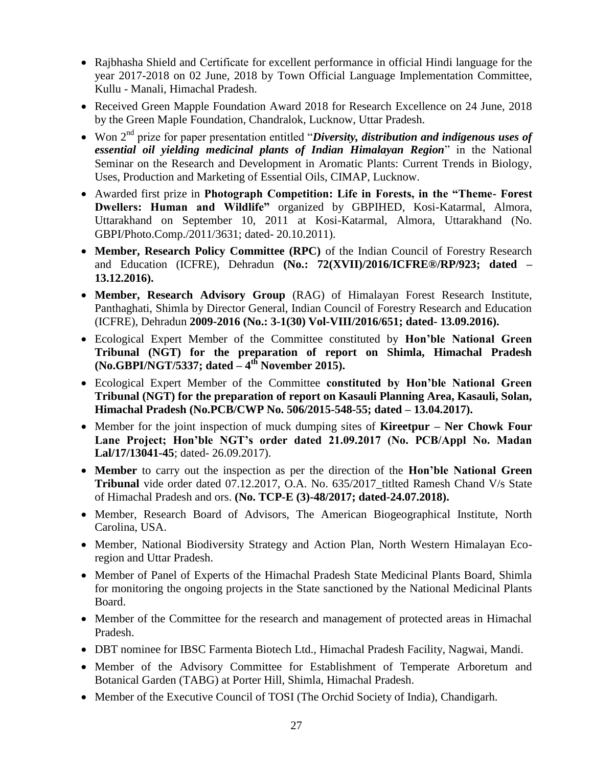- Rajbhasha Shield and Certificate for excellent performance in official Hindi language for the year 2017-2018 on 02 June, 2018 by Town Official Language Implementation Committee, Kullu - Manali, Himachal Pradesh.
- Received Green Mapple Foundation Award 2018 for Research Excellence on 24 June, 2018 by the Green Maple Foundation, Chandralok, Lucknow, Uttar Pradesh.
- Won 2nd prize for paper presentation entitled "***Diversity, distribution and indigenous uses of essential oil yielding medicinal plants of Indian Himalayan Region***" in the National Seminar on the Research and Development in Aromatic Plants: Current Trends in Biology, Uses, Production and Marketing of Essential Oils, CIMAP, Lucknow.
- Awarded first prize in **Photograph Competition: Life in Forests, in the "Theme- Forest Dwellers: Human and Wildlife"** organized by GBPIHED, Kosi-Katarmal, Almora, Uttarakhand on September 10, 2011 at Kosi-Katarmal, Almora, Uttarakhand (No. GBPI/Photo.Comp./2011/3631; dated- 20.10.2011).
- **Member, Research Policy Committee (RPC)** of the Indian Council of Forestry Research and Education (ICFRE), Dehradun **(No.: 72(XVII)/2016/ICFRE®/RP/923; dated – 13.12.2016).**
- **Member, Research Advisory Group** (RAG) of Himalayan Forest Research Institute, Panthaghati, Shimla by Director General, Indian Council of Forestry Research and Education (ICFRE), Dehradun **2009-2016 (No.: 3-1(30) Vol-VIII/2016/651; dated- 13.09.2016).**
- Ecological Expert Member of the Committee constituted by **Hon'ble National Green Tribunal (NGT) for the preparation of report on Shimla, Himachal Pradesh (No.GBPI/NGT/5337; dated – 4th November 2015).**
- Ecological Expert Member of the Committee **constituted by Hon'ble National Green Tribunal (NGT) for the preparation of report on Kasauli Planning Area, Kasauli, Solan, Himachal Pradesh (No.PCB/CWP No. 506/2015-548-55; dated – 13.04.2017).**
- Member for the joint inspection of muck dumping sites of **Kireetpur – Ner Chowk Four Lane Project; Hon'ble NGT's order dated 21.09.2017 (No. PCB/Appl No. Madan Lal/17/13041-45**; dated- 26.09.2017).
- **Member** to carry out the inspection as per the direction of the **Hon'ble National Green Tribunal** vide order dated 07.12.2017, O.A. No. 635/2017_titlted Ramesh Chand V/s State of Himachal Pradesh and ors. **(No. TCP-E (3)-48/2017; dated-24.07.2018).**
- Member, Research Board of Advisors, The American Biogeographical Institute, North Carolina, USA.
- Member, National Biodiversity Strategy and Action Plan, North Western Himalayan Eco-region and Uttar Pradesh.
- Member of Panel of Experts of the Himachal Pradesh State Medicinal Plants Board, Shimla for monitoring the ongoing projects in the State sanctioned by the National Medicinal Plants Board.
- Member of the Committee for the research and management of protected areas in Himachal Pradesh.
- DBT nominee for IBSC Farmenta Biotech Ltd., Himachal Pradesh Facility, Nagwai, Mandi.
- Member of the Advisory Committee for Establishment of Temperate Arboretum and Botanical Garden (TABG) at Porter Hill, Shimla, Himachal Pradesh.
- Member of the Executive Council of TOSI (The Orchid Society of India), Chandigarh.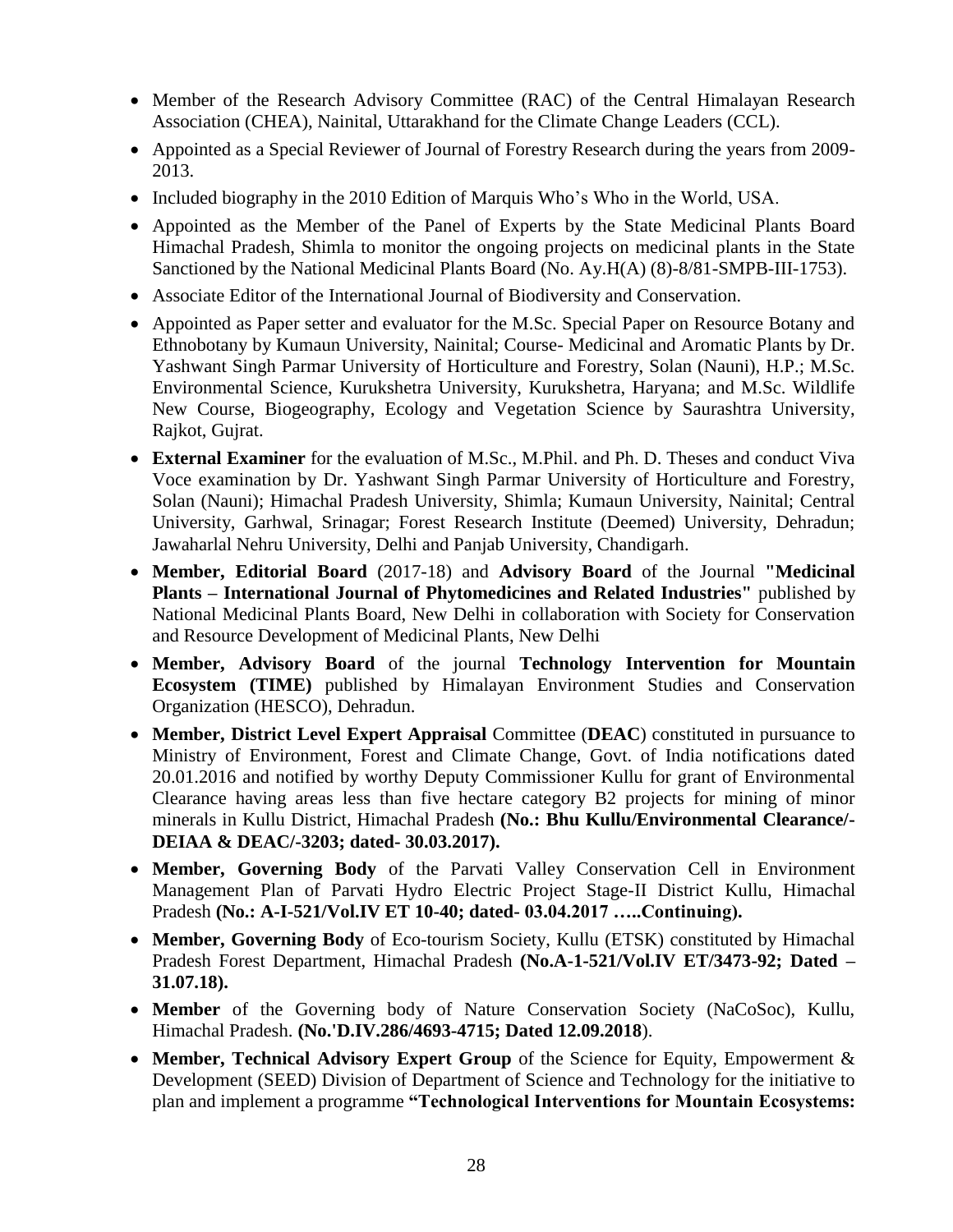- Member of the Research Advisory Committee (RAC) of the Central Himalayan Research Association (CHEA), Nainital, Uttarakhand for the Climate Change Leaders (CCL).
- Appointed as a Special Reviewer of Journal of Forestry Research during the years from 2009-2013.
- Included biography in the 2010 Edition of Marquis Who's Who in the World, USA.
- Appointed as the Member of the Panel of Experts by the State Medicinal Plants Board Himachal Pradesh, Shimla to monitor the ongoing projects on medicinal plants in the State Sanctioned by the National Medicinal Plants Board (No. Ay.H(A) (8)-8/81-SMPB-III-1753).
- Associate Editor of the International Journal of Biodiversity and Conservation.
- Appointed as Paper setter and evaluator for the M.Sc. Special Paper on Resource Botany and Ethnobotany by Kumaun University, Nainital; Course- Medicinal and Aromatic Plants by Dr. Yashwant Singh Parmar University of Horticulture and Forestry, Solan (Nauni), H.P.; M.Sc. Environmental Science, Kurukshetra University, Kurukshetra, Haryana; and M.Sc. Wildlife New Course, Biogeography, Ecology and Vegetation Science by Saurashtra University, Rajkot, Gujrat.
- **External Examiner** for the evaluation of M.Sc., M.Phil. and Ph. D. Theses and conduct Viva Voce examination by Dr. Yashwant Singh Parmar University of Horticulture and Forestry, Solan (Nauni); Himachal Pradesh University, Shimla; Kumaun University, Nainital; Central University, Garhwal, Srinagar; Forest Research Institute (Deemed) University, Dehradun; Jawaharlal Nehru University, Delhi and Panjab University, Chandigarh.
- **Member, Editorial Board** (2017-18) and **Advisory Board** of the Journal **"Medicinal Plants – International Journal of Phytomedicines and Related Industries"** published by National Medicinal Plants Board, New Delhi in collaboration with Society for Conservation and Resource Development of Medicinal Plants, New Delhi
- **Member, Advisory Board** of the journal **Technology Intervention for Mountain Ecosystem (TIME)** published by Himalayan Environment Studies and Conservation Organization (HESCO), Dehradun.
- **Member, District Level Expert Appraisal** Committee (**DEAC**) constituted in pursuance to Ministry of Environment, Forest and Climate Change, Govt. of India notifications dated 20.01.2016 and notified by worthy Deputy Commissioner Kullu for grant of Environmental Clearance having areas less than five hectare category B2 projects for mining of minor minerals in Kullu District, Himachal Pradesh **(No.: Bhu Kullu/Environmental Clearance/-DEIAA & DEAC/-3203; dated- 30.03.2017).**
- **Member, Governing Body** of the Parvati Valley Conservation Cell in Environment Management Plan of Parvati Hydro Electric Project Stage-II District Kullu, Himachal Pradesh **(No.: A-I-521/Vol.IV ET 10-40; dated- 03.04.2017 …..Continuing).**
- **Member, Governing Body** of Eco-tourism Society, Kullu (ETSK) constituted by Himachal Pradesh Forest Department, Himachal Pradesh **(No.A-1-521/Vol.IV ET/3473-92; Dated – 31.07.18).**
- **Member** of the Governing body of Nature Conservation Society (NaCoSoc), Kullu, Himachal Pradesh. **(No.'D.IV.286/4693-4715; Dated 12.09.2018**).
- **Member, Technical Advisory Expert Group** of the Science for Equity, Empowerment & Development (SEED) Division of Department of Science and Technology for the initiative to plan and implement a programme **"Technological Interventions for Mountain Ecosystems:**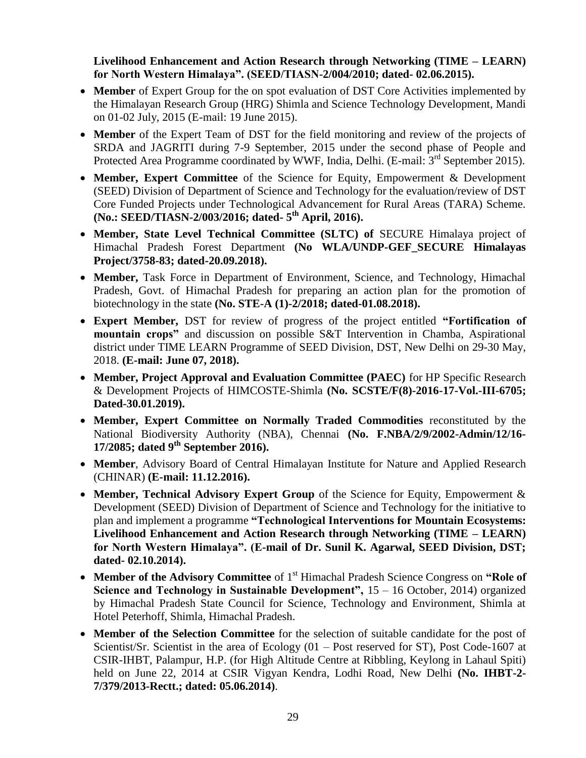**Livelihood Enhancement and Action Research through Networking (TIME – LEARN) for North Western Himalaya". (SEED/TIASN-2/004/2010; dated- 02.06.2015).**

- **Member** of Expert Group for the on spot evaluation of DST Core Activities implemented by the Himalayan Research Group (HRG) Shimla and Science Technology Development, Mandi on 01-02 July, 2015 (E-mail: 19 June 2015).
- **Member** of the Expert Team of DST for the field monitoring and review of the projects of SRDA and JAGRITI during 7-9 September, 2015 under the second phase of People and Protected Area Programme coordinated by WWF, India, Delhi. (E-mail: 3rd September 2015).
- **Member, Expert Committee** of the Science for Equity, Empowerment & Development (SEED) Division of Department of Science and Technology for the evaluation/review of DST Core Funded Projects under Technological Advancement for Rural Areas (TARA) Scheme. **(No.: SEED/TIASN-2/003/2016; dated- 5th April, 2016).**
- **Member, State Level Technical Committee (SLTC) of** SECURE Himalaya project of Himachal Pradesh Forest Department **(No WLA/UNDP-GEF_SECURE Himalayas Project/3758-83; dated-20.09.2018).**
- **Member,** Task Force in Department of Environment, Science, and Technology, Himachal Pradesh, Govt. of Himachal Pradesh for preparing an action plan for the promotion of biotechnology in the state **(No. STE-A (1)-2/2018; dated-01.08.2018).**
- **Expert Member,** DST for review of progress of the project entitled **"Fortification of mountain crops"** and discussion on possible S&T Intervention in Chamba, Aspirational district under TIME LEARN Programme of SEED Division, DST, New Delhi on 29-30 May, 2018. **(E-mail: June 07, 2018).**
- **Member, Project Approval and Evaluation Committee (PAEC)** for HP Specific Research & Development Projects of HIMCOSTE-Shimla **(No. SCSTE/F(8)-2016-17-Vol.-III-6705; Dated-30.01.2019).**
- **Member, Expert Committee on Normally Traded Commodities** reconstituted by the National Biodiversity Authority (NBA), Chennai **(No. F.NBA/2/9/2002-Admin/12/16-17/2085; dated 9th September 2016).**
- **Member**, Advisory Board of Central Himalayan Institute for Nature and Applied Research (CHINAR) **(E-mail: 11.12.2016).**
- **Member, Technical Advisory Expert Group** of the Science for Equity, Empowerment & Development (SEED) Division of Department of Science and Technology for the initiative to plan and implement a programme **"Technological Interventions for Mountain Ecosystems: Livelihood Enhancement and Action Research through Networking (TIME – LEARN) for North Western Himalaya". (E-mail of Dr. Sunil K. Agarwal, SEED Division, DST; dated- 02.10.2014).**
- **Member of the Advisory Committee** of 1st Himachal Pradesh Science Congress on **"Role of Science and Technology in Sustainable Development",** 15 – 16 October, 2014) organized by Himachal Pradesh State Council for Science, Technology and Environment, Shimla at Hotel Peterhoff, Shimla, Himachal Pradesh.
- **Member of the Selection Committee** for the selection of suitable candidate for the post of Scientist/Sr. Scientist in the area of Ecology (01 – Post reserved for ST), Post Code-1607 at CSIR-IHBT, Palampur, H.P. (for High Altitude Centre at Ribbling, Keylong in Lahaul Spiti) held on June 22, 2014 at CSIR Vigyan Kendra, Lodhi Road, New Delhi **(No. IHBT-2-7/379/2013-Rectt.; dated: 05.06.2014)**.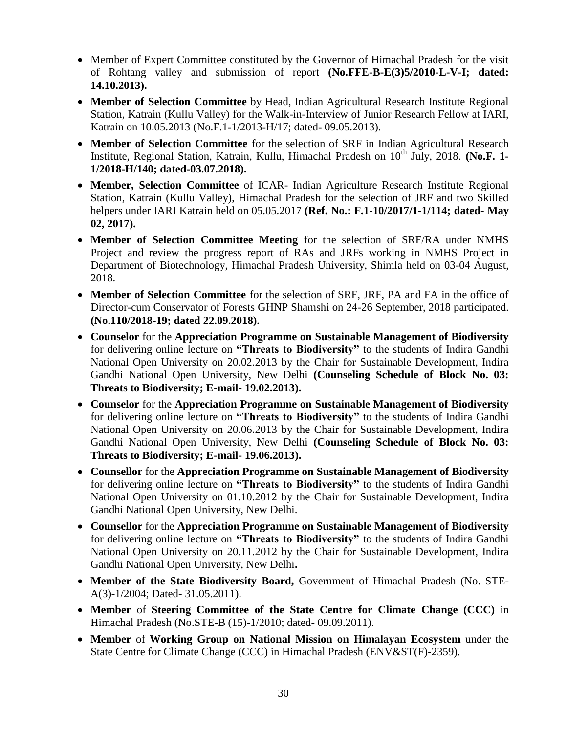- Member of Expert Committee constituted by the Governor of Himachal Pradesh for the visit of Rohtang valley and submission of report **(No.FFE-B-E(3)5/2010-L-V-I; dated: 14.10.2013).**
- **Member of Selection Committee** by Head, Indian Agricultural Research Institute Regional Station, Katrain (Kullu Valley) for the Walk-in-Interview of Junior Research Fellow at IARI, Katrain on 10.05.2013 (No.F.1-1/2013-H/17; dated- 09.05.2013).
- **Member of Selection Committee** for the selection of SRF in Indian Agricultural Research Institute, Regional Station, Katrain, Kullu, Himachal Pradesh on 10th July, 2018. **(No.F. 1-1/2018-H/140; dated-03.07.2018).**
- **Member, Selection Committee** of ICAR- Indian Agriculture Research Institute Regional Station, Katrain (Kullu Valley), Himachal Pradesh for the selection of JRF and two Skilled helpers under IARI Katrain held on 05.05.2017 **(Ref. No.: F.1-10/2017/1-1/114; dated- May 02, 2017).**
- **Member of Selection Committee Meeting** for the selection of SRF/RA under NMHS Project and review the progress report of RAs and JRFs working in NMHS Project in Department of Biotechnology, Himachal Pradesh University, Shimla held on 03-04 August, 2018.
- **Member of Selection Committee** for the selection of SRF, JRF, PA and FA in the office of Director-cum Conservator of Forests GHNP Shamshi on 24-26 September, 2018 participated. **(No.110/2018-19; dated 22.09.2018).**
- **Counselor** for the **Appreciation Programme on Sustainable Management of Biodiversity** for delivering online lecture on **"Threats to Biodiversity"** to the students of Indira Gandhi National Open University on 20.02.2013 by the Chair for Sustainable Development, Indira Gandhi National Open University, New Delhi **(Counseling Schedule of Block No. 03: Threats to Biodiversity; E-mail- 19.02.2013).**
- **Counselor** for the **Appreciation Programme on Sustainable Management of Biodiversity** for delivering online lecture on **"Threats to Biodiversity"** to the students of Indira Gandhi National Open University on 20.06.2013 by the Chair for Sustainable Development, Indira Gandhi National Open University, New Delhi **(Counseling Schedule of Block No. 03: Threats to Biodiversity; E-mail- 19.06.2013).**
- **Counsellor** for the **Appreciation Programme on Sustainable Management of Biodiversity** for delivering online lecture on **"Threats to Biodiversity"** to the students of Indira Gandhi National Open University on 01.10.2012 by the Chair for Sustainable Development, Indira Gandhi National Open University, New Delhi.
- **Counsellor** for the **Appreciation Programme on Sustainable Management of Biodiversity** for delivering online lecture on **"Threats to Biodiversity"** to the students of Indira Gandhi National Open University on 20.11.2012 by the Chair for Sustainable Development, Indira Gandhi National Open University, New Delhi**.**
- **Member of the State Biodiversity Board,** Government of Himachal Pradesh (No. STE-A(3)-1/2004; Dated- 31.05.2011).
- **Member** of **Steering Committee of the State Centre for Climate Change (CCC)** in Himachal Pradesh (No.STE-B (15)-1/2010; dated- 09.09.2011).
- **Member** of **Working Group on National Mission on Himalayan Ecosystem** under the State Centre for Climate Change (CCC) in Himachal Pradesh (ENV&ST(F)-2359).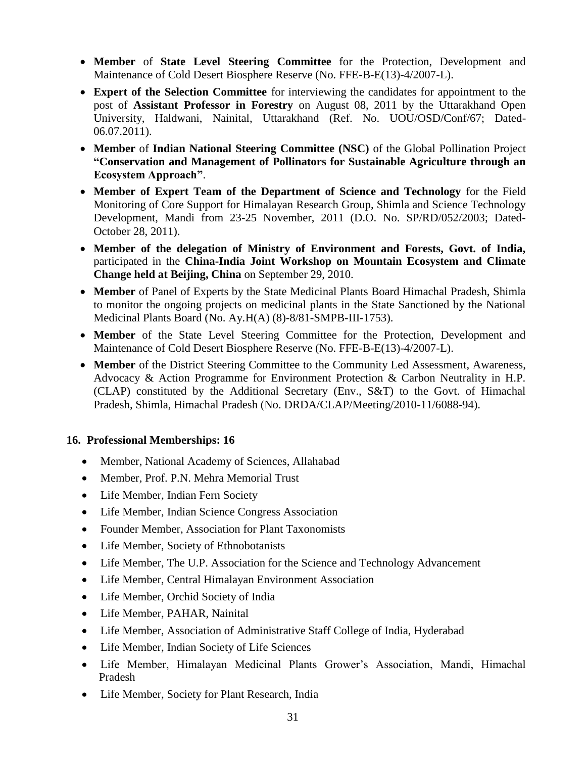- **Member** of **State Level Steering Committee** for the Protection, Development and Maintenance of Cold Desert Biosphere Reserve (No. FFE-B-E(13)-4/2007-L).
- **Expert of the Selection Committee** for interviewing the candidates for appointment to the post of **Assistant Professor in Forestry** on August 08, 2011 by the Uttarakhand Open University, Haldwani, Nainital, Uttarakhand (Ref. No. UOU/OSD/Conf/67; Dated-06.07.2011).
- **Member** of **Indian National Steering Committee (NSC)** of the Global Pollination Project **"Conservation and Management of Pollinators for Sustainable Agriculture through an Ecosystem Approach"**.
- **Member of Expert Team of the Department of Science and Technology** for the Field Monitoring of Core Support for Himalayan Research Group, Shimla and Science Technology Development, Mandi from 23-25 November, 2011 (D.O. No. SP/RD/052/2003; Dated-October 28, 2011).
- **Member of the delegation of Ministry of Environment and Forests, Govt. of India,** participated in the **China-India Joint Workshop on Mountain Ecosystem and Climate Change held at Beijing, China** on September 29, 2010.
- **Member** of Panel of Experts by the State Medicinal Plants Board Himachal Pradesh, Shimla to monitor the ongoing projects on medicinal plants in the State Sanctioned by the National Medicinal Plants Board (No. Ay.H(A) (8)-8/81-SMPB-III-1753).
- **Member** of the State Level Steering Committee for the Protection, Development and Maintenance of Cold Desert Biosphere Reserve (No. FFE-B-E(13)-4/2007-L).
- **Member** of the District Steering Committee to the Community Led Assessment, Awareness, Advocacy & Action Programme for Environment Protection & Carbon Neutrality in H.P. (CLAP) constituted by the Additional Secretary (Env., S&T) to the Govt. of Himachal Pradesh, Shimla, Himachal Pradesh (No. DRDA/CLAP/Meeting/2010-11/6088-94).

## 16. Professional Memberships: 16

- Member, National Academy of Sciences, Allahabad
- Member, Prof. P.N. Mehra Memorial Trust
- Life Member, Indian Fern Society
- Life Member, Indian Science Congress Association
- Founder Member, Association for Plant Taxonomists
- Life Member, Society of Ethnobotanists
- Life Member, The U.P. Association for the Science and Technology Advancement
- Life Member, Central Himalayan Environment Association
- Life Member, Orchid Society of India
- Life Member, PAHAR, Nainital
- Life Member, Association of Administrative Staff College of India, Hyderabad
- Life Member, Indian Society of Life Sciences
- Life Member, Himalayan Medicinal Plants Grower's Association, Mandi, Himachal Pradesh
- Life Member, Society for Plant Research, India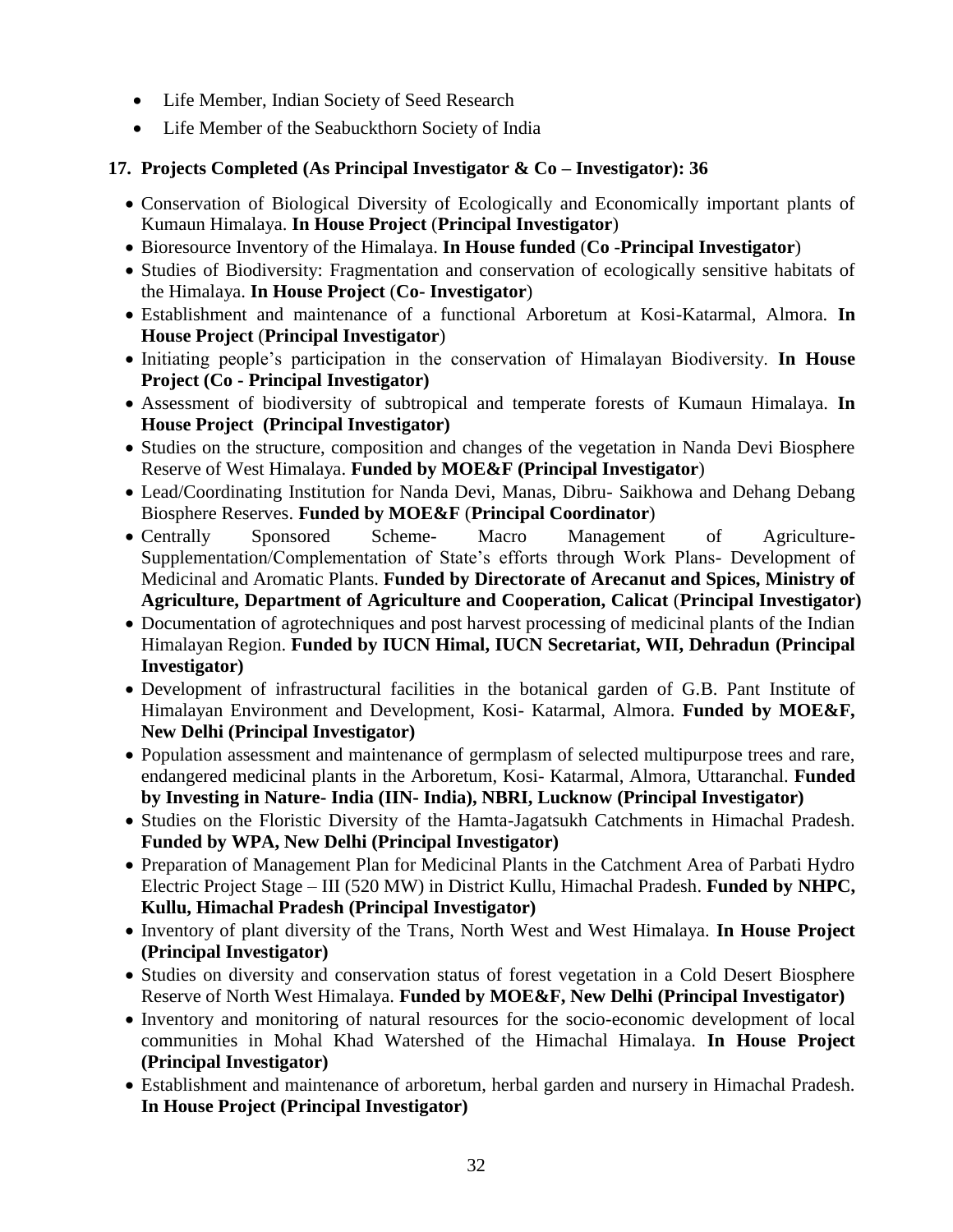- Life Member, Indian Society of Seed Research
- Life Member of the Seabuckthorn Society of India

## 17. Projects Completed (As Principal Investigator & Co – Investigator): 36

- Conservation of Biological Diversity of Ecologically and Economically important plants of Kumaun Himalaya. **In House Project** (**Principal Investigator**)
- Bioresource Inventory of the Himalaya. **In House funded** (**Co -Principal Investigator**)
- Studies of Biodiversity: Fragmentation and conservation of ecologically sensitive habitats of the Himalaya. **In House Project** (**Co- Investigator**)
- Establishment and maintenance of a functional Arboretum at Kosi-Katarmal, Almora. **In House Project** (**Principal Investigator**)
- Initiating people's participation in the conservation of Himalayan Biodiversity. **In House Project (Co - Principal Investigator)**
- Assessment of biodiversity of subtropical and temperate forests of Kumaun Himalaya. **In House Project (Principal Investigator)**
- Studies on the structure, composition and changes of the vegetation in Nanda Devi Biosphere Reserve of West Himalaya. **Funded by MOE&F (Principal Investigator**)
- Lead/Coordinating Institution for Nanda Devi, Manas, Dibru- Saikhowa and Dehang Debang Biosphere Reserves. **Funded by MOE&F** (**Principal Coordinator**)
- Centrally Sponsored Scheme- Macro Management of Agriculture- Supplementation/Complementation of State's efforts through Work Plans- Development of Medicinal and Aromatic Plants. **Funded by Directorate of Arecanut and Spices, Ministry of Agriculture, Department of Agriculture and Cooperation, Calicat** (**Principal Investigator)**
- Documentation of agrotechniques and post harvest processing of medicinal plants of the Indian Himalayan Region. **Funded by IUCN Himal, IUCN Secretariat, WII, Dehradun (Principal Investigator)**
- Development of infrastructural facilities in the botanical garden of G.B. Pant Institute of Himalayan Environment and Development, Kosi- Katarmal, Almora. **Funded by MOE&F, New Delhi (Principal Investigator)**
- Population assessment and maintenance of germplasm of selected multipurpose trees and rare, endangered medicinal plants in the Arboretum, Kosi- Katarmal, Almora, Uttaranchal. **Funded by Investing in Nature- India (IIN- India), NBRI, Lucknow (Principal Investigator)**
- Studies on the Floristic Diversity of the Hamta-Jagatsukh Catchments in Himachal Pradesh. **Funded by WPA, New Delhi (Principal Investigator)**
- Preparation of Management Plan for Medicinal Plants in the Catchment Area of Parbati Hydro Electric Project Stage – III (520 MW) in District Kullu, Himachal Pradesh. **Funded by NHPC, Kullu, Himachal Pradesh (Principal Investigator)**
- Inventory of plant diversity of the Trans, North West and West Himalaya. **In House Project (Principal Investigator)**
- Studies on diversity and conservation status of forest vegetation in a Cold Desert Biosphere Reserve of North West Himalaya. **Funded by MOE&F, New Delhi (Principal Investigator)**
- Inventory and monitoring of natural resources for the socio-economic development of local communities in Mohal Khad Watershed of the Himachal Himalaya. **In House Project (Principal Investigator)**
- Establishment and maintenance of arboretum, herbal garden and nursery in Himachal Pradesh. **In House Project (Principal Investigator)**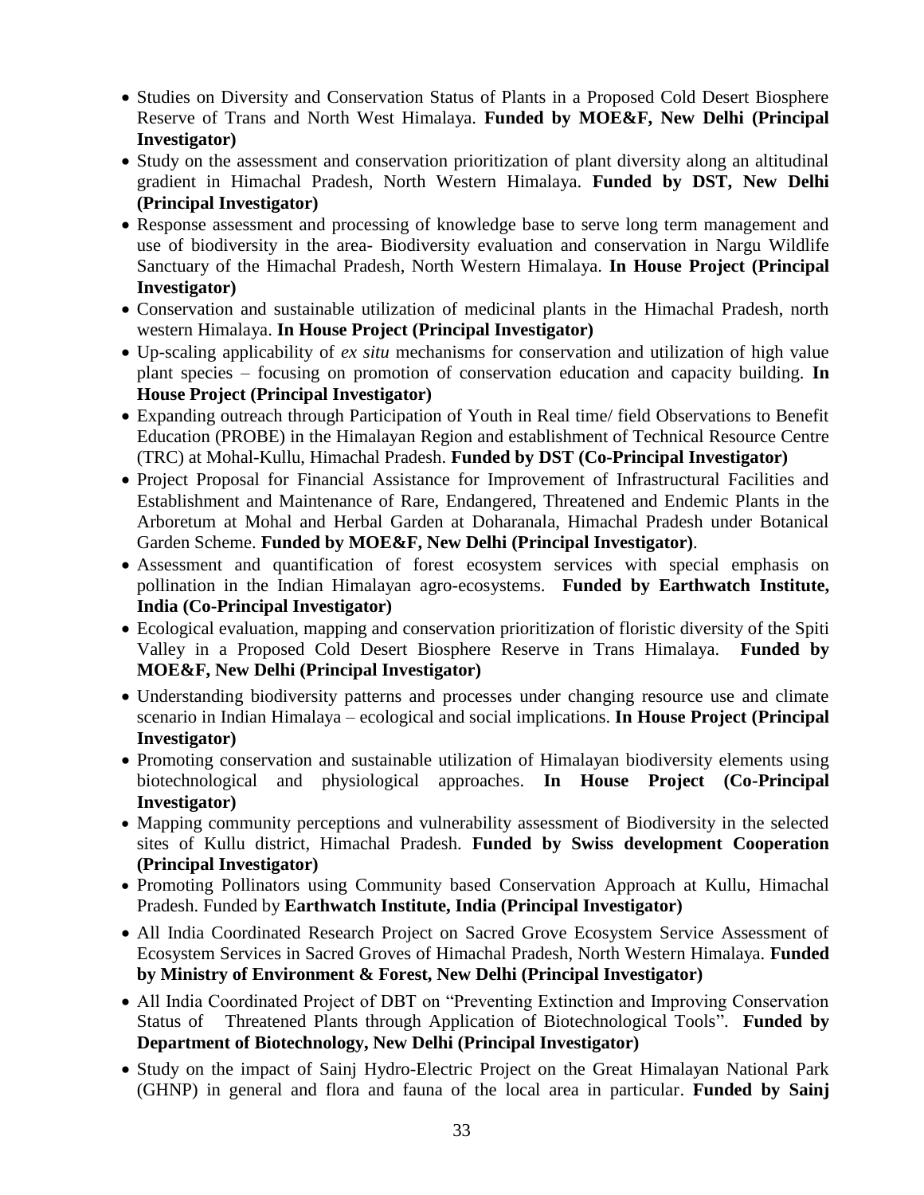- Studies on Diversity and Conservation Status of Plants in a Proposed Cold Desert Biosphere Reserve of Trans and North West Himalaya. **Funded by MOE&F, New Delhi (Principal Investigator)**
- Study on the assessment and conservation prioritization of plant diversity along an altitudinal gradient in Himachal Pradesh, North Western Himalaya. **Funded by DST, New Delhi (Principal Investigator)**
- Response assessment and processing of knowledge base to serve long term management and use of biodiversity in the area- Biodiversity evaluation and conservation in Nargu Wildlife Sanctuary of the Himachal Pradesh, North Western Himalaya. **In House Project (Principal Investigator)**
- Conservation and sustainable utilization of medicinal plants in the Himachal Pradesh, north western Himalaya. **In House Project (Principal Investigator)**
- Up-scaling applicability of *ex situ* mechanisms for conservation and utilization of high value plant species – focusing on promotion of conservation education and capacity building. **In House Project (Principal Investigator)**
- Expanding outreach through Participation of Youth in Real time/ field Observations to Benefit Education (PROBE) in the Himalayan Region and establishment of Technical Resource Centre (TRC) at Mohal-Kullu, Himachal Pradesh. **Funded by DST (Co-Principal Investigator)**
- Project Proposal for Financial Assistance for Improvement of Infrastructural Facilities and Establishment and Maintenance of Rare, Endangered, Threatened and Endemic Plants in the Arboretum at Mohal and Herbal Garden at Doharanala, Himachal Pradesh under Botanical Garden Scheme. **Funded by MOE&F, New Delhi (Principal Investigator)**.
- Assessment and quantification of forest ecosystem services with special emphasis on pollination in the Indian Himalayan agro-ecosystems. **Funded by Earthwatch Institute, India (Co-Principal Investigator)**
- Ecological evaluation, mapping and conservation prioritization of floristic diversity of the Spiti Valley in a Proposed Cold Desert Biosphere Reserve in Trans Himalaya. **Funded by MOE&F, New Delhi (Principal Investigator)**
- Understanding biodiversity patterns and processes under changing resource use and climate scenario in Indian Himalaya – ecological and social implications. **In House Project (Principal Investigator)**
- Promoting conservation and sustainable utilization of Himalayan biodiversity elements using biotechnological and physiological approaches. **In House Project (Co-Principal Investigator)**
- Mapping community perceptions and vulnerability assessment of Biodiversity in the selected sites of Kullu district, Himachal Pradesh. **Funded by Swiss development Cooperation (Principal Investigator)**
- Promoting Pollinators using Community based Conservation Approach at Kullu, Himachal Pradesh. Funded by **Earthwatch Institute, India (Principal Investigator)**
- All India Coordinated Research Project on Sacred Grove Ecosystem Service Assessment of Ecosystem Services in Sacred Groves of Himachal Pradesh, North Western Himalaya. **Funded by Ministry of Environment & Forest, New Delhi (Principal Investigator)**
- All India Coordinated Project of DBT on "Preventing Extinction and Improving Conservation Status of Threatened Plants through Application of Biotechnological Tools". **Funded by Department of Biotechnology, New Delhi (Principal Investigator)**
- Study on the impact of Sainj Hydro-Electric Project on the Great Himalayan National Park (GHNP) in general and flora and fauna of the local area in particular. **Funded by Sainj**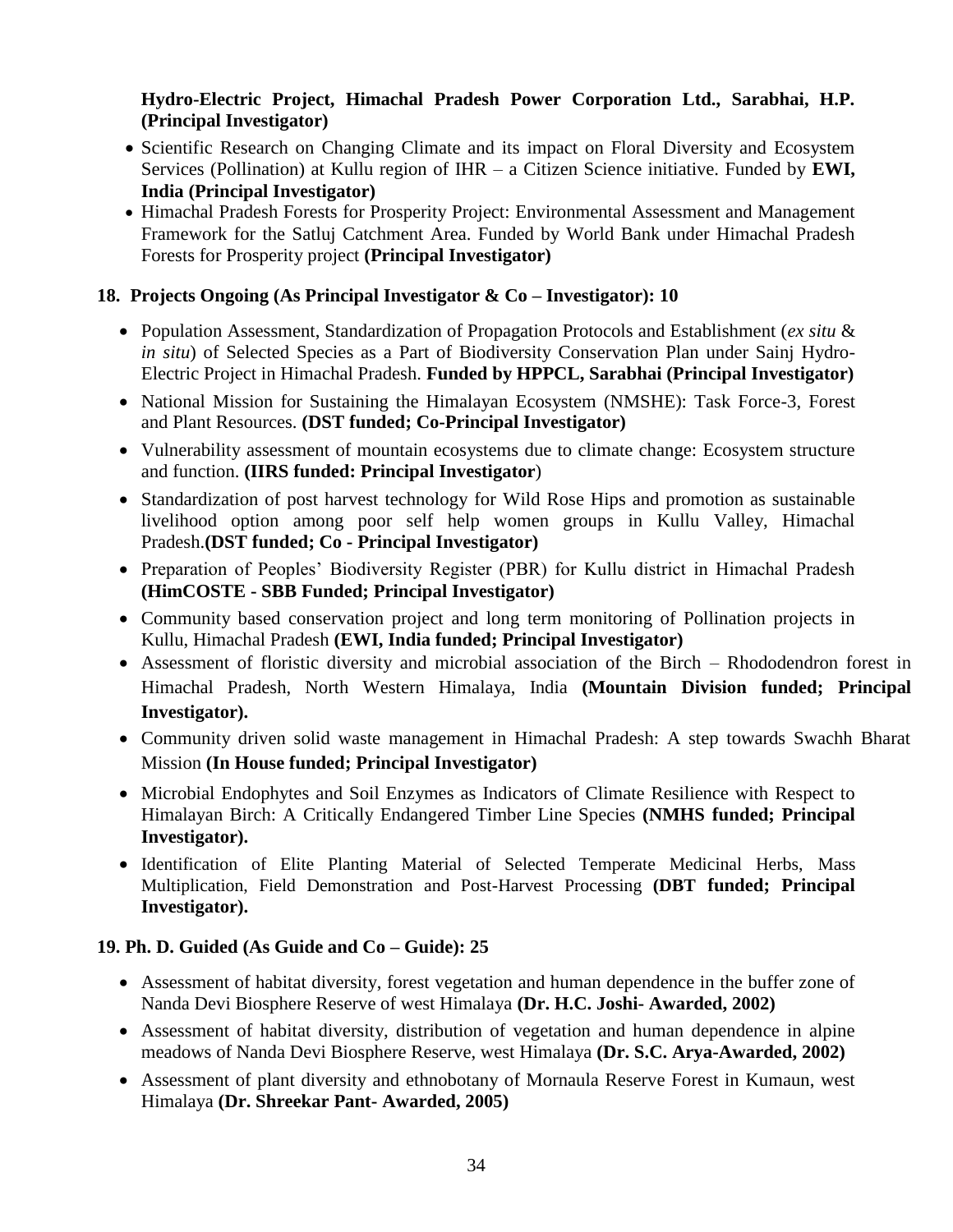**Hydro-Electric Project, Himachal Pradesh Power Corporation Ltd., Sarabhai, H.P. (Principal Investigator)**

- Scientific Research on Changing Climate and its impact on Floral Diversity and Ecosystem Services (Pollination) at Kullu region of IHR – a Citizen Science initiative. Funded by **EWI, India (Principal Investigator)**
- Himachal Pradesh Forests for Prosperity Project: Environmental Assessment and Management Framework for the Satluj Catchment Area. Funded by World Bank under Himachal Pradesh Forests for Prosperity project **(Principal Investigator)**

## 18. Projects Ongoing (As Principal Investigator & Co – Investigator): 10

- Population Assessment, Standardization of Propagation Protocols and Establishment (*ex situ* & *in situ*) of Selected Species as a Part of Biodiversity Conservation Plan under Sainj Hydro-Electric Project in Himachal Pradesh. **Funded by HPPCL, Sarabhai (Principal Investigator)**
- National Mission for Sustaining the Himalayan Ecosystem (NMSHE): Task Force-3, Forest and Plant Resources. **(DST funded; Co-Principal Investigator)**
- Vulnerability assessment of mountain ecosystems due to climate change: Ecosystem structure and function. **(IIRS funded: Principal Investigator**)
- Standardization of post harvest technology for Wild Rose Hips and promotion as sustainable livelihood option among poor self help women groups in Kullu Valley, Himachal Pradesh.**(DST funded; Co - Principal Investigator)**
- Preparation of Peoples' Biodiversity Register (PBR) for Kullu district in Himachal Pradesh **(HimCOSTE - SBB Funded; Principal Investigator)**
- Community based conservation project and long term monitoring of Pollination projects in Kullu, Himachal Pradesh **(EWI, India funded; Principal Investigator)**
- Assessment of floristic diversity and microbial association of the Birch – Rhododendron forest in Himachal Pradesh, North Western Himalaya, India **(Mountain Division funded; Principal Investigator).**
- Community driven solid waste management in Himachal Pradesh: A step towards Swachh Bharat Mission **(In House funded; Principal Investigator)**
- Microbial Endophytes and Soil Enzymes as Indicators of Climate Resilience with Respect to Himalayan Birch: A Critically Endangered Timber Line Species **(NMHS funded; Principal Investigator).**
- Identification of Elite Planting Material of Selected Temperate Medicinal Herbs, Mass Multiplication, Field Demonstration and Post-Harvest Processing **(DBT funded; Principal Investigator).**

## 19. Ph. D. Guided (As Guide and Co – Guide): 25

- Assessment of habitat diversity, forest vegetation and human dependence in the buffer zone of Nanda Devi Biosphere Reserve of west Himalaya **(Dr. H.C. Joshi- Awarded, 2002)**
- Assessment of habitat diversity, distribution of vegetation and human dependence in alpine meadows of Nanda Devi Biosphere Reserve, west Himalaya **(Dr. S.C. Arya-Awarded, 2002)**
- Assessment of plant diversity and ethnobotany of Mornaula Reserve Forest in Kumaun, west Himalaya **(Dr. Shreekar Pant- Awarded, 2005)**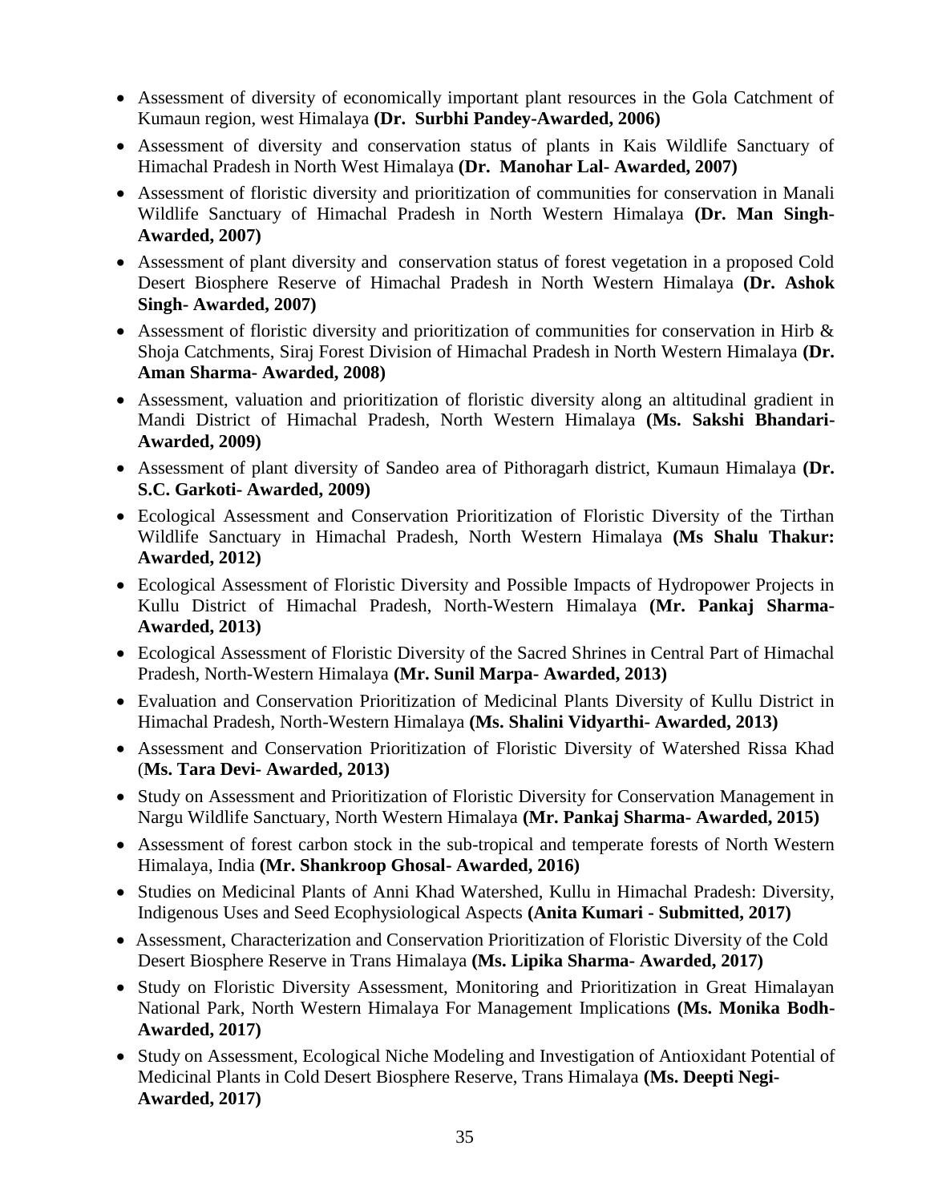- Assessment of diversity of economically important plant resources in the Gola Catchment of Kumaun region, west Himalaya **(Dr. Surbhi Pandey-Awarded, 2006)**
- Assessment of diversity and conservation status of plants in Kais Wildlife Sanctuary of Himachal Pradesh in North West Himalaya **(Dr. Manohar Lal- Awarded, 2007)**
- Assessment of floristic diversity and prioritization of communities for conservation in Manali Wildlife Sanctuary of Himachal Pradesh in North Western Himalaya **(Dr. Man Singh-Awarded, 2007)**
- Assessment of plant diversity and conservation status of forest vegetation in a proposed Cold Desert Biosphere Reserve of Himachal Pradesh in North Western Himalaya **(Dr. Ashok Singh- Awarded, 2007)**
- Assessment of floristic diversity and prioritization of communities for conservation in Hirb & Shoja Catchments, Siraj Forest Division of Himachal Pradesh in North Western Himalaya **(Dr. Aman Sharma- Awarded, 2008)**
- Assessment, valuation and prioritization of floristic diversity along an altitudinal gradient in Mandi District of Himachal Pradesh, North Western Himalaya **(Ms. Sakshi Bhandari-Awarded, 2009)**
- Assessment of plant diversity of Sandeo area of Pithoragarh district, Kumaun Himalaya **(Dr. S.C. Garkoti- Awarded, 2009)**
- Ecological Assessment and Conservation Prioritization of Floristic Diversity of the Tirthan Wildlife Sanctuary in Himachal Pradesh, North Western Himalaya **(Ms Shalu Thakur: Awarded, 2012)**
- Ecological Assessment of Floristic Diversity and Possible Impacts of Hydropower Projects in Kullu District of Himachal Pradesh, North-Western Himalaya **(Mr. Pankaj Sharma-Awarded, 2013)**
- Ecological Assessment of Floristic Diversity of the Sacred Shrines in Central Part of Himachal Pradesh, North-Western Himalaya **(Mr. Sunil Marpa- Awarded, 2013)**
- Evaluation and Conservation Prioritization of Medicinal Plants Diversity of Kullu District in Himachal Pradesh, North-Western Himalaya **(Ms. Shalini Vidyarthi- Awarded, 2013)**
- Assessment and Conservation Prioritization of Floristic Diversity of Watershed Rissa Khad (**Ms. Tara Devi- Awarded, 2013)**
- Study on Assessment and Prioritization of Floristic Diversity for Conservation Management in Nargu Wildlife Sanctuary, North Western Himalaya **(Mr. Pankaj Sharma- Awarded, 2015)**
- Assessment of forest carbon stock in the sub-tropical and temperate forests of North Western Himalaya, India **(Mr. Shankroop Ghosal- Awarded, 2016)**
- Studies on Medicinal Plants of Anni Khad Watershed, Kullu in Himachal Pradesh: Diversity, Indigenous Uses and Seed Ecophysiological Aspects **(Anita Kumari - Submitted, 2017)**
- Assessment, Characterization and Conservation Prioritization of Floristic Diversity of the Cold Desert Biosphere Reserve in Trans Himalaya **(Ms. Lipika Sharma- Awarded, 2017)**
- Study on Floristic Diversity Assessment, Monitoring and Prioritization in Great Himalayan National Park, North Western Himalaya For Management Implications **(Ms. Monika Bodh-Awarded, 2017)**
- Study on Assessment, Ecological Niche Modeling and Investigation of Antioxidant Potential of Medicinal Plants in Cold Desert Biosphere Reserve, Trans Himalaya **(Ms. Deepti Negi-Awarded, 2017)**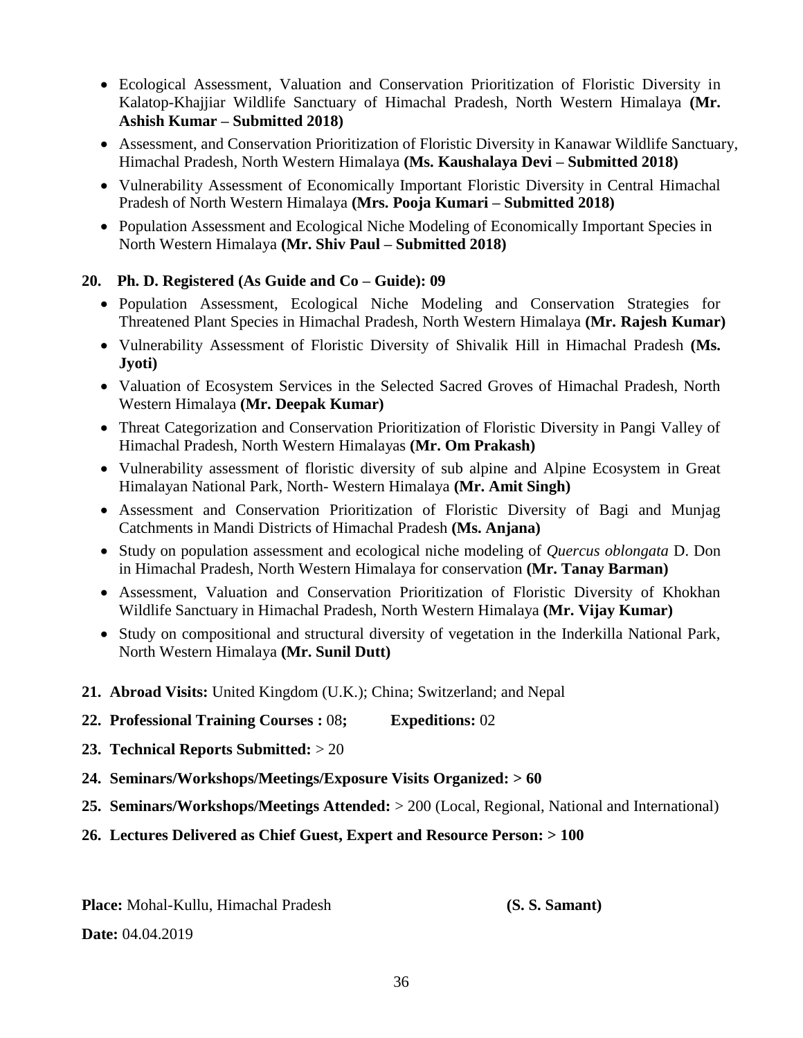- Ecological Assessment, Valuation and Conservation Prioritization of Floristic Diversity in Kalatop-Khajjiar Wildlife Sanctuary of Himachal Pradesh, North Western Himalaya **(Mr. Ashish Kumar – Submitted 2018)**
- Assessment, and Conservation Prioritization of Floristic Diversity in Kanawar Wildlife Sanctuary, Himachal Pradesh, North Western Himalaya **(Ms. Kaushalaya Devi – Submitted 2018)**
- Vulnerability Assessment of Economically Important Floristic Diversity in Central Himachal Pradesh of North Western Himalaya **(Mrs. Pooja Kumari – Submitted 2018)**
- Population Assessment and Ecological Niche Modeling of Economically Important Species in North Western Himalaya **(Mr. Shiv Paul – Submitted 2018)**

**20. Ph. D. Registered (As Guide and Co – Guide): 09**

- Population Assessment, Ecological Niche Modeling and Conservation Strategies for Threatened Plant Species in Himachal Pradesh, North Western Himalaya **(Mr. Rajesh Kumar)**
- Vulnerability Assessment of Floristic Diversity of Shivalik Hill in Himachal Pradesh **(Ms. Jyoti)**
- Valuation of Ecosystem Services in the Selected Sacred Groves of Himachal Pradesh, North Western Himalaya **(Mr. Deepak Kumar)**
- Threat Categorization and Conservation Prioritization of Floristic Diversity in Pangi Valley of Himachal Pradesh, North Western Himalayas **(Mr. Om Prakash)**
- Vulnerability assessment of floristic diversity of sub alpine and Alpine Ecosystem in Great Himalayan National Park, North- Western Himalaya **(Mr. Amit Singh)**
- Assessment and Conservation Prioritization of Floristic Diversity of Bagi and Munjag Catchments in Mandi Districts of Himachal Pradesh **(Ms. Anjana)**
- Study on population assessment and ecological niche modeling of *Quercus oblongata* D. Don in Himachal Pradesh, North Western Himalaya for conservation **(Mr. Tanay Barman)**
- Assessment, Valuation and Conservation Prioritization of Floristic Diversity of Khokhan Wildlife Sanctuary in Himachal Pradesh, North Western Himalaya **(Mr. Vijay Kumar)**
- Study on compositional and structural diversity of vegetation in the Inderkilla National Park, North Western Himalaya **(Mr. Sunil Dutt)**

**21. Abroad Visits:** United Kingdom (U.K.); China; Switzerland; and Nepal

**22. Professional Training Courses :** 08**;** **Expeditions:** 02

**23. Technical Reports Submitted:** > 20

**24. Seminars/Workshops/Meetings/Exposure Visits Organized: > 60**

**25. Seminars/Workshops/Meetings Attended:** > 200 (Local, Regional, National and International)

**26. Lectures Delivered as Chief Guest, Expert and Resource Person: > 100**

**Place:** Mohal-Kullu, Himachal Pradesh **(S. S. Samant)**

**Date:** 04.04.2019